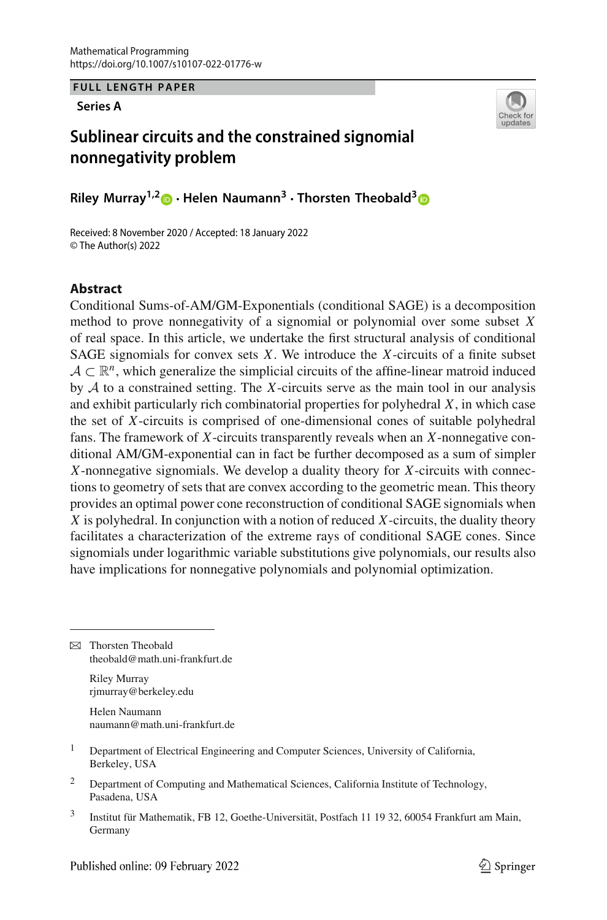FULL LENGTH PAPER

**Series A**

# Sublinear circuits and the constrained signomial nonnegativity problem

**Riley Murray[1,2] · Helen Naumann[3] · Thorsten Theobald[3]**

Received: 8 November 2020 / Accepted: 18 January 2022
© The Author(s) 2022

## Abstract

Conditional Sums-of-AM/GM-Exponentials (conditional SAGE) is a decomposition method to prove nonnegativity of a signomial or polynomial over some subset $X$ of real space. In this article, we undertake the first structural analysis of conditional SAGE signomials for convex sets $X$. We introduce the $X$-circuits of a finite subset $\mathcal{A} \subset \mathbb{R}^n$, which generalize the simplicial circuits of the affine-linear matroid induced by $\mathcal{A}$ to a constrained setting. The $X$-circuits serve as the main tool in our analysis and exhibit particularly rich combinatorial properties for polyhedral $X$, in which case the set of $X$-circuits is comprised of one-dimensional cones of suitable polyhedral fans. The framework of $X$-circuits transparently reveals when an $X$-nonnegative conditional AM/GM-exponential can in fact be further decomposed as a sum of simpler $X$-nonnegative signomials. We develop a duality theory for $X$-circuits with connections to geometry of sets that are convex according to the geometric mean. This theory provides an optimal power cone reconstruction of conditional SAGE signomials when $X$ is polyhedral. In conjunction with a notion of reduced $X$-circuits, the duality theory facilitates a characterization of the extreme rays of conditional SAGE cones. Since signomials under logarithmic variable substitutions give polynomials, our results also have implications for nonnegative polynomials and polynomial optimization.

---

✉ Thorsten Theobald
theobald@math.uni-frankfurt.de

Riley Murray
rjmurray@berkeley.edu

Helen Naumann
naumann@math.uni-frankfurt.de

[1] Department of Electrical Engineering and Computer Sciences, University of California, Berkeley, USA

[2] Department of Computing and Mathematical Sciences, California Institute of Technology, Pasadena, USA

[3] Institut für Mathematik, FB 12, Goethe-Universität, Postfach 11 19 32, 60054 Frankfurt am Main, Germany

Published online: 09 February 2022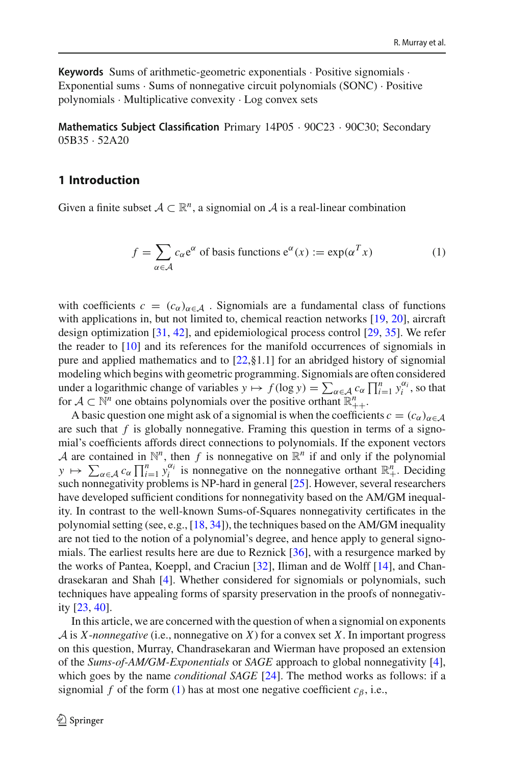**Keywords** Sums of arithmetic-geometric exponentials · Positive signomials · Exponential sums · Sums of nonnegative circuit polynomials (SONC) · Positive polynomials · Multiplicative convexity · Log convex sets

**Mathematics Subject Classification** Primary 14P05 · 90C23 · 90C30; Secondary 05B35 · 52A20

## 1 Introduction

Given a finite subset $\mathcal{A} \subset \mathbb{R}^n$, a signomial on $\mathcal{A}$ is a real-linear combination

$$f = \sum_{\alpha \in \mathcal{A}} c_\alpha \mathrm{e}^\alpha \text{ of basis functions } \mathrm{e}^\alpha(x) := \exp(\alpha^T x) \tag{1}$$

with coefficients $c = (c_\alpha)_{\alpha \in \mathcal{A}}$. Signomials are a fundamental class of functions with applications in, but not limited to, chemical reaction networks [19, 20], aircraft design optimization [31, 42], and epidemiological process control [29, 35]. We refer the reader to [10] and its references for the manifold occurrences of signomials in pure and applied mathematics and to [22,§1.1] for an abridged history of signomial modeling which begins with geometric programming. Signomials are often considered under a logarithmic change of variables $y \mapsto f(\log y) = \sum_{\alpha \in \mathcal{A}} c_\alpha \prod_{i=1}^n y_i^{\alpha_i}$, so that for $\mathcal{A} \subset \mathbb{N}^n$ one obtains polynomials over the positive orthant $\mathbb{R}^n_{++}$.

A basic question one might ask of a signomial is when the coefficients $c = (c_\alpha)_{\alpha \in \mathcal{A}}$ are such that $f$ is globally nonnegative. Framing this question in terms of a signomial's coefficients affords direct connections to polynomials. If the exponent vectors $\mathcal{A}$ are contained in $\mathbb{N}^n$, then $f$ is nonnegative on $\mathbb{R}^n$ if and only if the polynomial $y \mapsto \sum_{\alpha \in \mathcal{A}} c_\alpha \prod_{i=1}^n y_i^{\alpha_i}$ is nonnegative on the nonnegative orthant $\mathbb{R}^n_+$. Deciding such nonnegativity problems is NP-hard in general [25]. However, several researchers have developed sufficient conditions for nonnegativity based on the AM/GM inequality. In contrast to the well-known Sums-of-Squares nonnegativity certificates in the polynomial setting (see, e.g., [18, 34]), the techniques based on the AM/GM inequality are not tied to the notion of a polynomial's degree, and hence apply to general signomials. The earliest results here are due to Reznick [36], with a resurgence marked by the works of Pantea, Koeppl, and Craciun [32], Iliman and de Wolff [14], and Chandrasekaran and Shah [4]. Whether considered for signomials or polynomials, such techniques have appealing forms of sparsity preservation in the proofs of nonnegativity [23, 40].

In this article, we are concerned with the question of when a signomial on exponents $\mathcal{A}$ is $X$-*nonnegative* (i.e., nonnegative on $X$) for a convex set $X$. In important progress on this question, Murray, Chandrasekaran and Wierman have proposed an extension of the *Sums-of-AM/GM-Exponentials* or *SAGE* approach to global nonnegativity [4], which goes by the name *conditional SAGE* [24]. The method works as follows: if a signomial $f$ of the form (1) has at most one negative coefficient $c_\beta$, i.e.,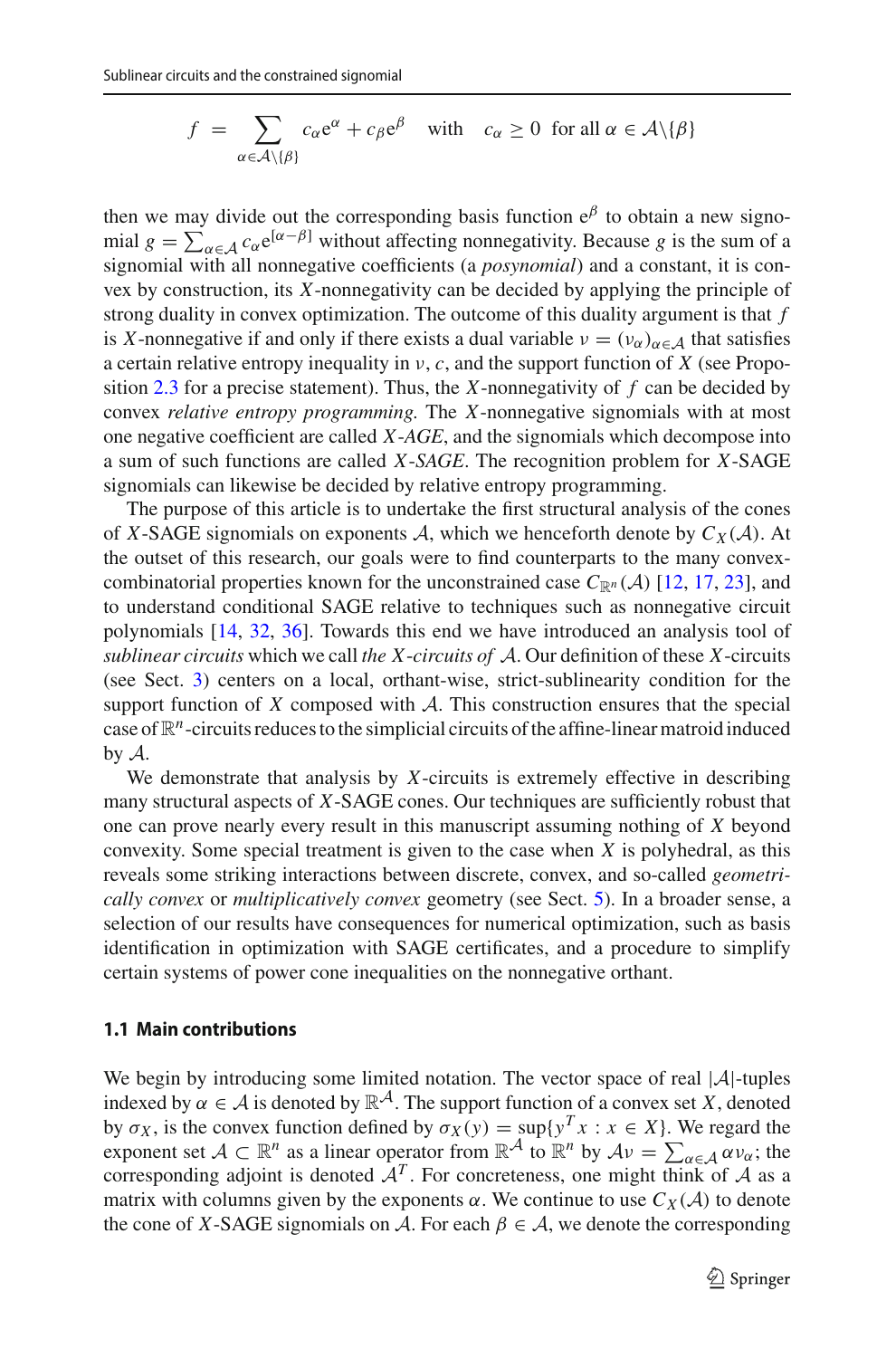$$f = \sum_{\alpha \in \mathcal{A}\setminus\{\beta\}} c_\alpha \mathrm{e}^{\alpha} + c_\beta \mathrm{e}^{\beta} \quad \text{with} \quad c_\alpha \geq 0 \ \text{ for all } \alpha \in \mathcal{A}\setminus\{\beta\}$$

then we may divide out the corresponding basis function $\mathrm{e}^{\beta}$ to obtain a new signomial $g = \sum_{\alpha\in\mathcal{A}} c_\alpha \mathrm{e}^{[\alpha-\beta]}$ without affecting nonnegativity. Because $g$ is the sum of a signomial with all nonnegative coefficients (a *posynomial*) and a constant, it is convex by construction, its $X$-nonnegativity can be decided by applying the principle of strong duality in convex optimization. The outcome of this duality argument is that $f$ is $X$-nonnegative if and only if there exists a dual variable $\nu = (\nu_\alpha)_{\alpha\in\mathcal{A}}$ that satisfies a certain relative entropy inequality in $\nu$, $c$, and the support function of $X$ (see Proposition 2.3 for a precise statement). Thus, the $X$-nonnegativity of $f$ can be decided by convex *relative entropy programming*. The $X$-nonnegative signomials with at most one negative coefficient are called *X-AGE*, and the signomials which decompose into a sum of such functions are called *X-SAGE*. The recognition problem for $X$-SAGE signomials can likewise be decided by relative entropy programming.

The purpose of this article is to undertake the first structural analysis of the cones of $X$-SAGE signomials on exponents $\mathcal{A}$, which we henceforth denote by $C_X(\mathcal{A})$. At the outset of this research, our goals were to find counterparts to the many convex-combinatorial properties known for the unconstrained case $C_{\mathbb{R}^n}(\mathcal{A})$ [12, 17, 23], and to understand conditional SAGE relative to techniques such as nonnegative circuit polynomials [14, 32, 36]. Towards this end we have introduced an analysis tool of *sublinear circuits* which we call *the X-circuits of* $\mathcal{A}$. Our definition of these $X$-circuits (see Sect. 3) centers on a local, orthant-wise, strict-sublinearity condition for the support function of $X$ composed with $\mathcal{A}$. This construction ensures that the special case of $\mathbb{R}^n$-circuits reduces to the simplicial circuits of the affine-linear matroid induced by $\mathcal{A}$.

We demonstrate that analysis by $X$-circuits is extremely effective in describing many structural aspects of $X$-SAGE cones. Our techniques are sufficiently robust that one can prove nearly every result in this manuscript assuming nothing of $X$ beyond convexity. Some special treatment is given to the case when $X$ is polyhedral, as this reveals some striking interactions between discrete, convex, and so-called *geometrically convex* or *multiplicatively convex* geometry (see Sect. 5). In a broader sense, a selection of our results have consequences for numerical optimization, such as basis identification in optimization with SAGE certificates, and a procedure to simplify certain systems of power cone inequalities on the nonnegative orthant.

### 1.1 Main contributions

We begin by introducing some limited notation. The vector space of real $|\mathcal{A}|$-tuples indexed by $\alpha \in \mathcal{A}$ is denoted by $\mathbb{R}^{\mathcal{A}}$. The support function of a convex set $X$, denoted by $\sigma_X$, is the convex function defined by $\sigma_X(y) = \sup\{y^T x : x \in X\}$. We regard the exponent set $\mathcal{A} \subset \mathbb{R}^n$ as a linear operator from $\mathbb{R}^{\mathcal{A}}$ to $\mathbb{R}^n$ by $\mathcal{A}\nu = \sum_{\alpha\in\mathcal{A}} \alpha\nu_\alpha$; the corresponding adjoint is denoted $\mathcal{A}^T$. For concreteness, one might think of $\mathcal{A}$ as a matrix with columns given by the exponents $\alpha$. We continue to use $C_X(\mathcal{A})$ to denote the cone of $X$-SAGE signomials on $\mathcal{A}$. For each $\beta \in \mathcal{A}$, we denote the corresponding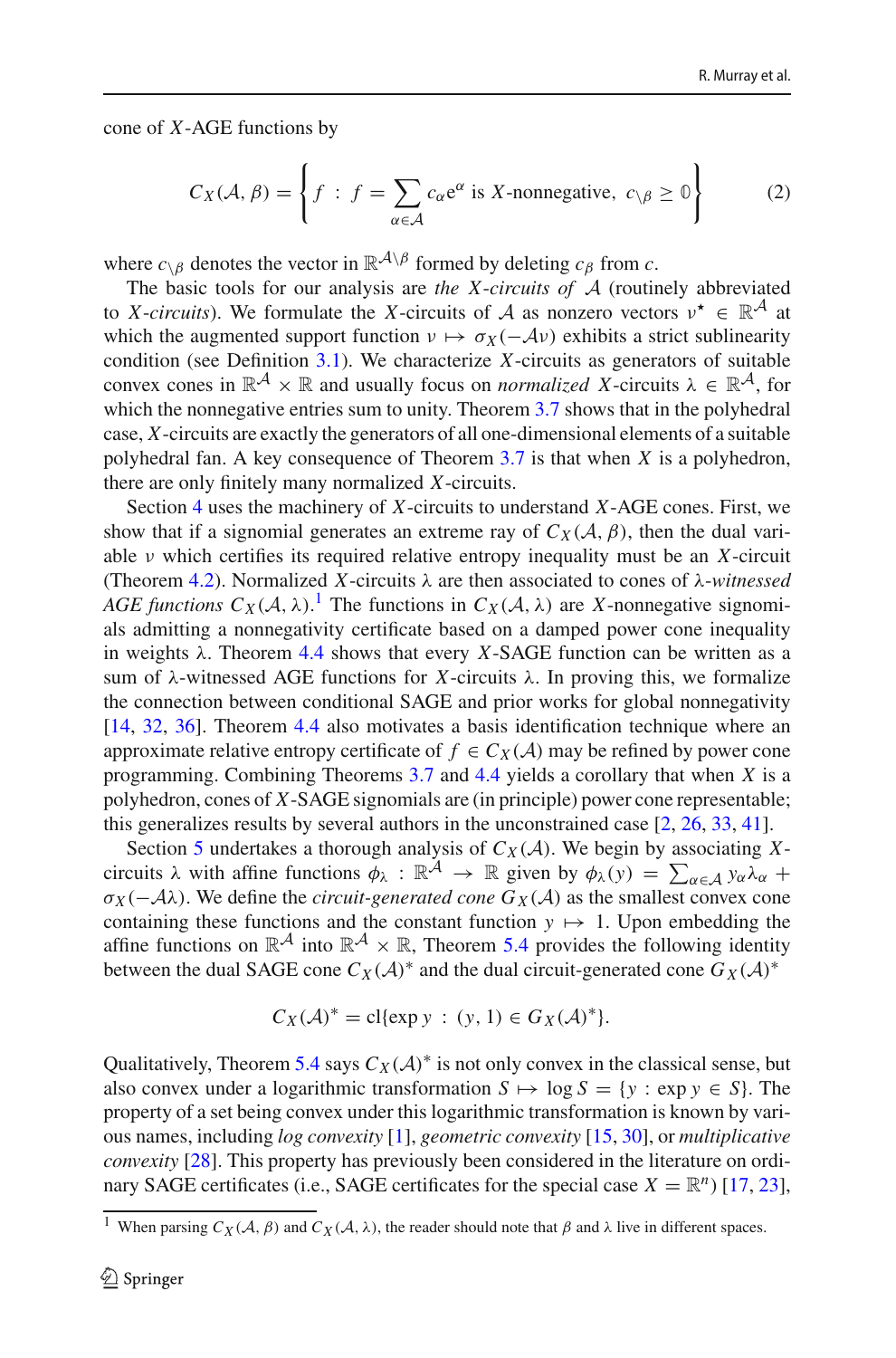cone of $X$-AGE functions by

$$C_X(\mathcal{A}, \beta) = \left\{ f \; : \; f = \sum_{\alpha \in \mathcal{A}} c_\alpha \mathrm{e}^\alpha \text{ is } X\text{-nonnegative}, \; c_{\setminus\beta} \geq \mathbb{0} \right\} \tag{2}$$

where $c_{\setminus\beta}$ denotes the vector in $\mathbb{R}^{\mathcal{A}\setminus\beta}$ formed by deleting $c_\beta$ from $c$.

The basic tools for our analysis are *the $X$-circuits of $\mathcal{A}$* (routinely abbreviated to *$X$-circuits*). We formulate the $X$-circuits of $\mathcal{A}$ as nonzero vectors $\nu^\star \in \mathbb{R}^{\mathcal{A}}$ at which the augmented support function $\nu \mapsto \sigma_X(-\mathcal{A}\nu)$ exhibits a strict sublinearity condition (see Definition 3.1). We characterize $X$-circuits as generators of suitable convex cones in $\mathbb{R}^{\mathcal{A}} \times \mathbb{R}$ and usually focus on *normalized* $X$-circuits $\lambda \in \mathbb{R}^{\mathcal{A}}$, for which the nonnegative entries sum to unity. Theorem 3.7 shows that in the polyhedral case, $X$-circuits are exactly the generators of all one-dimensional elements of a suitable polyhedral fan. A key consequence of Theorem 3.7 is that when $X$ is a polyhedron, there are only finitely many normalized $X$-circuits.

Section 4 uses the machinery of $X$-circuits to understand $X$-AGE cones. First, we show that if a signomial generates an extreme ray of $C_X(\mathcal{A}, \beta)$, then the dual variable $\nu$ which certifies its required relative entropy inequality must be an $X$-circuit (Theorem 4.2). Normalized $X$-circuits $\lambda$ are then associated to cones of *$\lambda$-witnessed AGE functions* $C_X(\mathcal{A}, \lambda)$.[1] The functions in $C_X(\mathcal{A}, \lambda)$ are $X$-nonnegative signomials admitting a nonnegativity certificate based on a damped power cone inequality in weights $\lambda$. Theorem 4.4 shows that every $X$-SAGE function can be written as a sum of $\lambda$-witnessed AGE functions for $X$-circuits $\lambda$. In proving this, we formalize the connection between conditional SAGE and prior works for global nonnegativity [14, 32, 36]. Theorem 4.4 also motivates a basis identification technique where an approximate relative entropy certificate of $f \in C_X(\mathcal{A})$ may be refined by power cone programming. Combining Theorems 3.7 and 4.4 yields a corollary that when $X$ is a polyhedron, cones of $X$-SAGE signomials are (in principle) power cone representable; this generalizes results by several authors in the unconstrained case [2, 26, 33, 41].

Section 5 undertakes a thorough analysis of $C_X(\mathcal{A})$. We begin by associating $X$-circuits $\lambda$ with affine functions $\phi_\lambda : \mathbb{R}^{\mathcal{A}} \to \mathbb{R}$ given by $\phi_\lambda(y) = \sum_{\alpha \in \mathcal{A}} y_\alpha \lambda_\alpha + \sigma_X(-\mathcal{A}\lambda)$. We define the *circuit-generated cone* $G_X(\mathcal{A})$ as the smallest convex cone containing these functions and the constant function $y \mapsto 1$. Upon embedding the affine functions on $\mathbb{R}^{\mathcal{A}}$ into $\mathbb{R}^{\mathcal{A}} \times \mathbb{R}$, Theorem 5.4 provides the following identity between the dual SAGE cone $C_X(\mathcal{A})^*$ and the dual circuit-generated cone $G_X(\mathcal{A})^*$

$$C_X(\mathcal{A})^* = \mathrm{cl}\{\exp y \; : \; (y, 1) \in G_X(\mathcal{A})^*\}.$$

Qualitatively, Theorem 5.4 says $C_X(\mathcal{A})^*$ is not only convex in the classical sense, but also convex under a logarithmic transformation $S \mapsto \log S = \{y : \exp y \in S\}$. The property of a set being convex under this logarithmic transformation is known by various names, including *log convexity* [1], *geometric convexity* [15, 30], or *multiplicative convexity* [28]. This property has previously been considered in the literature on ordinary SAGE certificates (i.e., SAGE certificates for the special case $X = \mathbb{R}^n$) [17, 23],

[1] When parsing $C_X(\mathcal{A}, \beta)$ and $C_X(\mathcal{A}, \lambda)$, the reader should note that $\beta$ and $\lambda$ live in different spaces.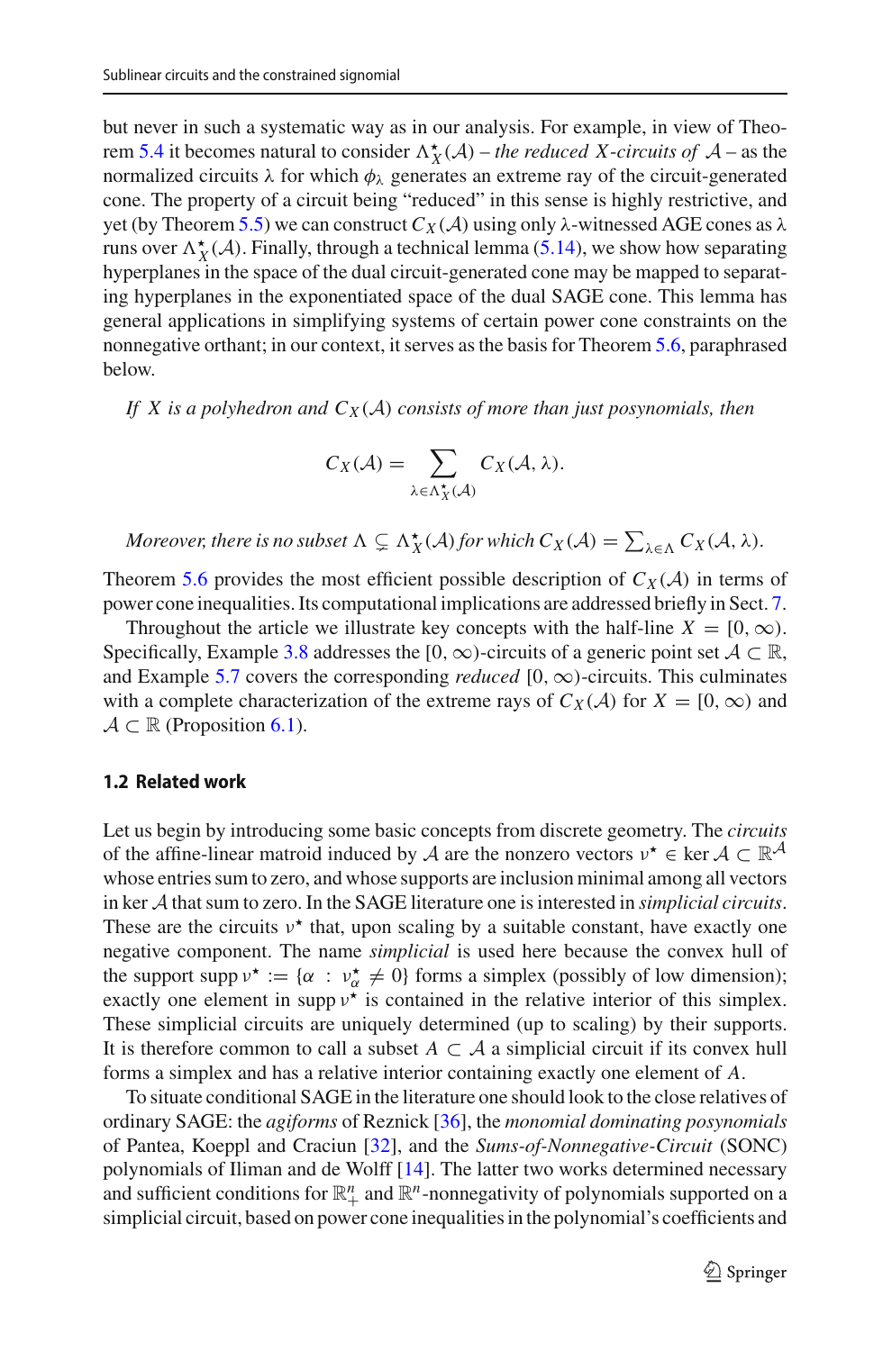but never in such a systematic way as in our analysis. For example, in view of Theorem 5.4 it becomes natural to consider $\Lambda^\star_X(\mathcal{A})$ – *the reduced X-circuits of* $\mathcal{A}$ – as the normalized circuits $\lambda$ for which $\phi_\lambda$ generates an extreme ray of the circuit-generated cone. The property of a circuit being "reduced" in this sense is highly restrictive, and yet (by Theorem 5.5) we can construct $C_X(\mathcal{A})$ using only $\lambda$-witnessed AGE cones as $\lambda$ runs over $\Lambda^\star_X(\mathcal{A})$. Finally, through a technical lemma (5.14), we show how separating hyperplanes in the space of the dual circuit-generated cone may be mapped to separating hyperplanes in the exponentiated space of the dual SAGE cone. This lemma has general applications in simplifying systems of certain power cone constraints on the nonnegative orthant; in our context, it serves as the basis for Theorem 5.6, paraphrased below.

*If $X$ is a polyhedron and $C_X(\mathcal{A})$ consists of more than just posynomials, then*

$$C_X(\mathcal{A}) = \sum_{\lambda \in \Lambda^\star_X(\mathcal{A})} C_X(\mathcal{A}, \lambda).$$

*Moreover, there is no subset $\Lambda \subsetneq \Lambda^\star_X(\mathcal{A})$ for which $C_X(\mathcal{A}) = \sum_{\lambda \in \Lambda} C_X(\mathcal{A}, \lambda)$.*

Theorem 5.6 provides the most efficient possible description of $C_X(\mathcal{A})$ in terms of power cone inequalities. Its computational implications are addressed briefly in Sect. 7.

Throughout the article we illustrate key concepts with the half-line $X = [0, \infty)$. Specifically, Example 3.8 addresses the $[0, \infty)$-circuits of a generic point set $\mathcal{A} \subset \mathbb{R}$, and Example 5.7 covers the corresponding *reduced* $[0, \infty)$-circuits. This culminates with a complete characterization of the extreme rays of $C_X(\mathcal{A})$ for $X = [0, \infty)$ and $\mathcal{A} \subset \mathbb{R}$ (Proposition 6.1).

### 1.2 Related work

Let us begin by introducing some basic concepts from discrete geometry. The *circuits* of the affine-linear matroid induced by $\mathcal{A}$ are the nonzero vectors $\nu^\star \in \ker \mathcal{A} \subset \mathbb{R}^{\mathcal{A}}$ whose entries sum to zero, and whose supports are inclusion minimal among all vectors in $\ker \mathcal{A}$ that sum to zero. In the SAGE literature one is interested in *simplicial circuits*. These are the circuits $\nu^\star$ that, upon scaling by a suitable constant, have exactly one negative component. The name *simplicial* is used here because the convex hull of the support $\operatorname{supp} \nu^\star := \{\alpha : \nu^\star_\alpha \neq 0\}$ forms a simplex (possibly of low dimension); exactly one element in $\operatorname{supp} \nu^\star$ is contained in the relative interior of this simplex. These simplicial circuits are uniquely determined (up to scaling) by their supports. It is therefore common to call a subset $A \subset \mathcal{A}$ a simplicial circuit if its convex hull forms a simplex and has a relative interior containing exactly one element of $A$.

To situate conditional SAGE in the literature one should look to the close relatives of ordinary SAGE: the *agiforms* of Reznick [36], the *monomial dominating posynomials* of Pantea, Koeppl and Craciun [32], and the *Sums-of-Nonnegative-Circuit* (SONC) polynomials of Iliman and de Wolff [14]. The latter two works determined necessary and sufficient conditions for $\mathbb{R}^n_+$ and $\mathbb{R}^n$-nonnegativity of polynomials supported on a simplicial circuit, based on power cone inequalities in the polynomial's coefficients and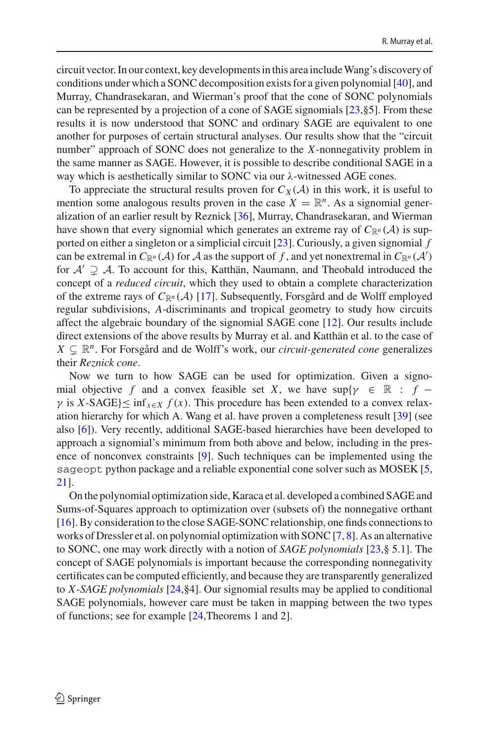circuit vector. In our context, key developments in this area include Wang's discovery of conditions under which a SONC decomposition exists for a given polynomial [40], and Murray, Chandrasekaran, and Wierman's proof that the cone of SONC polynomials can be represented by a projection of a cone of SAGE signomials [23,§5]. From these results it is now understood that SONC and ordinary SAGE are equivalent to one another for purposes of certain structural analyses. Our results show that the "circuit number" approach of SONC does not generalize to the $X$-nonnegativity problem in the same manner as SAGE. However, it is possible to describe conditional SAGE in a way which is aesthetically similar to SONC via our $\lambda$-witnessed AGE cones.

To appreciate the structural results proven for $C_X(\mathcal{A})$ in this work, it is useful to mention some analogous results proven in the case $X = \mathbb{R}^n$. As a signomial generalization of an earlier result by Reznick [36], Murray, Chandrasekaran, and Wierman have shown that every signomial which generates an extreme ray of $C_{\mathbb{R}^n}(\mathcal{A})$ is supported on either a singleton or a simplicial circuit [23]. Curiously, a given signomial $f$ can be extremal in $C_{\mathbb{R}^n}(\mathcal{A})$ for $\mathcal{A}$ as the support of $f$, and yet nonextremal in $C_{\mathbb{R}^n}(\mathcal{A}')$ for $\mathcal{A}' \supsetneq \mathcal{A}$. To account for this, Katthän, Naumann, and Theobald introduced the concept of a *reduced circuit*, which they used to obtain a complete characterization of the extreme rays of $C_{\mathbb{R}^n}(\mathcal{A})$ [17]. Subsequently, Forsgård and de Wolff employed regular subdivisions, $A$-discriminants and tropical geometry to study how circuits affect the algebraic boundary of the signomial SAGE cone [12]. Our results include direct extensions of the above results by Murray et al. and Katthän et al. to the case of $X \subsetneq \mathbb{R}^n$. For Forsgård and de Wolff's work, our *circuit-generated cone* generalizes their *Reznick cone*.

Now we turn to how SAGE can be used for optimization. Given a signomial objective $f$ and a convex feasible set $X$, we have $\sup\{\gamma \in \mathbb{R} : f - \gamma \text{ is } X\text{-SAGE}\} \leq \inf_{x \in X} f(x)$. This procedure has been extended to a convex relaxation hierarchy for which A. Wang et al. have proven a completeness result [39] (see also [6]). Very recently, additional SAGE-based hierarchies have been developed to approach a signomial's minimum from both above and below, including in the presence of nonconvex constraints [9]. Such techniques can be implemented using the `sageopt` python package and a reliable exponential cone solver such as MOSEK [5, 21].

On the polynomial optimization side, Karaca et al. developed a combined SAGE and Sums-of-Squares approach to optimization over (subsets of) the nonnegative orthant [16]. By consideration to the close SAGE-SONC relationship, one finds connections to works of Dressler et al. on polynomial optimization with SONC [7, 8]. As an alternative to SONC, one may work directly with a notion of *SAGE polynomials* [23,§ 5.1]. The concept of SAGE polynomials is important because the corresponding nonnegativity certificates can be computed efficiently, and because they are transparently generalized to *X-SAGE polynomials* [24,§4]. Our signomial results may be applied to conditional SAGE polynomials, however care must be taken in mapping between the two types of functions; see for example [24,Theorems 1 and 2].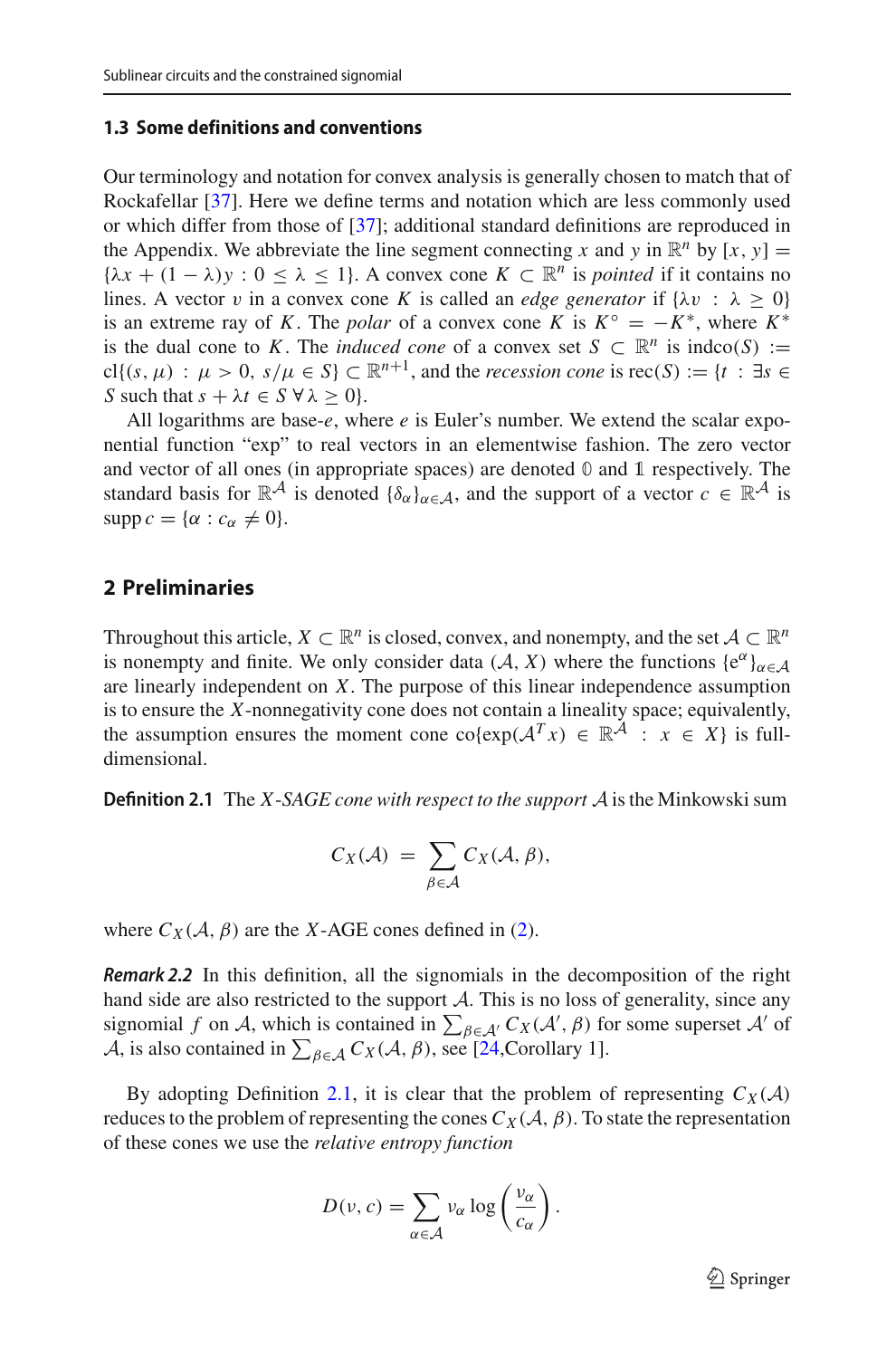### 1.3 Some definitions and conventions

Our terminology and notation for convex analysis is generally chosen to match that of Rockafellar [37]. Here we define terms and notation which are less commonly used or which differ from those of [37]; additional standard definitions are reproduced in the Appendix. We abbreviate the line segment connecting $x$ and $y$ in $\mathbb{R}^n$ by $[x, y] = \{\lambda x + (1-\lambda)y : 0 \leq \lambda \leq 1\}$. A convex cone $K \subset \mathbb{R}^n$ is *pointed* if it contains no lines. A vector $v$ in a convex cone $K$ is called an *edge generator* if $\{\lambda v : \lambda \geq 0\}$ is an extreme ray of $K$. The *polar* of a convex cone $K$ is $K^\circ = -K^*$, where $K^*$ is the dual cone to $K$. The *induced cone* of a convex set $S \subset \mathbb{R}^n$ is $\operatorname{indco}(S) := \operatorname{cl}\{(s, \mu) : \mu > 0,\ s/\mu \in S\} \subset \mathbb{R}^{n+1}$, and the *recession cone* is $\operatorname{rec}(S) := \{t : \exists s \in S \text{ such that } s + \lambda t \in S\ \forall \lambda \geq 0\}$.

All logarithms are base-$e$, where $e$ is Euler's number. We extend the scalar exponential function "exp" to real vectors in an elementwise fashion. The zero vector and vector of all ones (in appropriate spaces) are denoted $\mathbb{0}$ and $\mathbb{1}$ respectively. The standard basis for $\mathbb{R}^{\mathcal{A}}$ is denoted $\{\delta_\alpha\}_{\alpha\in\mathcal{A}}$, and the support of a vector $c \in \mathbb{R}^{\mathcal{A}}$ is $\operatorname{supp} c = \{\alpha : c_\alpha \neq 0\}$.

## 2 Preliminaries

Throughout this article, $X \subset \mathbb{R}^n$ is closed, convex, and nonempty, and the set $\mathcal{A} \subset \mathbb{R}^n$ is nonempty and finite. We only consider data $(\mathcal{A}, X)$ where the functions $\{e^\alpha\}_{\alpha\in\mathcal{A}}$ are linearly independent on $X$. The purpose of this linear independence assumption is to ensure the $X$-nonnegativity cone does not contain a lineality space; equivalently, the assumption ensures the moment cone $\operatorname{co}\{\exp(\mathcal{A}^T x) \in \mathbb{R}^{\mathcal{A}} : x \in X\}$ is full-dimensional.

**Definition 2.1** The *$X$-SAGE cone with respect to the support* $\mathcal{A}$ is the Minkowski sum

$$C_X(\mathcal{A}) = \sum_{\beta\in\mathcal{A}} C_X(\mathcal{A}, \beta),$$

where $C_X(\mathcal{A}, \beta)$ are the $X$-AGE cones defined in (2).

***Remark 2.2*** In this definition, all the signomials in the decomposition of the right hand side are also restricted to the support $\mathcal{A}$. This is no loss of generality, since any signomial $f$ on $\mathcal{A}$, which is contained in $\sum_{\beta\in\mathcal{A}'} C_X(\mathcal{A}', \beta)$ for some superset $\mathcal{A}'$ of $\mathcal{A}$, is also contained in $\sum_{\beta\in\mathcal{A}} C_X(\mathcal{A}, \beta)$, see [24,Corollary 1].

By adopting Definition 2.1, it is clear that the problem of representing $C_X(\mathcal{A})$ reduces to the problem of representing the cones $C_X(\mathcal{A}, \beta)$. To state the representation of these cones we use the *relative entropy function*

$$D(\nu, c) = \sum_{\alpha\in\mathcal{A}} \nu_\alpha \log\left(\frac{\nu_\alpha}{c_\alpha}\right).$$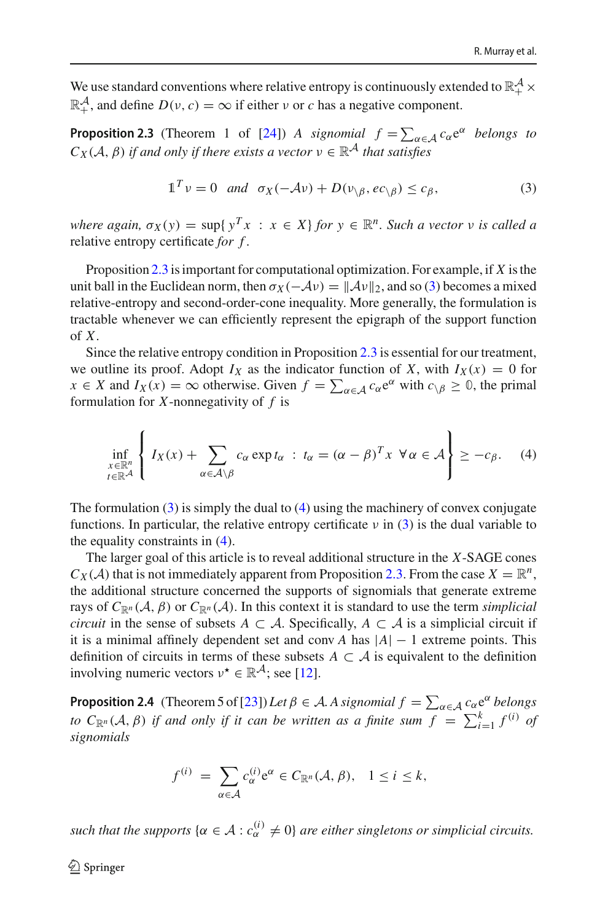We use standard conventions where relative entropy is continuously extended to $\mathbb{R}^{\mathcal{A}}_{+} \times \mathbb{R}^{\mathcal{A}}_{+}$, and define $D(\nu, c) = \infty$ if either $\nu$ or $c$ has a negative component.

**Proposition 2.3** (Theorem 1 of [24]) *A signomial $f = \sum_{\alpha \in \mathcal{A}} c_\alpha e^\alpha$ belongs to $C_X(\mathcal{A}, \beta)$ if and only if there exists a vector $\nu \in \mathbb{R}^{\mathcal{A}}$ that satisfies*

$$\mathbb{1}^T \nu = 0 \quad \text{and} \quad \sigma_X(-\mathcal{A}\nu) + D(\nu_{\setminus\beta}, e c_{\setminus\beta}) \leq c_\beta, \tag{3}$$

*where again, $\sigma_X(y) = \sup\{ y^T x \, : \, x \in X\}$ for $y \in \mathbb{R}^n$. Such a vector $\nu$ is called a* relative entropy certificate *for $f$.*

Proposition 2.3 is important for computational optimization. For example, if $X$ is the unit ball in the Euclidean norm, then $\sigma_X(-\mathcal{A}\nu) = \|\mathcal{A}\nu\|_2$, and so (3) becomes a mixed relative-entropy and second-order-cone inequality. More generally, the formulation is tractable whenever we can efficiently represent the epigraph of the support function of $X$.

Since the relative entropy condition in Proposition 2.3 is essential for our treatment, we outline its proof. Adopt $I_X$ as the indicator function of $X$, with $I_X(x) = 0$ for $x \in X$ and $I_X(x) = \infty$ otherwise. Given $f = \sum_{\alpha \in \mathcal{A}} c_\alpha e^\alpha$ with $c_{\setminus\beta} \geq \mathbb{0}$, the primal formulation for $X$-nonnegativity of $f$ is

$$\inf_{\substack{x \in \mathbb{R}^n \\ t \in \mathbb{R}^{\mathcal{A}}}} \left\{ I_X(x) + \sum_{\alpha \in \mathcal{A} \setminus \beta} c_\alpha \exp t_\alpha \, : \, t_\alpha = (\alpha - \beta)^T x \;\; \forall \alpha \in \mathcal{A} \right\} \geq -c_\beta. \tag{4}$$

The formulation (3) is simply the dual to (4) using the machinery of convex conjugate functions. In particular, the relative entropy certificate $\nu$ in (3) is the dual variable to the equality constraints in (4).

The larger goal of this article is to reveal additional structure in the $X$-SAGE cones $C_X(\mathcal{A})$ that is not immediately apparent from Proposition 2.3. From the case $X = \mathbb{R}^n$, the additional structure concerned the supports of signomials that generate extreme rays of $C_{\mathbb{R}^n}(\mathcal{A}, \beta)$ or $C_{\mathbb{R}^n}(\mathcal{A})$. In this context it is standard to use the term *simplicial circuit* in the sense of subsets $A \subset \mathcal{A}$. Specifically, $A \subset \mathcal{A}$ is a simplicial circuit if it is a minimal affinely dependent set and conv $A$ has $|A| - 1$ extreme points. This definition of circuits in terms of these subsets $A \subset \mathcal{A}$ is equivalent to the definition involving numeric vectors $\nu^\star \in \mathbb{R}^{\mathcal{A}}$; see [12].

**Proposition 2.4** (Theorem 5 of [23]) *Let $\beta \in \mathcal{A}$. A signomial $f = \sum_{\alpha \in \mathcal{A}} c_\alpha e^\alpha$ belongs to $C_{\mathbb{R}^n}(\mathcal{A}, \beta)$ if and only if it can be written as a finite sum $f = \sum_{i=1}^{k} f^{(i)}$ of signomials*

$$f^{(i)} = \sum_{\alpha \in \mathcal{A}} c^{(i)}_\alpha e^\alpha \in C_{\mathbb{R}^n}(\mathcal{A}, \beta), \quad 1 \leq i \leq k,$$

*such that the supports $\{\alpha \in \mathcal{A} : c^{(i)}_\alpha \neq 0\}$ are either singletons or simplicial circuits.*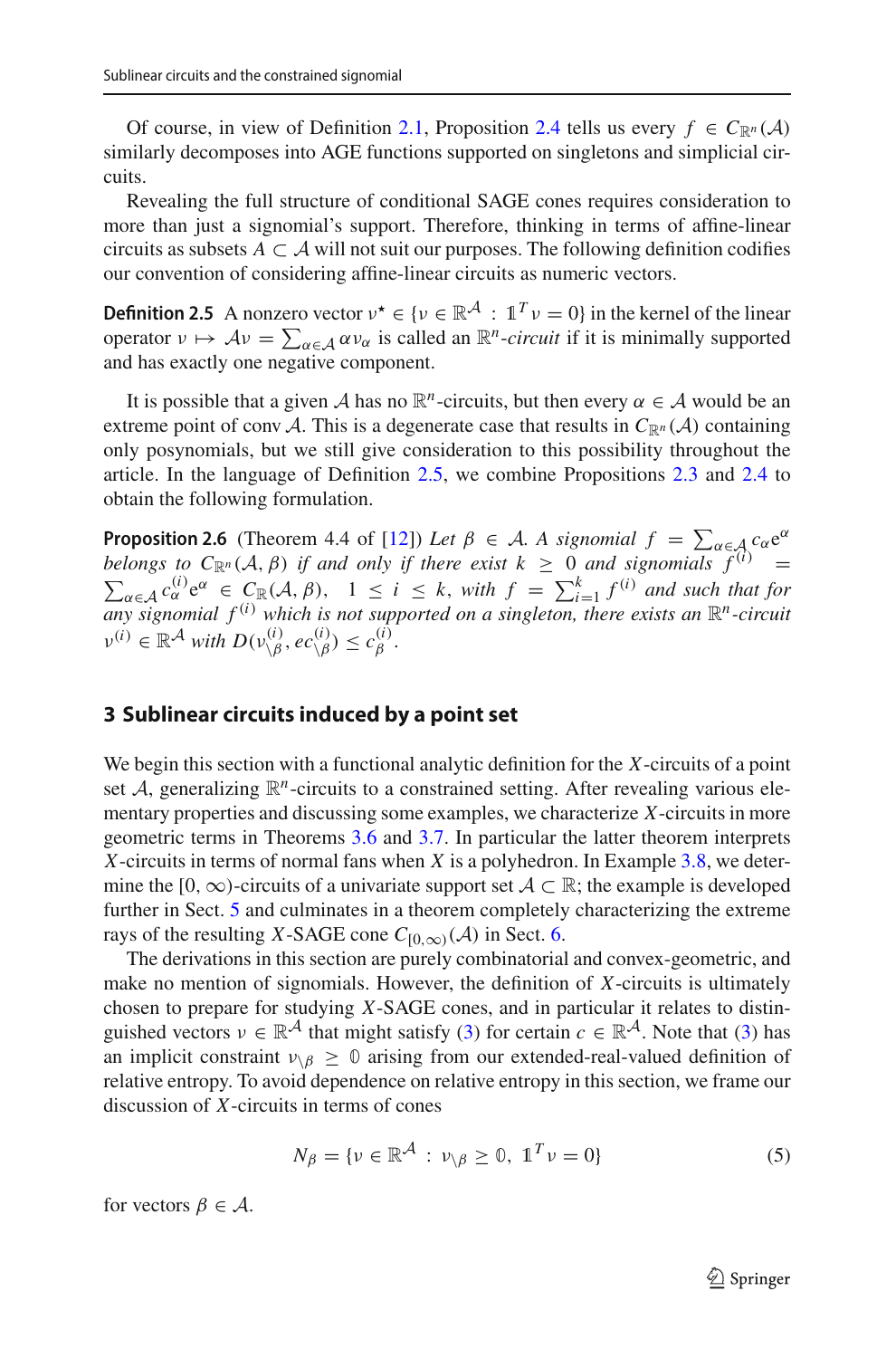Of course, in view of Definition 2.1, Proposition 2.4 tells us every $f \in C_{\mathbb{R}^n}(\mathcal{A})$ similarly decomposes into AGE functions supported on singletons and simplicial circuits.

Revealing the full structure of conditional SAGE cones requires consideration to more than just a signomial's support. Therefore, thinking in terms of affine-linear circuits as subsets $A \subset \mathcal{A}$ will not suit our purposes. The following definition codifies our convention of considering affine-linear circuits as numeric vectors.

**Definition 2.5** A nonzero vector $\nu^\star \in \{\nu \in \mathbb{R}^{\mathcal{A}} : \mathbb{1}^T \nu = 0\}$ in the kernel of the linear operator $\nu \mapsto \mathcal{A}\nu = \sum_{\alpha \in \mathcal{A}} \alpha \nu_\alpha$ is called an $\mathbb{R}^n$*-circuit* if it is minimally supported and has exactly one negative component.

It is possible that a given $\mathcal{A}$ has no $\mathbb{R}^n$-circuits, but then every $\alpha \in \mathcal{A}$ would be an extreme point of conv $\mathcal{A}$. This is a degenerate case that results in $C_{\mathbb{R}^n}(\mathcal{A})$ containing only posynomials, but we still give consideration to this possibility throughout the article. In the language of Definition 2.5, we combine Propositions 2.3 and 2.4 to obtain the following formulation.

**Proposition 2.6** (Theorem 4.4 of [12]) *Let $\beta \in \mathcal{A}$. A signomial $f = \sum_{\alpha \in \mathcal{A}} c_\alpha \mathrm{e}^\alpha$ belongs to $C_{\mathbb{R}^n}(\mathcal{A}, \beta)$ if and only if there exist $k \geq 0$ and signomials $f^{(i)} = \sum_{\alpha \in \mathcal{A}} c_\alpha^{(i)} \mathrm{e}^\alpha \in C_{\mathbb{R}}(\mathcal{A}, \beta)$, $1 \leq i \leq k$, with $f = \sum_{i=1}^{k} f^{(i)}$ and such that for any signomial $f^{(i)}$ which is not supported on a singleton, there exists an $\mathbb{R}^n$-circuit $\nu^{(i)} \in \mathbb{R}^{\mathcal{A}}$ with $D(\nu_{\setminus\beta}^{(i)}, ec_{\setminus\beta}^{(i)}) \leq c_\beta^{(i)}$.*

## 3 Sublinear circuits induced by a point set

We begin this section with a functional analytic definition for the $X$-circuits of a point set $\mathcal{A}$, generalizing $\mathbb{R}^n$-circuits to a constrained setting. After revealing various elementary properties and discussing some examples, we characterize $X$-circuits in more geometric terms in Theorems 3.6 and 3.7. In particular the latter theorem interprets $X$-circuits in terms of normal fans when $X$ is a polyhedron. In Example 3.8, we determine the $[0, \infty)$-circuits of a univariate support set $\mathcal{A} \subset \mathbb{R}$; the example is developed further in Sect. 5 and culminates in a theorem completely characterizing the extreme rays of the resulting $X$-SAGE cone $C_{[0,\infty)}(\mathcal{A})$ in Sect. 6.

The derivations in this section are purely combinatorial and convex-geometric, and make no mention of signomials. However, the definition of $X$-circuits is ultimately chosen to prepare for studying $X$-SAGE cones, and in particular it relates to distinguished vectors $\nu \in \mathbb{R}^{\mathcal{A}}$ that might satisfy (3) for certain $c \in \mathbb{R}^{\mathcal{A}}$. Note that (3) has an implicit constraint $\nu_{\setminus\beta} \geq \mathbb{0}$ arising from our extended-real-valued definition of relative entropy. To avoid dependence on relative entropy in this section, we frame our discussion of $X$-circuits in terms of cones

$$N_\beta = \{\nu \in \mathbb{R}^{\mathcal{A}} : \nu_{\setminus\beta} \geq \mathbb{0},\ \mathbb{1}^T \nu = 0\} \tag{5}$$

for vectors $\beta \in \mathcal{A}$.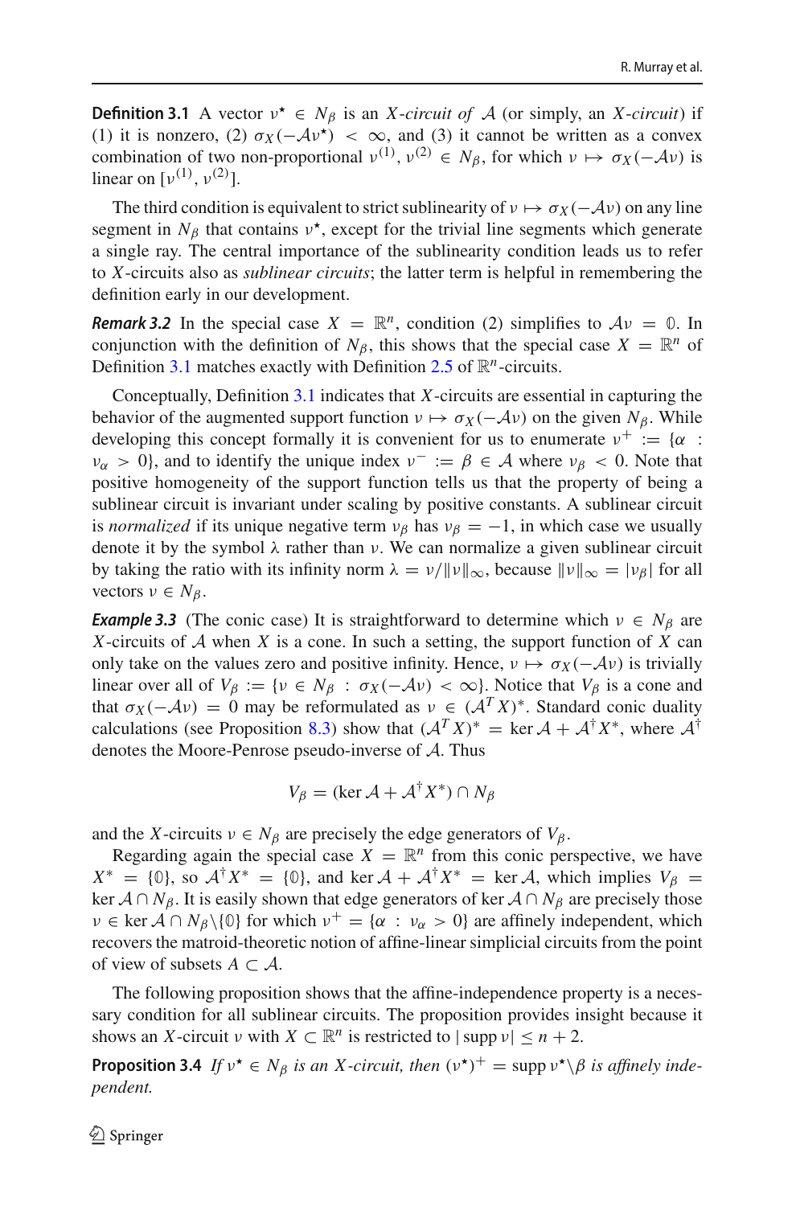**Definition 3.1** A vector $\nu^\star \in N_\beta$ is an *X-circuit of* $\mathcal{A}$ (or simply, an *X-circuit*) if (1) it is nonzero, (2) $\sigma_X(-\mathcal{A}\nu^\star) < \infty$, and (3) it cannot be written as a convex combination of two non-proportional $\nu^{(1)}, \nu^{(2)} \in N_\beta$, for which $\nu \mapsto \sigma_X(-\mathcal{A}\nu)$ is linear on $[\nu^{(1)}, \nu^{(2)}]$.

The third condition is equivalent to strict sublinearity of $\nu \mapsto \sigma_X(-\mathcal{A}\nu)$ on any line segment in $N_\beta$ that contains $\nu^\star$, except for the trivial line segments which generate a single ray. The central importance of the sublinearity condition leads us to refer to $X$-circuits also as *sublinear circuits*; the latter term is helpful in remembering the definition early in our development.

***Remark 3.2*** In the special case $X = \mathbb{R}^n$, condition (2) simplifies to $\mathcal{A}\nu = \mathbb{0}$. In conjunction with the definition of $N_\beta$, this shows that the special case $X = \mathbb{R}^n$ of Definition 3.1 matches exactly with Definition 2.5 of $\mathbb{R}^n$-circuits.

Conceptually, Definition 3.1 indicates that $X$-circuits are essential in capturing the behavior of the augmented support function $\nu \mapsto \sigma_X(-\mathcal{A}\nu)$ on the given $N_\beta$. While developing this concept formally it is convenient for us to enumerate $\nu^+ := \{\alpha : \nu_\alpha > 0\}$, and to identify the unique index $\nu^- := \beta \in \mathcal{A}$ where $\nu_\beta < 0$. Note that positive homogeneity of the support function tells us that the property of being a sublinear circuit is invariant under scaling by positive constants. A sublinear circuit is *normalized* if its unique negative term $\nu_\beta$ has $\nu_\beta = -1$, in which case we usually denote it by the symbol $\lambda$ rather than $\nu$. We can normalize a given sublinear circuit by taking the ratio with its infinity norm $\lambda = \nu/\|\nu\|_\infty$, because $\|\nu\|_\infty = |\nu_\beta|$ for all vectors $\nu \in N_\beta$.

***Example 3.3*** (The conic case) It is straightforward to determine which $\nu \in N_\beta$ are $X$-circuits of $\mathcal{A}$ when $X$ is a cone. In such a setting, the support function of $X$ can only take on the values zero and positive infinity. Hence, $\nu \mapsto \sigma_X(-\mathcal{A}\nu)$ is trivially linear over all of $V_\beta := \{\nu \in N_\beta : \sigma_X(-\mathcal{A}\nu) < \infty\}$. Notice that $V_\beta$ is a cone and that $\sigma_X(-\mathcal{A}\nu) = 0$ may be reformulated as $\nu \in (\mathcal{A}^T X)^*$. Standard conic duality calculations (see Proposition 8.3) show that $(\mathcal{A}^T X)^* = \ker \mathcal{A} + \mathcal{A}^\dagger X^*$, where $\mathcal{A}^\dagger$ denotes the Moore-Penrose pseudo-inverse of $\mathcal{A}$. Thus

$$V_\beta = (\ker \mathcal{A} + \mathcal{A}^\dagger X^*) \cap N_\beta$$

and the $X$-circuits $\nu \in N_\beta$ are precisely the edge generators of $V_\beta$.

Regarding again the special case $X = \mathbb{R}^n$ from this conic perspective, we have $X^* = \{\mathbb{0}\}$, so $\mathcal{A}^\dagger X^* = \{\mathbb{0}\}$, and $\ker \mathcal{A} + \mathcal{A}^\dagger X^* = \ker \mathcal{A}$, which implies $V_\beta = \ker \mathcal{A} \cap N_\beta$. It is easily shown that edge generators of $\ker \mathcal{A} \cap N_\beta$ are precisely those $\nu \in \ker \mathcal{A} \cap N_\beta \backslash \{\mathbb{0}\}$ for which $\nu^+ = \{\alpha : \nu_\alpha > 0\}$ are affinely independent, which recovers the matroid-theoretic notion of affine-linear simplicial circuits from the point of view of subsets $A \subset \mathcal{A}$.

The following proposition shows that the affine-independence property is a necessary condition for all sublinear circuits. The proposition provides insight because it shows an $X$-circuit $\nu$ with $X \subset \mathbb{R}^n$ is restricted to $|\operatorname{supp} \nu| \leq n + 2$.

**Proposition 3.4** *If $\nu^\star \in N_\beta$ is an $X$-circuit, then $(\nu^\star)^+ = \operatorname{supp} \nu^\star \backslash \beta$ is affinely independent.*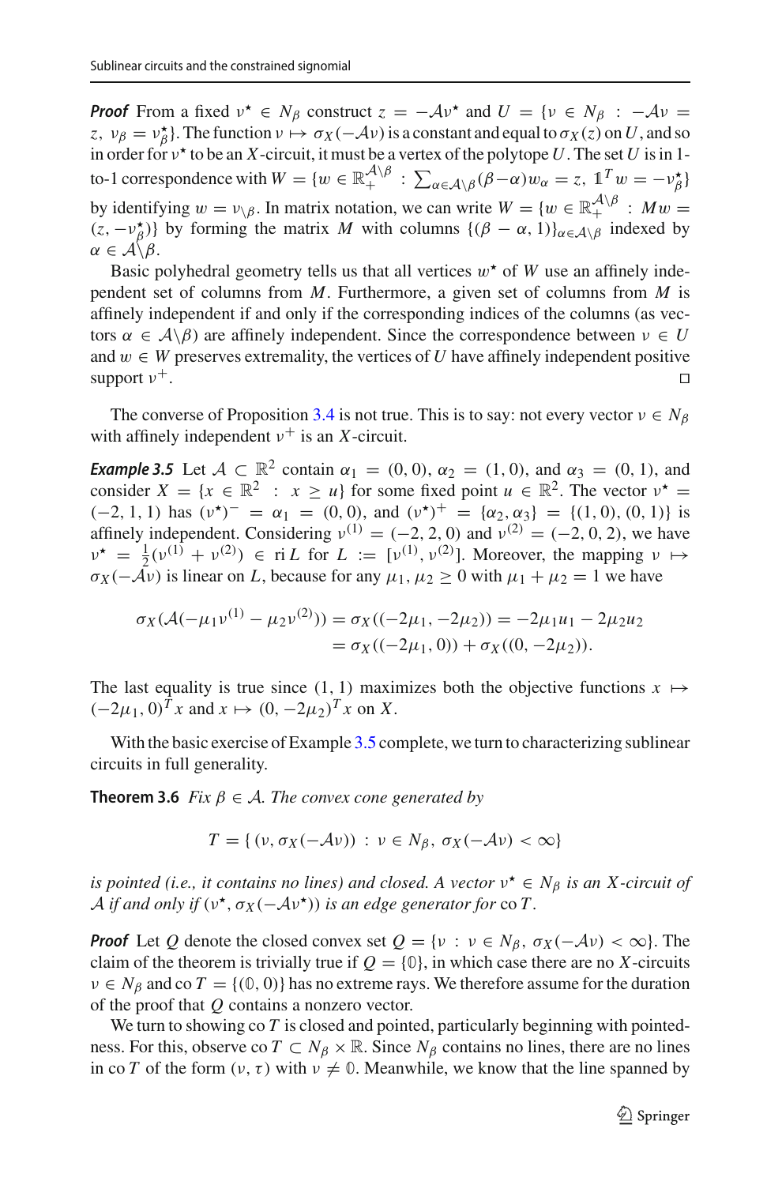***Proof*** From a fixed $\nu^\star \in N_\beta$ construct $z = -\mathcal{A}\nu^\star$ and $U = \{\nu \in N_\beta : -\mathcal{A}\nu = z,\ \nu_\beta = \nu^\star_\beta\}$. The function $\nu \mapsto \sigma_X(-\mathcal{A}\nu)$ is a constant and equal to $\sigma_X(z)$ on $U$, and so in order for $\nu^\star$ to be an $X$-circuit, it must be a vertex of the polytope $U$. The set $U$ is in 1-to-1 correspondence with $W = \{w \in \mathbb{R}^{\mathcal{A}\setminus\beta}_+ : \sum_{\alpha \in \mathcal{A}\setminus\beta}(\beta - \alpha)w_\alpha = z,\ \mathbb{1}^T w = -\nu^\star_\beta\}$ by identifying $w = \nu_{\setminus\beta}$. In matrix notation, we can write $W = \{w \in \mathbb{R}^{\mathcal{A}\setminus\beta}_+ : Mw = (z, -\nu^\star_\beta)\}$ by forming the matrix $M$ with columns $\{(\beta - \alpha, 1)\}_{\alpha \in \mathcal{A}\setminus\beta}$ indexed by $\alpha \in \mathcal{A}\setminus\beta$.

Basic polyhedral geometry tells us that all vertices $w^\star$ of $W$ use an affinely independent set of columns from $M$. Furthermore, a given set of columns from $M$ is affinely independent if and only if the corresponding indices of the columns (as vectors $\alpha \in \mathcal{A}\setminus\beta$) are affinely independent. Since the correspondence between $\nu \in U$ and $w \in W$ preserves extremality, the vertices of $U$ have affinely independent positive support $\nu^+$. □

The converse of Proposition 3.4 is not true. This is to say: not every vector $\nu \in N_\beta$ with affinely independent $\nu^+$ is an $X$-circuit.

***Example 3.5*** Let $\mathcal{A} \subset \mathbb{R}^2$ contain $\alpha_1 = (0, 0)$, $\alpha_2 = (1, 0)$, and $\alpha_3 = (0, 1)$, and consider $X = \{x \in \mathbb{R}^2 : x \geq u\}$ for some fixed point $u \in \mathbb{R}^2$. The vector $\nu^\star = (-2, 1, 1)$ has $(\nu^\star)^- = \alpha_1 = (0, 0)$, and $(\nu^\star)^+ = \{\alpha_2, \alpha_3\} = \{(1, 0), (0, 1)\}$ is affinely independent. Considering $\nu^{(1)} = (-2, 2, 0)$ and $\nu^{(2)} = (-2, 0, 2)$, we have $\nu^\star = \frac{1}{2}(\nu^{(1)} + \nu^{(2)}) \in \operatorname{ri} L$ for $L := [\nu^{(1)}, \nu^{(2)}]$. Moreover, the mapping $\nu \mapsto \sigma_X(-\mathcal{A}\nu)$ is linear on $L$, because for any $\mu_1, \mu_2 \geq 0$ with $\mu_1 + \mu_2 = 1$ we have

$$
\begin{aligned}
\sigma_X(\mathcal{A}(-\mu_1\nu^{(1)} - \mu_2\nu^{(2)})) &= \sigma_X((-2\mu_1, -2\mu_2)) = -2\mu_1 u_1 - 2\mu_2 u_2 \\
&= \sigma_X((-2\mu_1, 0)) + \sigma_X((0, -2\mu_2)).
\end{aligned}
$$

The last equality is true since $(1, 1)$ maximizes both the objective functions $x \mapsto (-2\mu_1, 0)^T x$ and $x \mapsto (0, -2\mu_2)^T x$ on $X$.

With the basic exercise of Example 3.5 complete, we turn to characterizing sublinear circuits in full generality.

**Theorem 3.6** *Fix $\beta \in \mathcal{A}$. The convex cone generated by*

$$
T = \{\, (\nu, \sigma_X(-\mathcal{A}\nu)) : \nu \in N_\beta,\ \sigma_X(-\mathcal{A}\nu) < \infty \}
$$

*is pointed (i.e., it contains no lines) and closed. A vector $\nu^\star \in N_\beta$ is an $X$-circuit of $\mathcal{A}$ if and only if $(\nu^\star, \sigma_X(-\mathcal{A}\nu^\star))$ is an edge generator for* $\operatorname{co} T$.

***Proof*** Let $Q$ denote the closed convex set $Q = \{\nu : \nu \in N_\beta,\ \sigma_X(-\mathcal{A}\nu) < \infty\}$. The claim of the theorem is trivially true if $Q = \{\mathbb{0}\}$, in which case there are no $X$-circuits $\nu \in N_\beta$ and $\operatorname{co} T = \{(\mathbb{0}, 0)\}$ has no extreme rays. We therefore assume for the duration of the proof that $Q$ contains a nonzero vector.

We turn to showing $\operatorname{co} T$ is closed and pointed, particularly beginning with pointedness. For this, observe $\operatorname{co} T \subset N_\beta \times \mathbb{R}$. Since $N_\beta$ contains no lines, there are no lines in $\operatorname{co} T$ of the form $(\nu, \tau)$ with $\nu \neq \mathbb{0}$. Meanwhile, we know that the line spanned by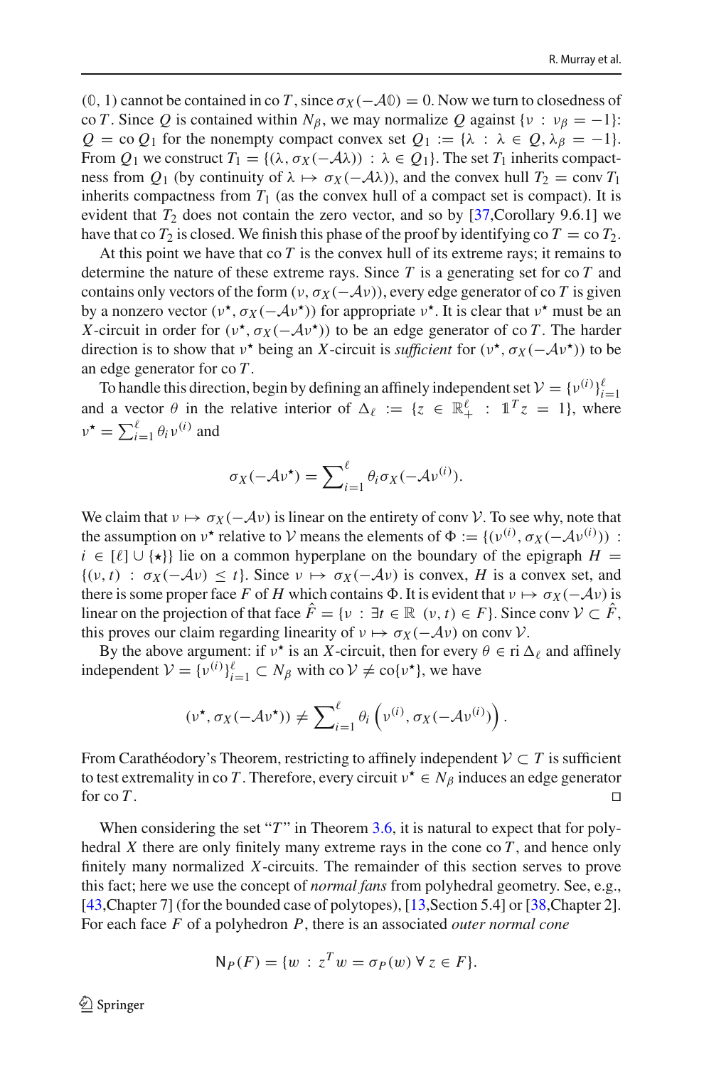$(\mathbb{0}, 1)$ cannot be contained in $\operatorname{co} T$, since $\sigma_X(-\mathcal{A}\mathbb{0}) = 0$. Now we turn to closedness of $\operatorname{co} T$. Since $Q$ is contained within $N_\beta$, we may normalize $Q$ against $\{\nu : \nu_\beta = -1\}$: $Q = \operatorname{co} Q_1$ for the nonempty compact convex set $Q_1 := \{\lambda : \lambda \in Q, \lambda_\beta = -1\}$. From $Q_1$ we construct $T_1 = \{(\lambda, \sigma_X(-\mathcal{A}\lambda)) : \lambda \in Q_1\}$. The set $T_1$ inherits compactness from $Q_1$ (by continuity of $\lambda \mapsto \sigma_X(-\mathcal{A}\lambda)$), and the convex hull $T_2 = \operatorname{conv} T_1$ inherits compactness from $T_1$ (as the convex hull of a compact set is compact). It is evident that $T_2$ does not contain the zero vector, and so by [37,Corollary 9.6.1] we have that $\operatorname{co} T_2$ is closed. We finish this phase of the proof by identifying $\operatorname{co} T = \operatorname{co} T_2$.

At this point we have that $\operatorname{co} T$ is the convex hull of its extreme rays; it remains to determine the nature of these extreme rays. Since $T$ is a generating set for $\operatorname{co} T$ and contains only vectors of the form $(\nu, \sigma_X(-\mathcal{A}\nu))$, every edge generator of $\operatorname{co} T$ is given by a nonzero vector $(\nu^\star, \sigma_X(-\mathcal{A}\nu^\star))$ for appropriate $\nu^\star$. It is clear that $\nu^\star$ must be an $X$-circuit in order for $(\nu^\star, \sigma_X(-\mathcal{A}\nu^\star))$ to be an edge generator of $\operatorname{co} T$. The harder direction is to show that $\nu^\star$ being an $X$-circuit is *sufficient* for $(\nu^\star, \sigma_X(-\mathcal{A}\nu^\star))$ to be an edge generator for $\operatorname{co} T$.

To handle this direction, begin by defining an affinely independent set $\mathcal{V} = \{\nu^{(i)}\}_{i=1}^{\ell}$ and a vector $\theta$ in the relative interior of $\Delta_\ell := \{z \in \mathbb{R}^\ell_+ : \mathbb{1}^T z = 1\}$, where $\nu^\star = \sum_{i=1}^{\ell} \theta_i \nu^{(i)}$ and

$$\sigma_X(-\mathcal{A}\nu^\star) = \sum\nolimits_{i=1}^{\ell} \theta_i \sigma_X(-\mathcal{A}\nu^{(i)}).$$

We claim that $\nu \mapsto \sigma_X(-\mathcal{A}\nu)$ is linear on the entirety of $\operatorname{conv} \mathcal{V}$. To see why, note that the assumption on $\nu^\star$ relative to $\mathcal{V}$ means the elements of $\Phi := \{(\nu^{(i)}, \sigma_X(-\mathcal{A}\nu^{(i)})) : i \in [\ell] \cup \{\star\}\}$ lie on a common hyperplane on the boundary of the epigraph $H = \{(\nu, t) : \sigma_X(-\mathcal{A}\nu) \leq t\}$. Since $\nu \mapsto \sigma_X(-\mathcal{A}\nu)$ is convex, $H$ is a convex set, and there is some proper face $F$ of $H$ which contains $\Phi$. It is evident that $\nu \mapsto \sigma_X(-\mathcal{A}\nu)$ is linear on the projection of that face $\hat{F} = \{\nu : \exists t \in \mathbb{R} \ (\nu, t) \in F\}$. Since $\operatorname{conv} \mathcal{V} \subset \hat{F}$, this proves our claim regarding linearity of $\nu \mapsto \sigma_X(-\mathcal{A}\nu)$ on $\operatorname{conv} \mathcal{V}$.

By the above argument: if $\nu^\star$ is an $X$-circuit, then for every $\theta \in \operatorname{ri} \Delta_\ell$ and affinely independent $\mathcal{V} = \{\nu^{(i)}\}_{i=1}^{\ell} \subset N_\beta$ with $\operatorname{co} \mathcal{V} \neq \operatorname{co}\{\nu^\star\}$, we have

$$(\nu^\star, \sigma_X(-\mathcal{A}\nu^\star)) \neq \sum\nolimits_{i=1}^{\ell} \theta_i \left(\nu^{(i)}, \sigma_X(-\mathcal{A}\nu^{(i)})\right).$$

From Carathéodory's Theorem, restricting to affinely independent $\mathcal{V} \subset T$ is sufficient to test extremality in $\operatorname{co} T$. Therefore, every circuit $\nu^\star \in N_\beta$ induces an edge generator for $\operatorname{co} T$. □

When considering the set "$T$" in Theorem 3.6, it is natural to expect that for polyhedral $X$ there are only finitely many extreme rays in the cone $\operatorname{co} T$, and hence only finitely many normalized $X$-circuits. The remainder of this section serves to prove this fact; here we use the concept of *normal fans* from polyhedral geometry. See, e.g., [43,Chapter 7] (for the bounded case of polytopes), [13,Section 5.4] or [38,Chapter 2]. For each face $F$ of a polyhedron $P$, there is an associated *outer normal cone*

$$\mathsf{N}_P(F) = \{w : z^T w = \sigma_P(w) \, \forall \, z \in F\}.$$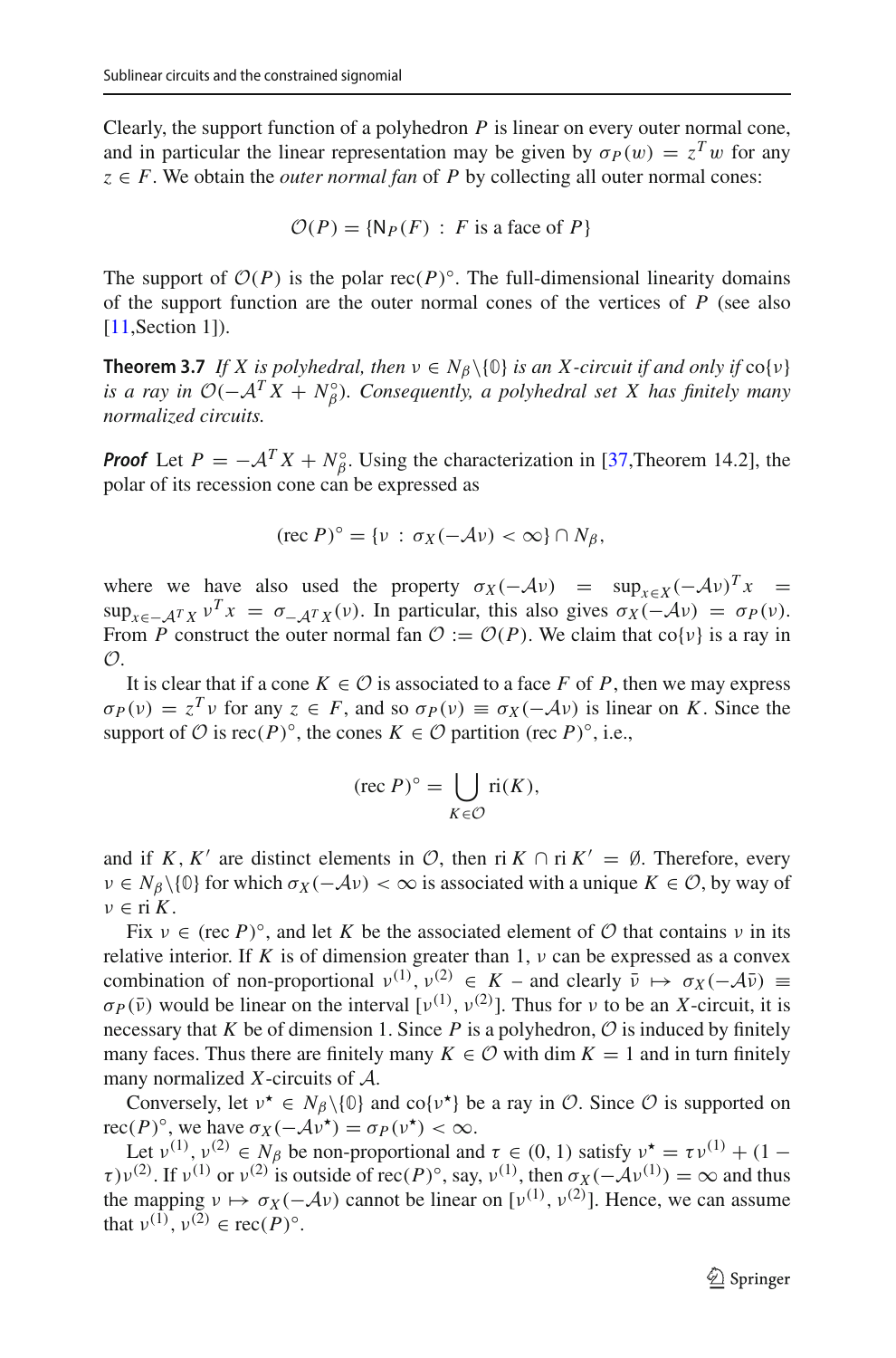Clearly, the support function of a polyhedron $P$ is linear on every outer normal cone, and in particular the linear representation may be given by $\sigma_P(w) = z^T w$ for any $z \in F$. We obtain the *outer normal fan* of $P$ by collecting all outer normal cones:

$$\mathcal{O}(P) = \{\mathsf{N}_P(F) \ : \ F \text{ is a face of } P\}$$

The support of $\mathcal{O}(P)$ is the polar $\operatorname{rec}(P)^\circ$. The full-dimensional linearity domains of the support function are the outer normal cones of the vertices of $P$ (see also [11,Section 1]).

**Theorem 3.7** *If $X$ is polyhedral, then $\nu \in N_\beta \backslash \{\mathbb{0}\}$ is an $X$-circuit if and only if $\operatorname{co}\{\nu\}$ is a ray in $\mathcal{O}(-\mathcal{A}^T X + N_\beta^\circ)$. Consequently, a polyhedral set $X$ has finitely many normalized circuits.*

***Proof*** Let $P = -\mathcal{A}^T X + N_\beta^\circ$. Using the characterization in [37,Theorem 14.2], the polar of its recession cone can be expressed as

$$(\operatorname{rec} P)^\circ = \{\nu \ : \ \sigma_X(-\mathcal{A}\nu) < \infty\} \cap N_\beta,$$

where we have also used the property $\sigma_X(-\mathcal{A}\nu) = \sup_{x \in X}(-\mathcal{A}\nu)^T x = \sup_{x \in -\mathcal{A}^T X} \nu^T x = \sigma_{-\mathcal{A}^T X}(\nu)$. In particular, this also gives $\sigma_X(-\mathcal{A}\nu) = \sigma_P(\nu)$. From $P$ construct the outer normal fan $\mathcal{O} := \mathcal{O}(P)$. We claim that $\operatorname{co}\{\nu\}$ is a ray in $\mathcal{O}$.

It is clear that if a cone $K \in \mathcal{O}$ is associated to a face $F$ of $P$, then we may express $\sigma_P(\nu) = z^T \nu$ for any $z \in F$, and so $\sigma_P(\nu) \equiv \sigma_X(-\mathcal{A}\nu)$ is linear on $K$. Since the support of $\mathcal{O}$ is $\operatorname{rec}(P)^\circ$, the cones $K \in \mathcal{O}$ partition $(\operatorname{rec} P)^\circ$, i.e.,

$$(\operatorname{rec} P)^\circ = \bigcup_{K \in \mathcal{O}} \operatorname{ri}(K),$$

and if $K, K'$ are distinct elements in $\mathcal{O}$, then $\operatorname{ri} K \cap \operatorname{ri} K' = \emptyset$. Therefore, every $\nu \in N_\beta \backslash \{\mathbb{0}\}$ for which $\sigma_X(-\mathcal{A}\nu) < \infty$ is associated with a unique $K \in \mathcal{O}$, by way of $\nu \in \operatorname{ri} K$.

Fix $\nu \in (\operatorname{rec} P)^\circ$, and let $K$ be the associated element of $\mathcal{O}$ that contains $\nu$ in its relative interior. If $K$ is of dimension greater than 1, $\nu$ can be expressed as a convex combination of non-proportional $\nu^{(1)}, \nu^{(2)} \in K$ – and clearly $\bar{\nu} \mapsto \sigma_X(-\mathcal{A}\bar{\nu}) \equiv \sigma_P(\bar{\nu})$ would be linear on the interval $[\nu^{(1)}, \nu^{(2)}]$. Thus for $\nu$ to be an $X$-circuit, it is necessary that $K$ be of dimension 1. Since $P$ is a polyhedron, $\mathcal{O}$ is induced by finitely many faces. Thus there are finitely many $K \in \mathcal{O}$ with $\dim K = 1$ and in turn finitely many normalized $X$-circuits of $\mathcal{A}$.

Conversely, let $\nu^\star \in N_\beta \backslash \{\mathbb{0}\}$ and $\operatorname{co}\{\nu^\star\}$ be a ray in $\mathcal{O}$. Since $\mathcal{O}$ is supported on $\operatorname{rec}(P)^\circ$, we have $\sigma_X(-\mathcal{A}\nu^\star) = \sigma_P(\nu^\star) < \infty$.

Let $\nu^{(1)}, \nu^{(2)} \in N_\beta$ be non-proportional and $\tau \in (0, 1)$ satisfy $\nu^\star = \tau\nu^{(1)} + (1 - \tau)\nu^{(2)}$. If $\nu^{(1)}$ or $\nu^{(2)}$ is outside of $\operatorname{rec}(P)^\circ$, say, $\nu^{(1)}$, then $\sigma_X(-\mathcal{A}\nu^{(1)}) = \infty$ and thus the mapping $\nu \mapsto \sigma_X(-\mathcal{A}\nu)$ cannot be linear on $[\nu^{(1)}, \nu^{(2)}]$. Hence, we can assume that $\nu^{(1)}, \nu^{(2)} \in \operatorname{rec}(P)^\circ$.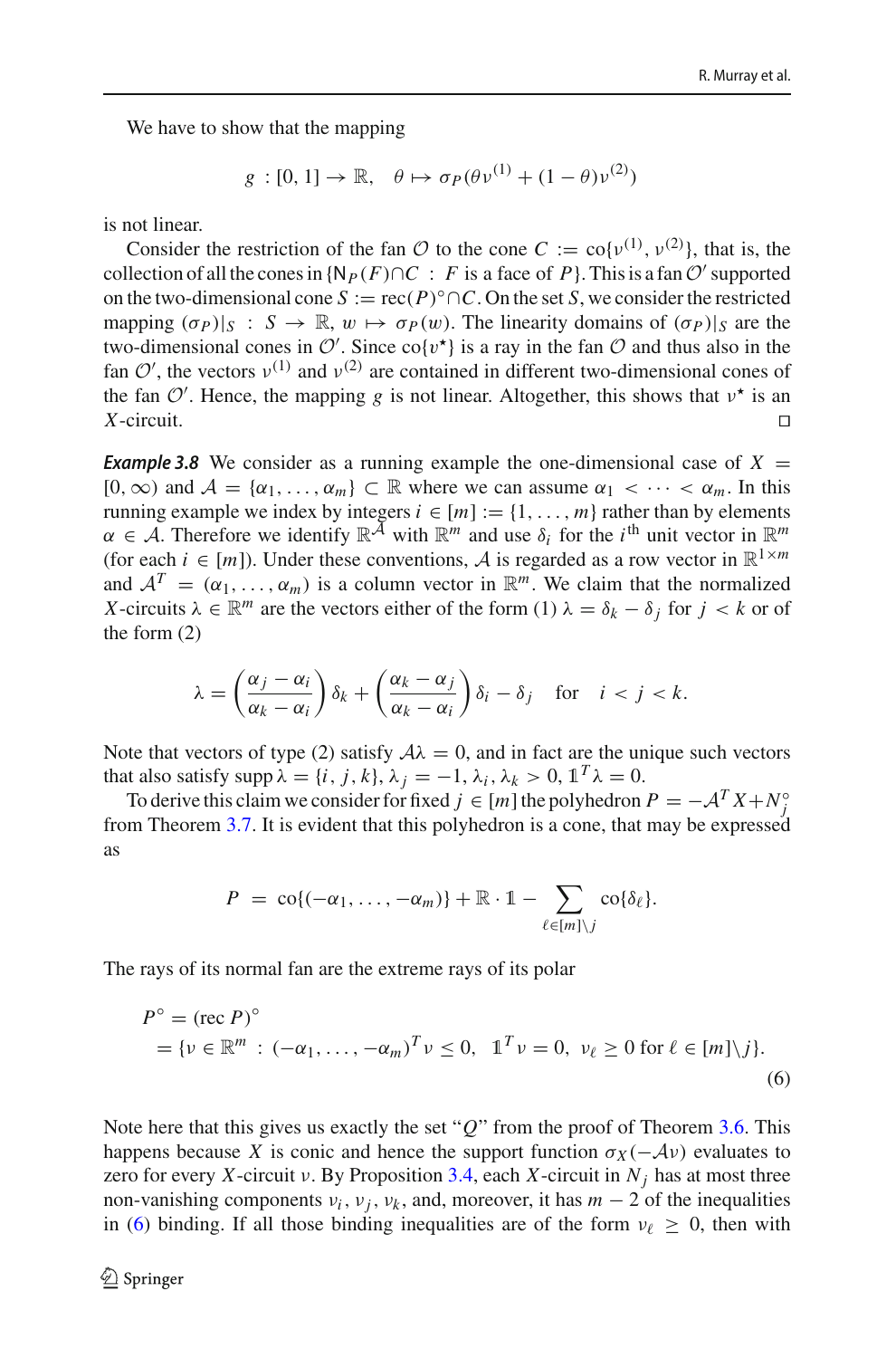We have to show that the mapping

$$g : [0, 1] \to \mathbb{R}, \quad \theta \mapsto \sigma_P(\theta \nu^{(1)} + (1 - \theta)\nu^{(2)})$$

is not linear.

Consider the restriction of the fan $\mathcal{O}$ to the cone $C := \text{co}\{\nu^{(1)}, \nu^{(2)}\}$, that is, the collection of all the cones in $\{\mathsf{N}_P(F) \cap C \ : \ F \text{ is a face of } P\}$. This is a fan $\mathcal{O}'$ supported on the two-dimensional cone $S := \text{rec}(P)^{\circ} \cap C$. On the set $S$, we consider the restricted mapping $(\sigma_P)|_S \ : \ S \to \mathbb{R}, \ w \mapsto \sigma_P(w)$. The linearity domains of $(\sigma_P)|_S$ are the two-dimensional cones in $\mathcal{O}'$. Since $\text{co}\{\nu^{\star}\}$ is a ray in the fan $\mathcal{O}$ and thus also in the fan $\mathcal{O}'$, the vectors $\nu^{(1)}$ and $\nu^{(2)}$ are contained in different two-dimensional cones of the fan $\mathcal{O}'$. Hence, the mapping $g$ is not linear. Altogether, this shows that $\nu^{\star}$ is an $X$-circuit. $\square$

***Example 3.8*** We consider as a running example the one-dimensional case of $X = [0, \infty)$ and $\mathcal{A} = \{\alpha_1, \ldots, \alpha_m\} \subset \mathbb{R}$ where we can assume $\alpha_1 < \cdots < \alpha_m$. In this running example we index by integers $i \in [m] := \{1, \ldots, m\}$ rather than by elements $\alpha \in \mathcal{A}$. Therefore we identify $\mathbb{R}^{\mathcal{A}}$ with $\mathbb{R}^m$ and use $\delta_i$ for the $i^{\text{th}}$ unit vector in $\mathbb{R}^m$ (for each $i \in [m]$). Under these conventions, $\mathcal{A}$ is regarded as a row vector in $\mathbb{R}^{1\times m}$ and $\mathcal{A}^T = (\alpha_1, \ldots, \alpha_m)$ is a column vector in $\mathbb{R}^m$. We claim that the normalized $X$-circuits $\lambda \in \mathbb{R}^m$ are the vectors either of the form (1) $\lambda = \delta_k - \delta_j$ for $j < k$ or of the form (2)

$$\lambda = \left(\frac{\alpha_j - \alpha_i}{\alpha_k - \alpha_i}\right)\delta_k + \left(\frac{\alpha_k - \alpha_j}{\alpha_k - \alpha_i}\right)\delta_i - \delta_j \quad \text{for} \quad i < j < k.$$

Note that vectors of type (2) satisfy $\mathcal{A}\lambda = 0$, and in fact are the unique such vectors that also satisfy $\text{supp}\,\lambda = \{i, j, k\}$, $\lambda_j = -1$, $\lambda_i, \lambda_k > 0$, $\mathbb{1}^T\lambda = 0$.

To derive this claim we consider for fixed $j \in [m]$ the polyhedron $P = -\mathcal{A}^T X + N_j^{\circ}$ from Theorem 3.7. It is evident that this polyhedron is a cone, that may be expressed as

$$P \ = \ \text{co}\{(-\alpha_1, \ldots, -\alpha_m)\} + \mathbb{R}\cdot\mathbb{1} - \sum_{\ell \in [m]\setminus j} \text{co}\{\delta_\ell\}.$$

The rays of its normal fan are the extreme rays of its polar

$$\begin{aligned} P^{\circ} &= (\text{rec}\, P)^{\circ} \\ &= \{\nu \in \mathbb{R}^m \ : \ (-\alpha_1, \ldots, -\alpha_m)^T\nu \le 0, \ \ \mathbb{1}^T\nu = 0, \ \ \nu_\ell \ge 0 \text{ for } \ell \in [m]\setminus j\}. \end{aligned} \tag{6}$$

Note here that this gives us exactly the set "$Q$" from the proof of Theorem 3.6. This happens because $X$ is conic and hence the support function $\sigma_X(-\mathcal{A}\nu)$ evaluates to zero for every $X$-circuit $\nu$. By Proposition 3.4, each $X$-circuit in $N_j$ has at most three non-vanishing components $\nu_i, \nu_j, \nu_k$, and, moreover, it has $m - 2$ of the inequalities in (6) binding. If all those binding inequalities are of the form $\nu_\ell \ge 0$, then with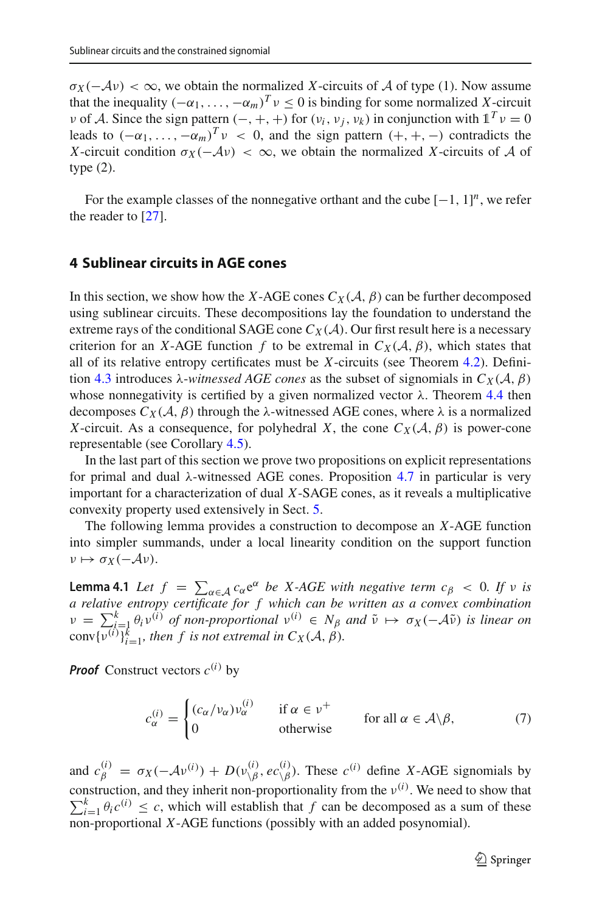$\sigma_X(-\mathcal{A}\nu) < \infty$, we obtain the normalized $X$-circuits of $\mathcal{A}$ of type (1). Now assume that the inequality $(-\alpha_1, \ldots, -\alpha_m)^T \nu \leq 0$ is binding for some normalized $X$-circuit $\nu$ of $\mathcal{A}$. Since the sign pattern $(-, +, +)$ for $(\nu_i, \nu_j, \nu_k)$ in conjunction with $\mathbb{1}^T \nu = 0$ leads to $(-\alpha_1, \ldots, -\alpha_m)^T \nu < 0$, and the sign pattern $(+, +, -)$ contradicts the $X$-circuit condition $\sigma_X(-\mathcal{A}\nu) < \infty$, we obtain the normalized $X$-circuits of $\mathcal{A}$ of type (2).

For the example classes of the nonnegative orthant and the cube $[-1, 1]^n$, we refer the reader to [27].

## 4 Sublinear circuits in AGE cones

In this section, we show how the $X$-AGE cones $C_X(\mathcal{A}, \beta)$ can be further decomposed using sublinear circuits. These decompositions lay the foundation to understand the extreme rays of the conditional SAGE cone $C_X(\mathcal{A})$. Our first result here is a necessary criterion for an $X$-AGE function $f$ to be extremal in $C_X(\mathcal{A}, \beta)$, which states that all of its relative entropy certificates must be $X$-circuits (see Theorem 4.2). Definition 4.3 introduces $\lambda$-*witnessed AGE cones* as the subset of signomials in $C_X(\mathcal{A}, \beta)$ whose nonnegativity is certified by a given normalized vector $\lambda$. Theorem 4.4 then decomposes $C_X(\mathcal{A}, \beta)$ through the $\lambda$-witnessed AGE cones, where $\lambda$ is a normalized $X$-circuit. As a consequence, for polyhedral $X$, the cone $C_X(\mathcal{A}, \beta)$ is power-cone representable (see Corollary 4.5).

In the last part of this section we prove two propositions on explicit representations for primal and dual $\lambda$-witnessed AGE cones. Proposition 4.7 in particular is very important for a characterization of dual $X$-SAGE cones, as it reveals a multiplicative convexity property used extensively in Sect. 5.

The following lemma provides a construction to decompose an $X$-AGE function into simpler summands, under a local linearity condition on the support function $\nu \mapsto \sigma_X(-\mathcal{A}\nu)$.

**Lemma 4.1** *Let $f = \sum_{\alpha \in \mathcal{A}} c_\alpha e^\alpha$ be $X$-AGE with negative term $c_\beta < 0$. If $\nu$ is a relative entropy certificate for $f$ which can be written as a convex combination $\nu = \sum_{i=1}^k \theta_i \nu^{(i)}$ of non-proportional $\nu^{(i)} \in N_\beta$ and $\tilde{\nu} \mapsto \sigma_X(-\mathcal{A}\tilde{\nu})$ is linear on $\mathrm{conv}\{\nu^{(i)}\}_{i=1}^k$, then $f$ is not extremal in $C_X(\mathcal{A}, \beta)$.*

***Proof*** Construct vectors $c^{(i)}$ by

$$c_\alpha^{(i)} = \begin{cases} (c_\alpha/\nu_\alpha)\nu_\alpha^{(i)} & \text{if } \alpha \in \nu^+ \\ 0 & \text{otherwise} \end{cases} \qquad \text{for all } \alpha \in \mathcal{A} \backslash \beta, \tag{7}$$

and $c_\beta^{(i)} = \sigma_X(-\mathcal{A}\nu^{(i)}) + D(\nu_{\backslash\beta}^{(i)}, ec_{\backslash\beta}^{(i)})$. These $c^{(i)}$ define $X$-AGE signomials by construction, and they inherit non-proportionality from the $\nu^{(i)}$. We need to show that $\sum_{i=1}^k \theta_i c^{(i)} \leq c$, which will establish that $f$ can be decomposed as a sum of these non-proportional $X$-AGE functions (possibly with an added posynomial).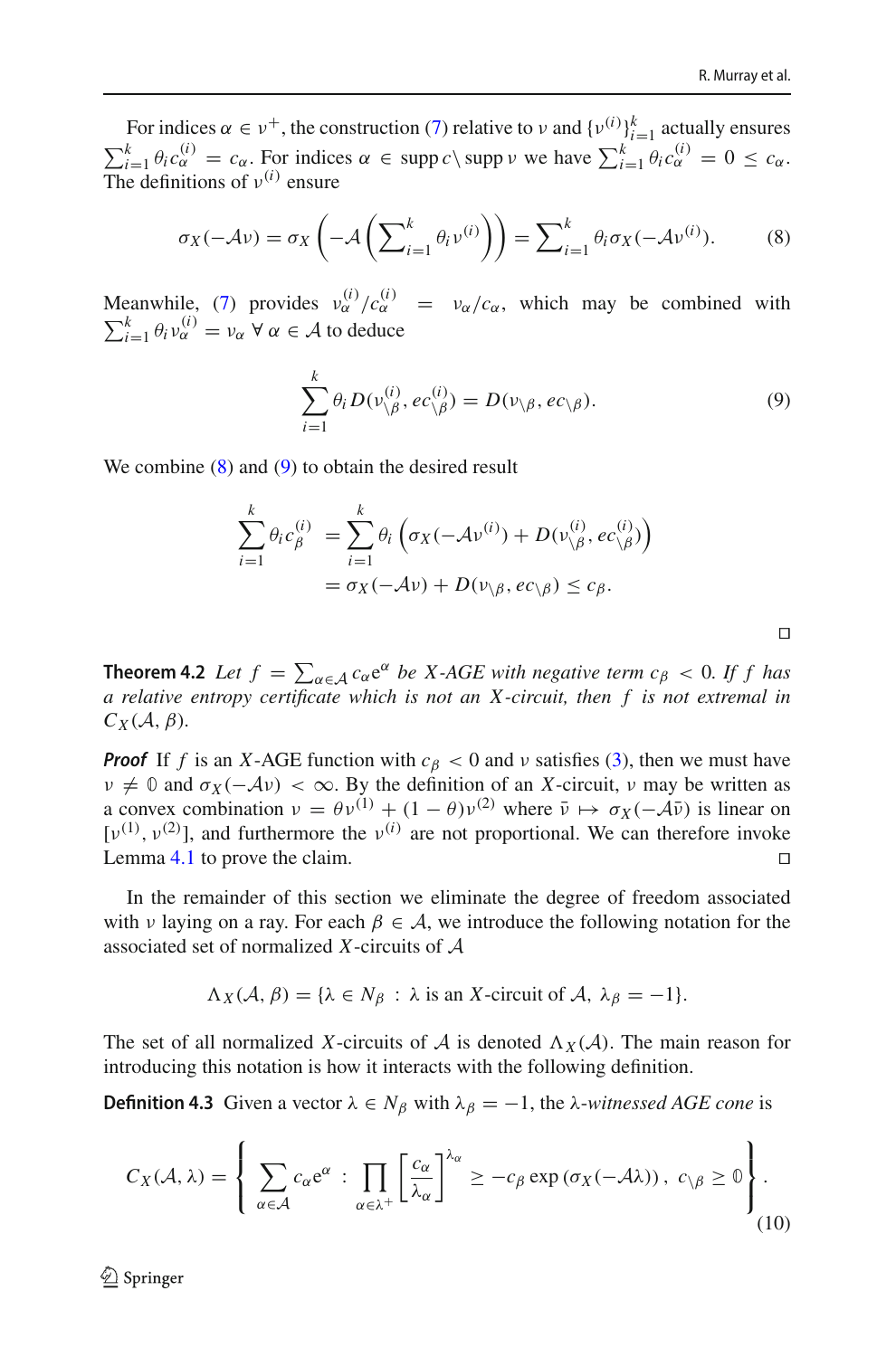For indices $\alpha \in \nu^+$, the construction (7) relative to $\nu$ and $\{\nu^{(i)}\}_{i=1}^k$ actually ensures $\sum_{i=1}^k \theta_i c_\alpha^{(i)} = c_\alpha$. For indices $\alpha \in \operatorname{supp} c \setminus \operatorname{supp} \nu$ we have $\sum_{i=1}^k \theta_i c_\alpha^{(i)} = 0 \leq c_\alpha$. The definitions of $\nu^{(i)}$ ensure

$$\sigma_X(-\mathcal{A}\nu) = \sigma_X\left(-\mathcal{A}\left(\sum_{i=1}^k \theta_i \nu^{(i)}\right)\right) = \sum_{i=1}^k \theta_i \sigma_X(-\mathcal{A}\nu^{(i)}). \tag{8}$$

Meanwhile, (7) provides $\nu_\alpha^{(i)}/c_\alpha^{(i)} = \nu_\alpha/c_\alpha$, which may be combined with $\sum_{i=1}^k \theta_i \nu_\alpha^{(i)} = \nu_\alpha \ \forall\, \alpha \in \mathcal{A}$ to deduce

$$\sum_{i=1}^k \theta_i D(\nu_{\setminus\beta}^{(i)}, ec_{\setminus\beta}^{(i)}) = D(\nu_{\setminus\beta}, ec_{\setminus\beta}). \tag{9}$$

We combine (8) and (9) to obtain the desired result

$$\begin{aligned}
\sum_{i=1}^k \theta_i c_\beta^{(i)} &= \sum_{i=1}^k \theta_i \left(\sigma_X(-\mathcal{A}\nu^{(i)}) + D(\nu_{\setminus\beta}^{(i)}, ec_{\setminus\beta}^{(i)})\right) \\
&= \sigma_X(-\mathcal{A}\nu) + D(\nu_{\setminus\beta}, ec_{\setminus\beta}) \leq c_\beta.
\end{aligned}$$

□

**Theorem 4.2** *Let $f = \sum_{\alpha\in\mathcal{A}} c_\alpha \mathrm{e}^\alpha$ be $X$-AGE with negative term $c_\beta < 0$. If $f$ has a relative entropy certificate which is not an $X$-circuit, then $f$ is not extremal in $C_X(\mathcal{A}, \beta)$.*

***Proof*** If $f$ is an $X$-AGE function with $c_\beta < 0$ and $\nu$ satisfies (3), then we must have $\nu \neq \mathbb{0}$ and $\sigma_X(-\mathcal{A}\nu) < \infty$. By the definition of an $X$-circuit, $\nu$ may be written as a convex combination $\nu = \theta\nu^{(1)} + (1-\theta)\nu^{(2)}$ where $\bar{\nu} \mapsto \sigma_X(-\mathcal{A}\bar{\nu})$ is linear on $[\nu^{(1)}, \nu^{(2)}]$, and furthermore the $\nu^{(i)}$ are not proportional. We can therefore invoke Lemma 4.1 to prove the claim. □

In the remainder of this section we eliminate the degree of freedom associated with $\nu$ laying on a ray. For each $\beta \in \mathcal{A}$, we introduce the following notation for the associated set of normalized $X$-circuits of $\mathcal{A}$

$$\Lambda_X(\mathcal{A}, \beta) = \{\lambda \in N_\beta \,:\, \lambda \text{ is an } X\text{-circuit of } \mathcal{A},\ \lambda_\beta = -1\}.$$

The set of all normalized $X$-circuits of $\mathcal{A}$ is denoted $\Lambda_X(\mathcal{A})$. The main reason for introducing this notation is how it interacts with the following definition.

**Definition 4.3** Given a vector $\lambda \in N_\beta$ with $\lambda_\beta = -1$, the $\lambda$-*witnessed AGE cone* is

$$C_X(\mathcal{A}, \lambda) = \left\{ \sum_{\alpha\in\mathcal{A}} c_\alpha \mathrm{e}^\alpha \,:\, \prod_{\alpha\in\lambda^+} \left[\frac{c_\alpha}{\lambda_\alpha}\right]^{\lambda_\alpha} \geq -c_\beta \exp\left(\sigma_X(-\mathcal{A}\lambda)\right),\ c_{\setminus\beta} \geq \mathbb{0} \right\}. \tag{10}$$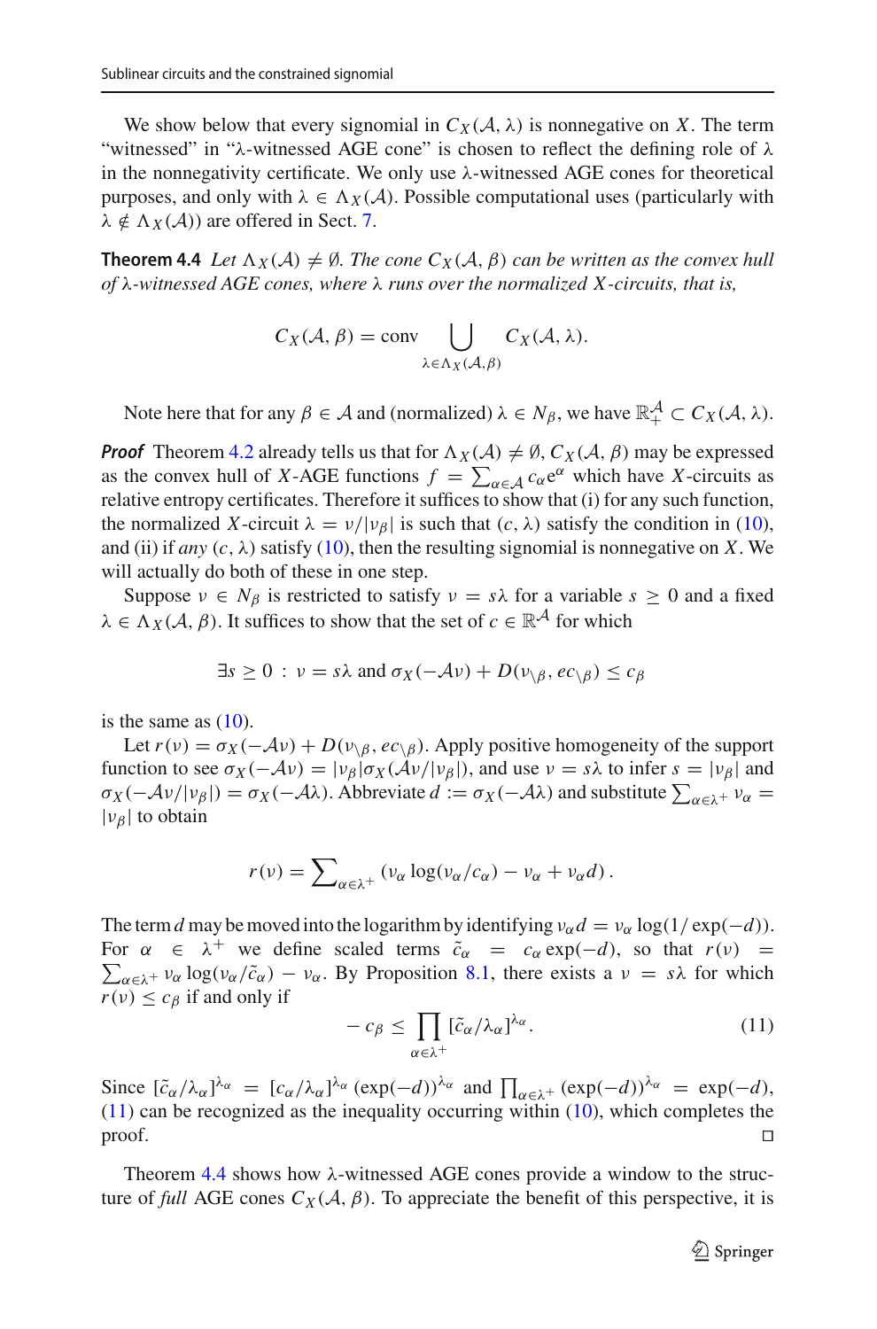We show below that every signomial in $C_X(\mathcal{A}, \lambda)$ is nonnegative on $X$. The term "witnessed" in "$\lambda$-witnessed AGE cone" is chosen to reflect the defining role of $\lambda$ in the nonnegativity certificate. We only use $\lambda$-witnessed AGE cones for theoretical purposes, and only with $\lambda \in \Lambda_X(\mathcal{A})$. Possible computational uses (particularly with $\lambda \notin \Lambda_X(\mathcal{A})$) are offered in Sect. 7.

**Theorem 4.4** *Let $\Lambda_X(\mathcal{A}) \neq \emptyset$. The cone $C_X(\mathcal{A}, \beta)$ can be written as the convex hull of $\lambda$-witnessed AGE cones, where $\lambda$ runs over the normalized $X$-circuits, that is,*

$$C_X(\mathcal{A}, \beta) = \operatorname{conv} \bigcup_{\lambda \in \Lambda_X(\mathcal{A}, \beta)} C_X(\mathcal{A}, \lambda).$$

Note here that for any $\beta \in \mathcal{A}$ and (normalized) $\lambda \in N_\beta$, we have $\mathbb{R}_+^{\mathcal{A}} \subset C_X(\mathcal{A}, \lambda)$.

***Proof*** Theorem 4.2 already tells us that for $\Lambda_X(\mathcal{A}) \neq \emptyset$, $C_X(\mathcal{A}, \beta)$ may be expressed as the convex hull of $X$-AGE functions $f = \sum_{\alpha \in \mathcal{A}} c_\alpha e^\alpha$ which have $X$-circuits as relative entropy certificates. Therefore it suffices to show that (i) for any such function, the normalized $X$-circuit $\lambda = \nu/|\nu_\beta|$ is such that $(c, \lambda)$ satisfy the condition in (10), and (ii) if *any* $(c, \lambda)$ satisfy (10), then the resulting signomial is nonnegative on $X$. We will actually do both of these in one step.

Suppose $\nu \in N_\beta$ is restricted to satisfy $\nu = s\lambda$ for a variable $s \geq 0$ and a fixed $\lambda \in \Lambda_X(\mathcal{A}, \beta)$. It suffices to show that the set of $c \in \mathbb{R}^{\mathcal{A}}$ for which

$$\exists s \geq 0 \, : \, \nu = s\lambda \text{ and } \sigma_X(-\mathcal{A}\nu) + D(\nu_{\setminus\beta}, ec_{\setminus\beta}) \leq c_\beta$$

is the same as (10).

Let $r(\nu) = \sigma_X(-\mathcal{A}\nu) + D(\nu_{\setminus\beta}, ec_{\setminus\beta})$. Apply positive homogeneity of the support function to see $\sigma_X(-\mathcal{A}\nu) = |\nu_\beta|\sigma_X(\mathcal{A}\nu/|\nu_\beta|)$, and use $\nu = s\lambda$ to infer $s = |\nu_\beta|$ and $\sigma_X(-\mathcal{A}\nu/|\nu_\beta|) = \sigma_X(-\mathcal{A}\lambda)$. Abbreviate $d := \sigma_X(-\mathcal{A}\lambda)$ and substitute $\sum_{\alpha \in \lambda^+} \nu_\alpha = |\nu_\beta|$ to obtain

$$r(\nu) = \sum\nolimits_{\alpha \in \lambda^+} (\nu_\alpha \log(\nu_\alpha/c_\alpha) - \nu_\alpha + \nu_\alpha d)\,.$$

The term $d$ may be moved into the logarithm by identifying $\nu_\alpha d = \nu_\alpha \log(1/\exp(-d))$. For $\alpha \in \lambda^+$ we define scaled terms $\tilde{c}_\alpha = c_\alpha \exp(-d)$, so that $r(\nu) = \sum_{\alpha \in \lambda^+} \nu_\alpha \log(\nu_\alpha/\tilde{c}_\alpha) - \nu_\alpha$. By Proposition 8.1, there exists a $\nu = s\lambda$ for which $r(\nu) \leq c_\beta$ if and only if

$$-c_\beta \leq \prod_{\alpha \in \lambda^+} [\tilde{c}_\alpha/\lambda_\alpha]^{\lambda_\alpha}. \tag{11}$$

Since $[\tilde{c}_\alpha/\lambda_\alpha]^{\lambda_\alpha} = [c_\alpha/\lambda_\alpha]^{\lambda_\alpha} (\exp(-d))^{\lambda_\alpha}$ and $\prod_{\alpha \in \lambda^+} (\exp(-d))^{\lambda_\alpha} = \exp(-d)$, (11) can be recognized as the inequality occurring within (10), which completes the proof. $\square$

Theorem 4.4 shows how $\lambda$-witnessed AGE cones provide a window to the structure of *full* AGE cones $C_X(\mathcal{A}, \beta)$. To appreciate the benefit of this perspective, it is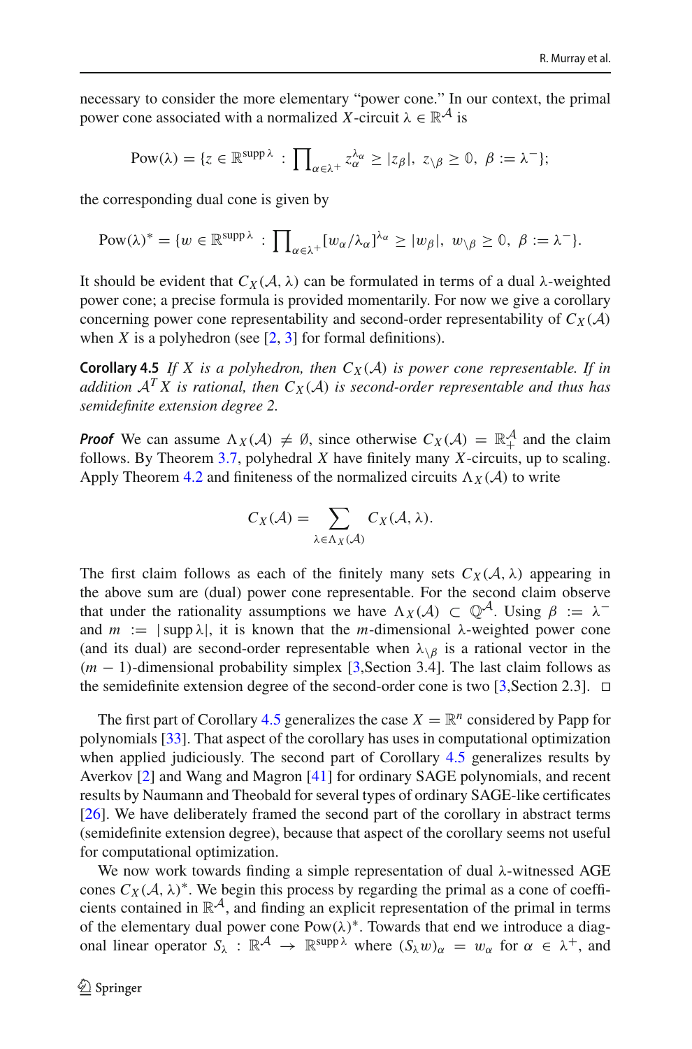necessary to consider the more elementary "power cone." In our context, the primal power cone associated with a normalized $X$-circuit $\lambda \in \mathbb{R}^{\mathcal{A}}$ is

$$\text{Pow}(\lambda) = \{z \in \mathbb{R}^{\text{supp}\,\lambda} \,:\, \textstyle\prod_{\alpha \in \lambda^+} z_\alpha^{\lambda_\alpha} \geq |z_\beta|,\ z_{\setminus\beta} \geq \mathbb{0},\ \beta := \lambda^-\};$$

the corresponding dual cone is given by

$$\text{Pow}(\lambda)^* = \{w \in \mathbb{R}^{\text{supp}\,\lambda} \,:\, \textstyle\prod_{\alpha \in \lambda^+} [w_\alpha/\lambda_\alpha]^{\lambda_\alpha} \geq |w_\beta|,\ w_{\setminus\beta} \geq \mathbb{0},\ \beta := \lambda^-\}.$$

It should be evident that $C_X(\mathcal{A}, \lambda)$ can be formulated in terms of a dual $\lambda$-weighted power cone; a precise formula is provided momentarily. For now we give a corollary concerning power cone representability and second-order representability of $C_X(\mathcal{A})$ when $X$ is a polyhedron (see [2, 3] for formal definitions).

**Corollary 4.5** *If $X$ is a polyhedron, then $C_X(\mathcal{A})$ is power cone representable. If in addition $\mathcal{A}^T X$ is rational, then $C_X(\mathcal{A})$ is second-order representable and thus has semidefinite extension degree 2.*

***Proof*** We can assume $\Lambda_X(\mathcal{A}) \neq \emptyset$, since otherwise $C_X(\mathcal{A}) = \mathbb{R}^{\mathcal{A}}_+$ and the claim follows. By Theorem 3.7, polyhedral $X$ have finitely many $X$-circuits, up to scaling. Apply Theorem 4.2 and finiteness of the normalized circuits $\Lambda_X(\mathcal{A})$ to write

$$C_X(\mathcal{A}) = \sum_{\lambda \in \Lambda_X(\mathcal{A})} C_X(\mathcal{A}, \lambda).$$

The first claim follows as each of the finitely many sets $C_X(\mathcal{A}, \lambda)$ appearing in the above sum are (dual) power cone representable. For the second claim observe that under the rationality assumptions we have $\Lambda_X(\mathcal{A}) \subset \mathbb{Q}^{\mathcal{A}}$. Using $\beta := \lambda^-$ and $m := |\,\text{supp}\,\lambda|$, it is known that the $m$-dimensional $\lambda$-weighted power cone (and its dual) are second-order representable when $\lambda_{\setminus\beta}$ is a rational vector in the $(m-1)$-dimensional probability simplex [3,Section 3.4]. The last claim follows as the semidefinite extension degree of the second-order cone is two [3,Section 2.3]. $\square$

The first part of Corollary 4.5 generalizes the case $X = \mathbb{R}^n$ considered by Papp for polynomials [33]. That aspect of the corollary has uses in computational optimization when applied judiciously. The second part of Corollary 4.5 generalizes results by Averkov [2] and Wang and Magron [41] for ordinary SAGE polynomials, and recent results by Naumann and Theobald for several types of ordinary SAGE-like certificates [26]. We have deliberately framed the second part of the corollary in abstract terms (semidefinite extension degree), because that aspect of the corollary seems not useful for computational optimization.

We now work towards finding a simple representation of dual $\lambda$-witnessed AGE cones $C_X(\mathcal{A}, \lambda)^*$. We begin this process by regarding the primal as a cone of coefficients contained in $\mathbb{R}^{\mathcal{A}}$, and finding an explicit representation of the primal in terms of the elementary dual power cone $\text{Pow}(\lambda)^*$. Towards that end we introduce a diagonal linear operator $S_\lambda : \mathbb{R}^{\mathcal{A}} \to \mathbb{R}^{\text{supp}\,\lambda}$ where $(S_\lambda w)_\alpha = w_\alpha$ for $\alpha \in \lambda^+$, and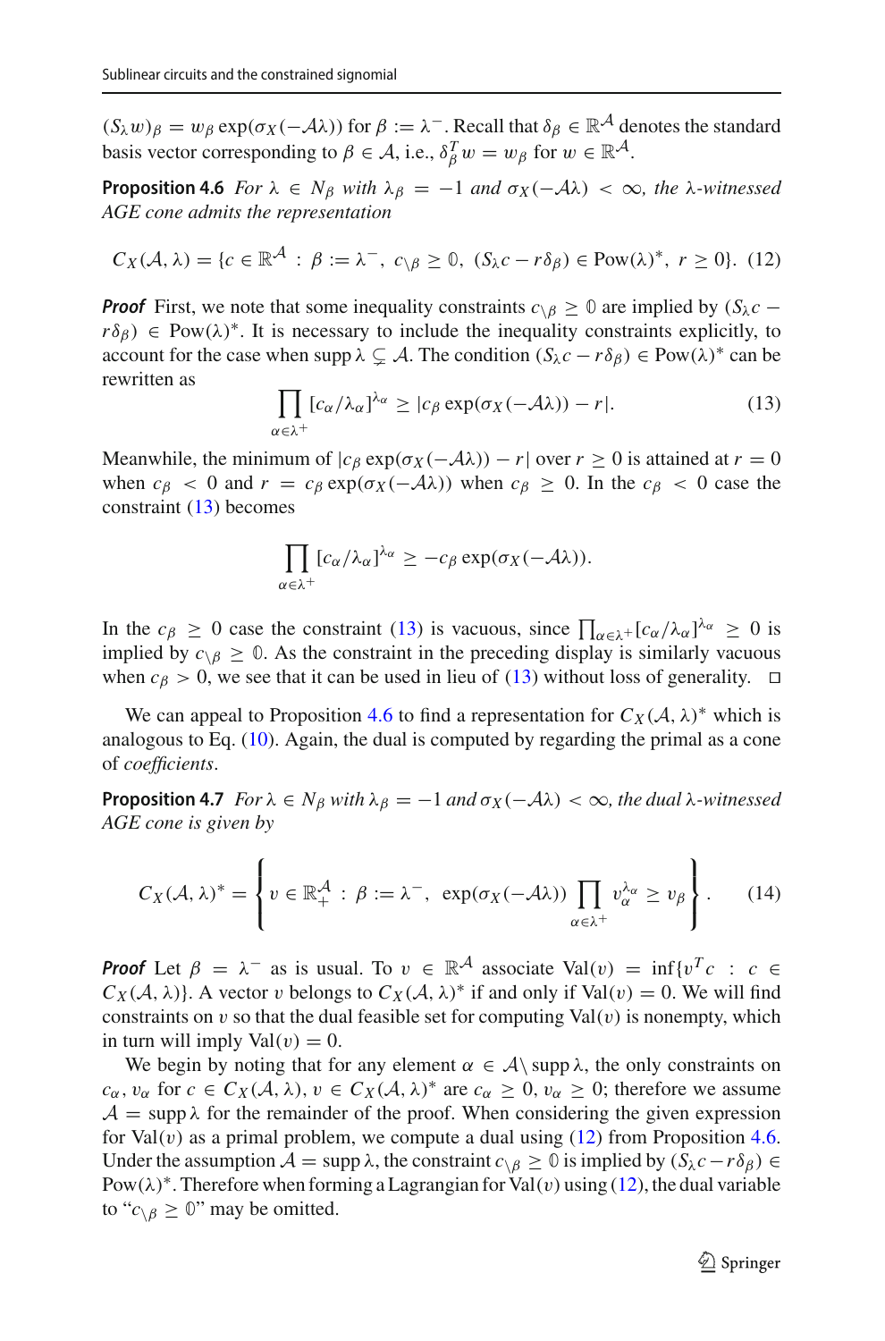$(S_\lambda w)_\beta = w_\beta \exp(\sigma_X(-\mathcal{A}\lambda))$ for $\beta := \lambda^-$. Recall that $\delta_\beta \in \mathbb{R}^{\mathcal{A}}$ denotes the standard basis vector corresponding to $\beta \in \mathcal{A}$, i.e., $\delta_\beta^T w = w_\beta$ for $w \in \mathbb{R}^{\mathcal{A}}$.

**Proposition 4.6** *For $\lambda \in N_\beta$ with $\lambda_\beta = -1$ and $\sigma_X(-\mathcal{A}\lambda) < \infty$, the $\lambda$-witnessed AGE cone admits the representation*

$$C_X(\mathcal{A}, \lambda) = \{c \in \mathbb{R}^{\mathcal{A}} \,:\, \beta := \lambda^-,\ c_{\setminus\beta} \geq \mathbb{0},\ (S_\lambda c - r\delta_\beta) \in \mathrm{Pow}(\lambda)^*,\ r \geq 0\}. \quad (12)$$

***Proof*** First, we note that some inequality constraints $c_{\setminus\beta} \geq \mathbb{0}$ are implied by $(S_\lambda c - r\delta_\beta) \in \mathrm{Pow}(\lambda)^*$. It is necessary to include the inequality constraints explicitly, to account for the case when $\operatorname{supp}\lambda \subsetneq \mathcal{A}$. The condition $(S_\lambda c - r\delta_\beta) \in \mathrm{Pow}(\lambda)^*$ can be rewritten as

$$\prod_{\alpha \in \lambda^+} [c_\alpha/\lambda_\alpha]^{\lambda_\alpha} \geq |c_\beta \exp(\sigma_X(-\mathcal{A}\lambda)) - r|. \quad (13)$$

Meanwhile, the minimum of $|c_\beta \exp(\sigma_X(-\mathcal{A}\lambda)) - r|$ over $r \geq 0$ is attained at $r = 0$ when $c_\beta < 0$ and $r = c_\beta \exp(\sigma_X(-\mathcal{A}\lambda))$ when $c_\beta \geq 0$. In the $c_\beta < 0$ case the constraint (13) becomes

$$\prod_{\alpha \in \lambda^+} [c_\alpha/\lambda_\alpha]^{\lambda_\alpha} \geq -c_\beta \exp(\sigma_X(-\mathcal{A}\lambda)).$$

In the $c_\beta \geq 0$ case the constraint (13) is vacuous, since $\prod_{\alpha\in\lambda^+}[c_\alpha/\lambda_\alpha]^{\lambda_\alpha} \geq 0$ is implied by $c_{\setminus\beta} \geq \mathbb{0}$. As the constraint in the preceding display is similarly vacuous when $c_\beta > 0$, we see that it can be used in lieu of (13) without loss of generality. $\square$

We can appeal to Proposition 4.6 to find a representation for $C_X(\mathcal{A}, \lambda)^*$ which is analogous to Eq. (10). Again, the dual is computed by regarding the primal as a cone of *coefficients*.

**Proposition 4.7** *For $\lambda \in N_\beta$ with $\lambda_\beta = -1$ and $\sigma_X(-\mathcal{A}\lambda) < \infty$, the dual $\lambda$-witnessed AGE cone is given by*

$$C_X(\mathcal{A}, \lambda)^* = \left\{ v \in \mathbb{R}^{\mathcal{A}}_+ \,:\, \beta := \lambda^-,\ \exp(\sigma_X(-\mathcal{A}\lambda)) \prod_{\alpha \in \lambda^+} v_\alpha^{\lambda_\alpha} \geq v_\beta \right\}. \quad (14)$$

***Proof*** Let $\beta = \lambda^-$ as is usual. To $v \in \mathbb{R}^{\mathcal{A}}$ associate $\mathrm{Val}(v) = \inf\{v^T c \,:\, c \in C_X(\mathcal{A}, \lambda)\}$. A vector $v$ belongs to $C_X(\mathcal{A}, \lambda)^*$ if and only if $\mathrm{Val}(v) = 0$. We will find constraints on $v$ so that the dual feasible set for computing $\mathrm{Val}(v)$ is nonempty, which in turn will imply $\mathrm{Val}(v) = 0$.

We begin by noting that for any element $\alpha \in \mathcal{A}\setminus \operatorname{supp}\lambda$, the only constraints on $c_\alpha$, $v_\alpha$ for $c \in C_X(\mathcal{A}, \lambda)$, $v \in C_X(\mathcal{A}, \lambda)^*$ are $c_\alpha \geq 0$, $v_\alpha \geq 0$; therefore we assume $\mathcal{A} = \operatorname{supp}\lambda$ for the remainder of the proof. When considering the given expression for $\mathrm{Val}(v)$ as a primal problem, we compute a dual using (12) from Proposition 4.6. Under the assumption $\mathcal{A} = \operatorname{supp}\lambda$, the constraint $c_{\setminus\beta} \geq \mathbb{0}$ is implied by $(S_\lambda c - r\delta_\beta) \in \mathrm{Pow}(\lambda)^*$. Therefore when forming a Lagrangian for $\mathrm{Val}(v)$ using (12), the dual variable to "$c_{\setminus\beta} \geq \mathbb{0}$" may be omitted.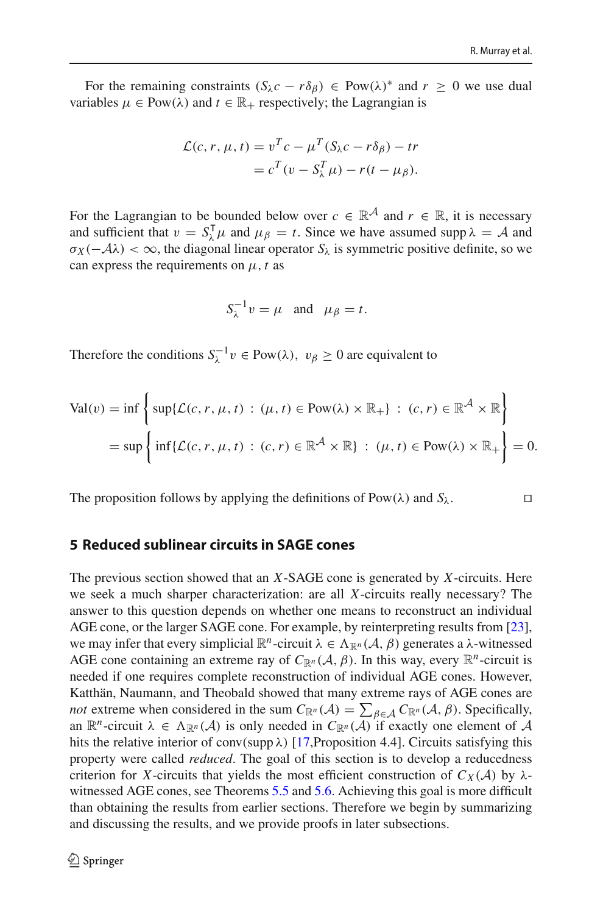For the remaining constraints $(S_\lambda c - r\delta_\beta) \in \text{Pow}(\lambda)^*$ and $r \geq 0$ we use dual variables $\mu \in \text{Pow}(\lambda)$ and $t \in \mathbb{R}_+$ respectively; the Lagrangian is

$$\begin{aligned}\mathcal{L}(c, r, \mu, t) &= v^T c - \mu^T (S_\lambda c - r\delta_\beta) - tr \\ &= c^T (v - S_\lambda^T \mu) - r(t - \mu_\beta).\end{aligned}$$

For the Lagrangian to be bounded below over $c \in \mathbb{R}^{\mathcal{A}}$ and $r \in \mathbb{R}$, it is necessary and sufficient that $v = S_\lambda^\mathsf{T} \mu$ and $\mu_\beta = t$. Since we have assumed $\operatorname{supp} \lambda = \mathcal{A}$ and $\sigma_X(-\mathcal{A}\lambda) < \infty$, the diagonal linear operator $S_\lambda$ is symmetric positive definite, so we can express the requirements on $\mu, t$ as

$$S_\lambda^{-1} v = \mu \quad \text{and} \quad \mu_\beta = t.$$

Therefore the conditions $S_\lambda^{-1} v \in \text{Pow}(\lambda),\ v_\beta \geq 0$ are equivalent to

$$\begin{aligned}\text{Val}(v) &= \inf\left\{ \sup\{\mathcal{L}(c, r, \mu, t) \ : \ (\mu, t) \in \text{Pow}(\lambda) \times \mathbb{R}_+\} \ : \ (c, r) \in \mathbb{R}^{\mathcal{A}} \times \mathbb{R} \right\} \\ &= \sup\left\{ \inf\{\mathcal{L}(c, r, \mu, t) \ : \ (c, r) \in \mathbb{R}^{\mathcal{A}} \times \mathbb{R}\} \ : \ (\mu, t) \in \text{Pow}(\lambda) \times \mathbb{R}_+ \right\} = 0.\end{aligned}$$

The proposition follows by applying the definitions of $\text{Pow}(\lambda)$ and $S_\lambda$. $\square$

## 5 Reduced sublinear circuits in SAGE cones

The previous section showed that an $X$-SAGE cone is generated by $X$-circuits. Here we seek a much sharper characterization: are all $X$-circuits really necessary? The answer to this question depends on whether one means to reconstruct an individual AGE cone, or the larger SAGE cone. For example, by reinterpreting results from [23], we may infer that every simplicial $\mathbb{R}^n$-circuit $\lambda \in \Lambda_{\mathbb{R}^n}(\mathcal{A}, \beta)$ generates a $\lambda$-witnessed AGE cone containing an extreme ray of $C_{\mathbb{R}^n}(\mathcal{A}, \beta)$. In this way, every $\mathbb{R}^n$-circuit is needed if one requires complete reconstruction of individual AGE cones. However, Katthän, Naumann, and Theobald showed that many extreme rays of AGE cones are *not* extreme when considered in the sum $C_{\mathbb{R}^n}(\mathcal{A}) = \sum_{\beta \in \mathcal{A}} C_{\mathbb{R}^n}(\mathcal{A}, \beta)$. Specifically, an $\mathbb{R}^n$-circuit $\lambda \in \Lambda_{\mathbb{R}^n}(\mathcal{A})$ is only needed in $C_{\mathbb{R}^n}(\mathcal{A})$ if exactly one element of $\mathcal{A}$ hits the relative interior of $\operatorname{conv}(\operatorname{supp} \lambda)$ [17,Proposition 4.4]. Circuits satisfying this property were called *reduced*. The goal of this section is to develop a reducedness criterion for $X$-circuits that yields the most efficient construction of $C_X(\mathcal{A})$ by $\lambda$-witnessed AGE cones, see Theorems 5.5 and 5.6. Achieving this goal is more difficult than obtaining the results from earlier sections. Therefore we begin by summarizing and discussing the results, and we provide proofs in later subsections.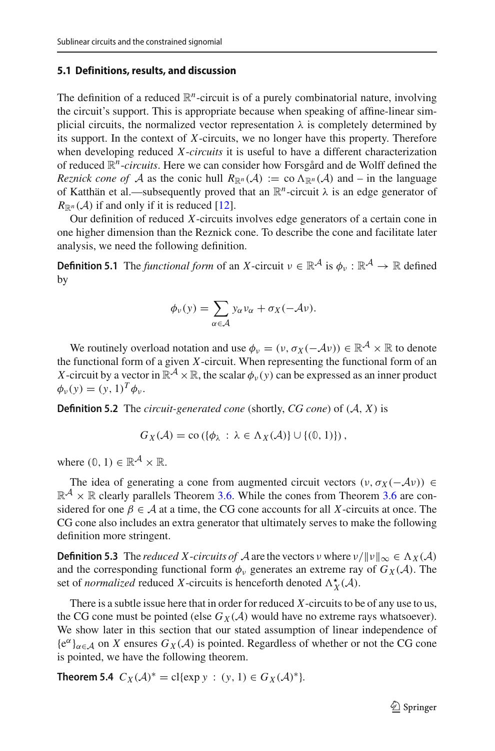### 5.1 Definitions, results, and discussion

The definition of a reduced $\mathbb{R}^n$-circuit is of a purely combinatorial nature, involving the circuit's support. This is appropriate because when speaking of affine-linear simplicial circuits, the normalized vector representation $\lambda$ is completely determined by its support. In the context of $X$-circuits, we no longer have this property. Therefore when developing reduced *$X$-circuits* it is useful to have a different characterization of reduced *$\mathbb{R}^n$-circuits*. Here we can consider how Forsgård and de Wolff defined the *Reznick cone of* $\mathcal{A}$ as the conic hull $R_{\mathbb{R}^n}(\mathcal{A}) := \operatorname{co} \Lambda_{\mathbb{R}^n}(\mathcal{A})$ and – in the language of Katthän et al.—subsequently proved that an $\mathbb{R}^n$-circuit $\lambda$ is an edge generator of $R_{\mathbb{R}^n}(\mathcal{A})$ if and only if it is reduced [12].

Our definition of reduced $X$-circuits involves edge generators of a certain cone in one higher dimension than the Reznick cone. To describe the cone and facilitate later analysis, we need the following definition.

**Definition 5.1** The *functional form* of an $X$-circuit $\nu \in \mathbb{R}^{\mathcal{A}}$ is $\phi_\nu : \mathbb{R}^{\mathcal{A}} \to \mathbb{R}$ defined by

$$\phi_\nu(y) = \sum_{\alpha \in \mathcal{A}} y_\alpha \nu_\alpha + \sigma_X(-\mathcal{A}\nu).$$

We routinely overload notation and use $\phi_\nu = (\nu, \sigma_X(-\mathcal{A}\nu)) \in \mathbb{R}^{\mathcal{A}} \times \mathbb{R}$ to denote the functional form of a given $X$-circuit. When representing the functional form of an $X$-circuit by a vector in $\mathbb{R}^{\mathcal{A}} \times \mathbb{R}$, the scalar $\phi_\nu(y)$ can be expressed as an inner product $\phi_\nu(y) = (y, 1)^T \phi_\nu$.

**Definition 5.2** The *circuit-generated cone* (shortly, *CG cone*) of $(\mathcal{A}, X)$ is

$$G_X(\mathcal{A}) = \operatorname{co}\left(\{\phi_\lambda \,:\, \lambda \in \Lambda_X(\mathcal{A})\} \cup \{(\mathbb{0}, 1)\}\right),$$

where $(\mathbb{0}, 1) \in \mathbb{R}^{\mathcal{A}} \times \mathbb{R}$.

The idea of generating a cone from augmented circuit vectors $(\nu, \sigma_X(-\mathcal{A}\nu)) \in \mathbb{R}^{\mathcal{A}} \times \mathbb{R}$ clearly parallels Theorem 3.6. While the cones from Theorem 3.6 are considered for one $\beta \in \mathcal{A}$ at a time, the CG cone accounts for all $X$-circuits at once. The CG cone also includes an extra generator that ultimately serves to make the following definition more stringent.

**Definition 5.3** The *reduced $X$-circuits of* $\mathcal{A}$ are the vectors $\nu$ where $\nu/\|\nu\|_\infty \in \Lambda_X(\mathcal{A})$ and the corresponding functional form $\phi_\nu$ generates an extreme ray of $G_X(\mathcal{A})$. The set of *normalized* reduced $X$-circuits is henceforth denoted $\Lambda_X^\star(\mathcal{A})$.

There is a subtle issue here that in order for reduced $X$-circuits to be of any use to us, the CG cone must be pointed (else $G_X(\mathcal{A})$ would have no extreme rays whatsoever). We show later in this section that our stated assumption of linear independence of $\{e^\alpha\}_{\alpha \in \mathcal{A}}$ on $X$ ensures $G_X(\mathcal{A})$ is pointed. Regardless of whether or not the CG cone is pointed, we have the following theorem.

**Theorem 5.4** $C_X(\mathcal{A})^* = \operatorname{cl}\{\exp y \,:\, (y, 1) \in G_X(\mathcal{A})^*\}$.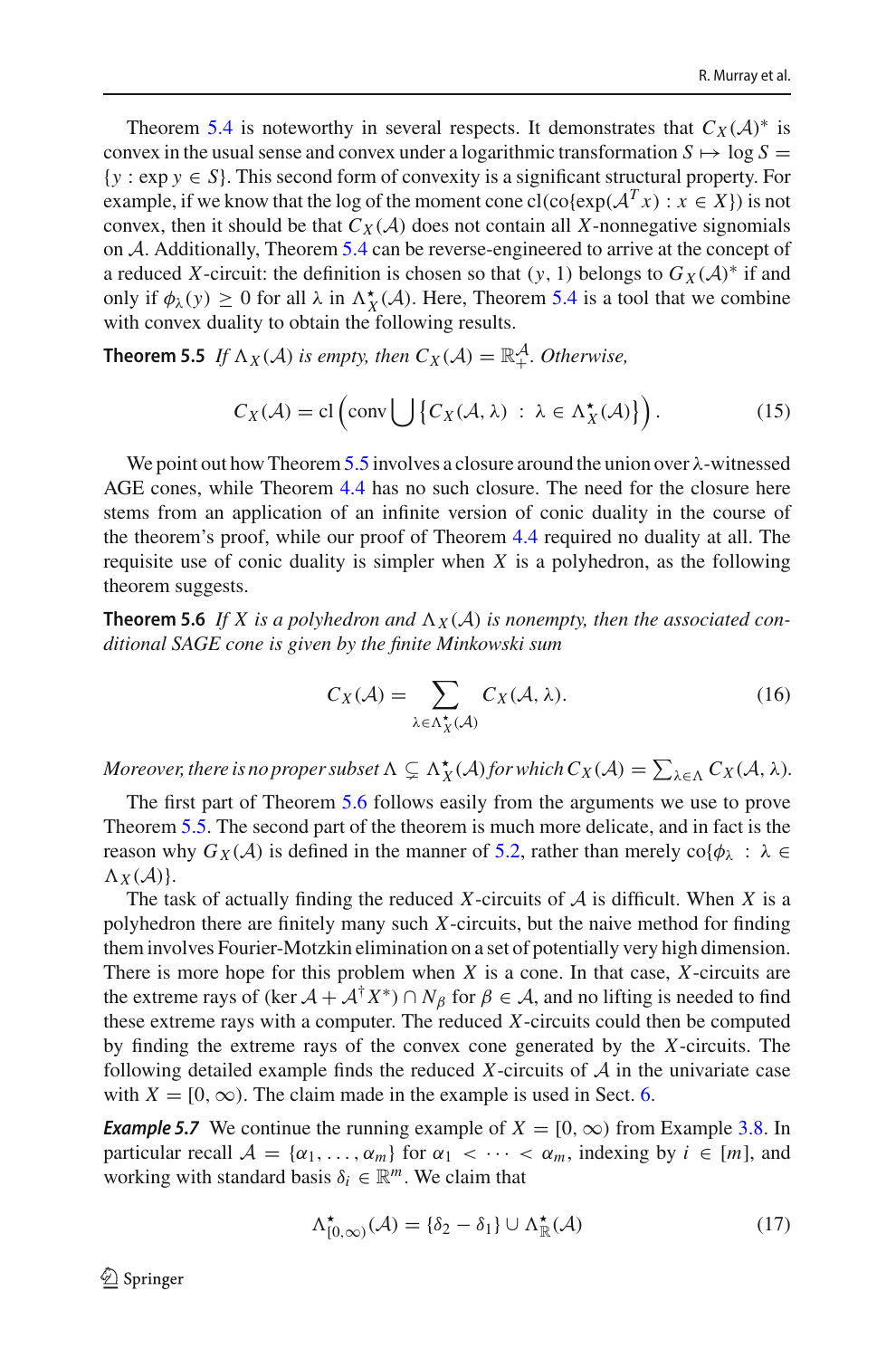Theorem 5.4 is noteworthy in several respects. It demonstrates that $C_X(\mathcal{A})^*$ is convex in the usual sense and convex under a logarithmic transformation $S \mapsto \log S = \{y : \exp y \in S\}$. This second form of convexity is a significant structural property. For example, if we know that the log of the moment cone $\mathrm{cl}(\mathrm{co}\{\exp(\mathcal{A}^T x) : x \in X\})$ is not convex, then it should be that $C_X(\mathcal{A})$ does not contain all $X$-nonnegative signomials on $\mathcal{A}$. Additionally, Theorem 5.4 can be reverse-engineered to arrive at the concept of a reduced $X$-circuit: the definition is chosen so that $(y, 1)$ belongs to $G_X(\mathcal{A})^*$ if and only if $\phi_\lambda(y) \geq 0$ for all $\lambda$ in $\Lambda^\star_X(\mathcal{A})$. Here, Theorem 5.4 is a tool that we combine with convex duality to obtain the following results.

**Theorem 5.5** *If $\Lambda_X(\mathcal{A})$ is empty, then $C_X(\mathcal{A}) = \mathbb{R}^{\mathcal{A}}_+$. Otherwise,*

$$C_X(\mathcal{A}) = \mathrm{cl}\left(\mathrm{conv} \bigcup \left\{ C_X(\mathcal{A}, \lambda) \ : \ \lambda \in \Lambda^\star_X(\mathcal{A}) \right\}\right). \tag{15}$$

We point out how Theorem 5.5 involves a closure around the union over $\lambda$-witnessed AGE cones, while Theorem 4.4 has no such closure. The need for the closure here stems from an application of an infinite version of conic duality in the course of the theorem's proof, while our proof of Theorem 4.4 required no duality at all. The requisite use of conic duality is simpler when $X$ is a polyhedron, as the following theorem suggests.

**Theorem 5.6** *If $X$ is a polyhedron and $\Lambda_X(\mathcal{A})$ is nonempty, then the associated conditional SAGE cone is given by the finite Minkowski sum*

$$C_X(\mathcal{A}) = \sum_{\lambda \in \Lambda^\star_X(\mathcal{A})} C_X(\mathcal{A}, \lambda). \tag{16}$$

*Moreover, there is no proper subset $\Lambda \subsetneq \Lambda^\star_X(\mathcal{A})$ for which $C_X(\mathcal{A}) = \sum_{\lambda \in \Lambda} C_X(\mathcal{A}, \lambda)$.*

The first part of Theorem 5.6 follows easily from the arguments we use to prove Theorem 5.5. The second part of the theorem is much more delicate, and in fact is the reason why $G_X(\mathcal{A})$ is defined in the manner of 5.2, rather than merely $\mathrm{co}\{\phi_\lambda \ : \ \lambda \in \Lambda_X(\mathcal{A})\}$.

The task of actually finding the reduced $X$-circuits of $\mathcal{A}$ is difficult. When $X$ is a polyhedron there are finitely many such $X$-circuits, but the naive method for finding them involves Fourier-Motzkin elimination on a set of potentially very high dimension. There is more hope for this problem when $X$ is a cone. In that case, $X$-circuits are the extreme rays of $(\ker \mathcal{A} + \mathcal{A}^\dagger X^*) \cap N_\beta$ for $\beta \in \mathcal{A}$, and no lifting is needed to find these extreme rays with a computer. The reduced $X$-circuits could then be computed by finding the extreme rays of the convex cone generated by the $X$-circuits. The following detailed example finds the reduced $X$-circuits of $\mathcal{A}$ in the univariate case with $X = [0, \infty)$. The claim made in the example is used in Sect. 6.

***Example 5.7*** We continue the running example of $X = [0, \infty)$ from Example 3.8. In particular recall $\mathcal{A} = \{\alpha_1, \ldots, \alpha_m\}$ for $\alpha_1 < \cdots < \alpha_m$, indexing by $i \in [m]$, and working with standard basis $\delta_i \in \mathbb{R}^m$. We claim that

$$\Lambda^\star_{[0,\infty)}(\mathcal{A}) = \{\delta_2 - \delta_1\} \cup \Lambda^\star_{\mathbb{R}}(\mathcal{A}) \tag{17}$$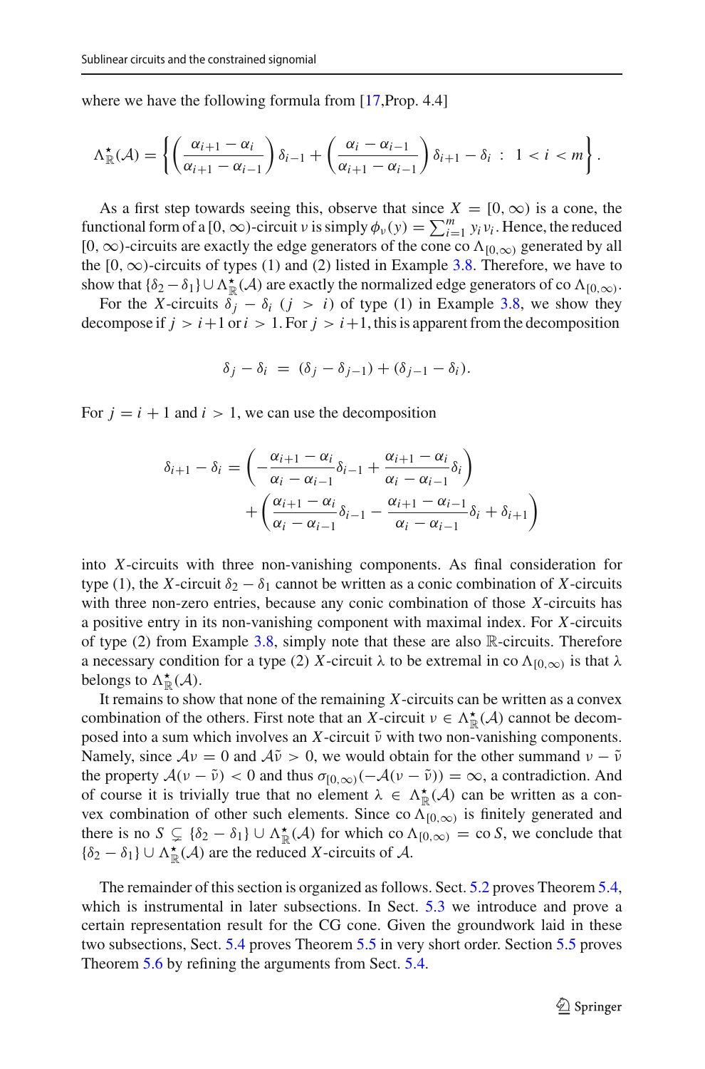where we have the following formula from [17,Prop. 4.4]

$$\Lambda^{\star}_{\mathbb{R}}(\mathcal{A}) = \left\{ \left(\frac{\alpha_{i+1}-\alpha_i}{\alpha_{i+1}-\alpha_{i-1}}\right)\delta_{i-1} + \left(\frac{\alpha_i-\alpha_{i-1}}{\alpha_{i+1}-\alpha_{i-1}}\right)\delta_{i+1} - \delta_i \;:\; 1 < i < m \right\}.$$

As a first step towards seeing this, observe that since $X = [0,\infty)$ is a cone, the functional form of a $[0,\infty)$-circuit $\nu$ is simply $\phi_\nu(y) = \sum_{i=1}^m y_i \nu_i$. Hence, the reduced $[0,\infty)$-circuits are exactly the edge generators of the cone $\operatorname{co}\Lambda_{[0,\infty)}$ generated by all the $[0,\infty)$-circuits of types (1) and (2) listed in Example 3.8. Therefore, we have to show that $\{\delta_2 - \delta_1\} \cup \Lambda^{\star}_{\mathbb{R}}(\mathcal{A})$ are exactly the normalized edge generators of $\operatorname{co}\Lambda_{[0,\infty)}$.

For the $X$-circuits $\delta_j - \delta_i$ ($j > i$) of type (1) in Example 3.8, we show they decompose if $j > i+1$ or $i > 1$. For $j > i+1$, this is apparent from the decomposition

$$\delta_j - \delta_i \;=\; (\delta_j - \delta_{j-1}) + (\delta_{j-1} - \delta_i).$$

For $j = i+1$ and $i > 1$, we can use the decomposition

$$\delta_{i+1} - \delta_i = \left(-\frac{\alpha_{i+1}-\alpha_i}{\alpha_i - \alpha_{i-1}}\delta_{i-1} + \frac{\alpha_{i+1}-\alpha_i}{\alpha_i-\alpha_{i-1}}\delta_i\right) + \left(\frac{\alpha_{i+1}-\alpha_i}{\alpha_i-\alpha_{i-1}}\delta_{i-1} - \frac{\alpha_{i+1}-\alpha_{i-1}}{\alpha_i-\alpha_{i-1}}\delta_i + \delta_{i+1}\right)$$

into $X$-circuits with three non-vanishing components. As final consideration for type (1), the $X$-circuit $\delta_2 - \delta_1$ cannot be written as a conic combination of $X$-circuits with three non-zero entries, because any conic combination of those $X$-circuits has a positive entry in its non-vanishing component with maximal index. For $X$-circuits of type (2) from Example 3.8, simply note that these are also $\mathbb{R}$-circuits. Therefore a necessary condition for a type (2) $X$-circuit $\lambda$ to be extremal in $\operatorname{co}\Lambda_{[0,\infty)}$ is that $\lambda$ belongs to $\Lambda^{\star}_{\mathbb{R}}(\mathcal{A})$.

It remains to show that none of the remaining $X$-circuits can be written as a convex combination of the others. First note that an $X$-circuit $\nu \in \Lambda^{\star}_{\mathbb{R}}(\mathcal{A})$ cannot be decomposed into a sum which involves an $X$-circuit $\tilde{\nu}$ with two non-vanishing components. Namely, since $\mathcal{A}\nu = 0$ and $\mathcal{A}\tilde{\nu} > 0$, we would obtain for the other summand $\nu - \tilde{\nu}$ the property $\mathcal{A}(\nu - \tilde{\nu}) < 0$ and thus $\sigma_{[0,\infty)}(-\mathcal{A}(\nu - \tilde{\nu})) = \infty$, a contradiction. And of course it is trivially true that no element $\lambda \in \Lambda^{\star}_{\mathbb{R}}(\mathcal{A})$ can be written as a convex combination of other such elements. Since $\operatorname{co}\Lambda_{[0,\infty)}$ is finitely generated and there is no $S \subsetneq \{\delta_2 - \delta_1\} \cup \Lambda^{\star}_{\mathbb{R}}(\mathcal{A})$ for which $\operatorname{co}\Lambda_{[0,\infty)} = \operatorname{co} S$, we conclude that $\{\delta_2 - \delta_1\} \cup \Lambda^{\star}_{\mathbb{R}}(\mathcal{A})$ are the reduced $X$-circuits of $\mathcal{A}$.

The remainder of this section is organized as follows. Sect. 5.2 proves Theorem 5.4, which is instrumental in later subsections. In Sect. 5.3 we introduce and prove a certain representation result for the CG cone. Given the groundwork laid in these two subsections, Sect. 5.4 proves Theorem 5.5 in very short order. Section 5.5 proves Theorem 5.6 by refining the arguments from Sect. 5.4.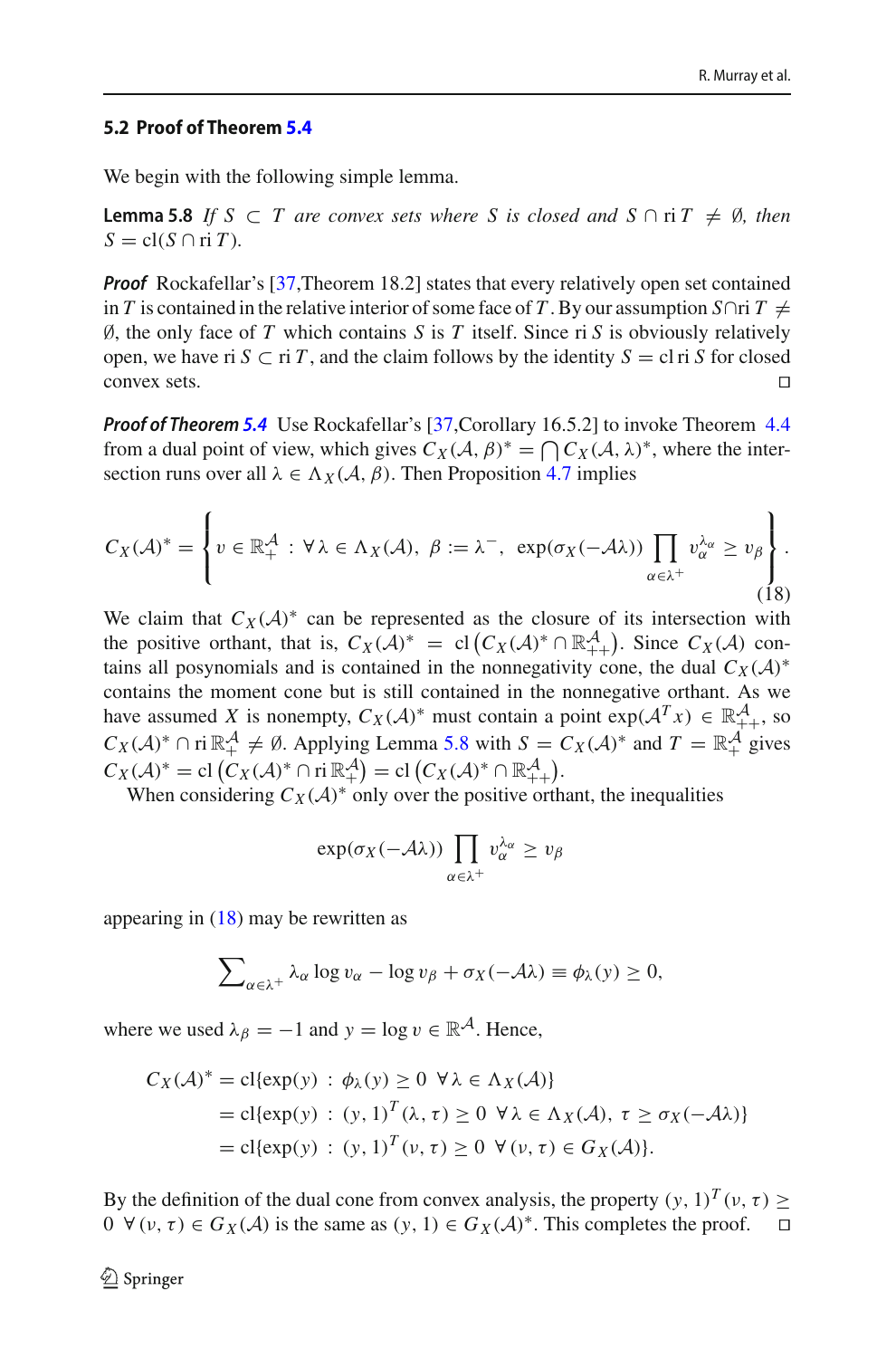### 5.2 Proof of Theorem 5.4

We begin with the following simple lemma.

**Lemma 5.8** *If $S \subset T$ are convex sets where $S$ is closed and $S \cap \operatorname{ri} T \neq \emptyset$, then $S = \operatorname{cl}(S \cap \operatorname{ri} T)$.*

***Proof*** Rockafellar's [37,Theorem 18.2] states that every relatively open set contained in $T$ is contained in the relative interior of some face of $T$. By our assumption $S \cap \operatorname{ri} T \neq \emptyset$, the only face of $T$ which contains $S$ is $T$ itself. Since $\operatorname{ri} S$ is obviously relatively open, we have $\operatorname{ri} S \subset \operatorname{ri} T$, and the claim follows by the identity $S = \operatorname{cl} \operatorname{ri} S$ for closed convex sets. □

***Proof of Theorem 5.4*** Use Rockafellar's [37,Corollary 16.5.2] to invoke Theorem 4.4 from a dual point of view, which gives $C_X(\mathcal{A}, \beta)^* = \bigcap C_X(\mathcal{A}, \lambda)^*$, where the intersection runs over all $\lambda \in \Lambda_X(\mathcal{A}, \beta)$. Then Proposition 4.7 implies

$$
C_X(\mathcal{A})^* = \left\{ v \in \mathbb{R}^{\mathcal{A}}_{+} \,:\, \forall\, \lambda \in \Lambda_X(\mathcal{A}),\ \beta := \lambda^{-},\ \exp(\sigma_X(-\mathcal{A}\lambda)) \prod_{\alpha \in \lambda^{+}} v_\alpha^{\lambda_\alpha} \geq v_\beta \right\}. \tag{18}
$$

We claim that $C_X(\mathcal{A})^*$ can be represented as the closure of its intersection with the positive orthant, that is, $C_X(\mathcal{A})^* = \operatorname{cl}\left(C_X(\mathcal{A})^* \cap \mathbb{R}^{\mathcal{A}}_{++}\right)$. Since $C_X(\mathcal{A})$ contains all posynomials and is contained in the nonnegativity cone, the dual $C_X(\mathcal{A})^*$ contains the moment cone but is still contained in the nonnegative orthant. As we have assumed $X$ is nonempty, $C_X(\mathcal{A})^*$ must contain a point $\exp(\mathcal{A}^T x) \in \mathbb{R}^{\mathcal{A}}_{++}$, so $C_X(\mathcal{A})^* \cap \operatorname{ri} \mathbb{R}^{\mathcal{A}}_{+} \neq \emptyset$. Applying Lemma 5.8 with $S = C_X(\mathcal{A})^*$ and $T = \mathbb{R}^{\mathcal{A}}_{+}$ gives $C_X(\mathcal{A})^* = \operatorname{cl}\left(C_X(\mathcal{A})^* \cap \operatorname{ri} \mathbb{R}^{\mathcal{A}}_{+}\right) = \operatorname{cl}\left(C_X(\mathcal{A})^* \cap \mathbb{R}^{\mathcal{A}}_{++}\right)$.

When considering $C_X(\mathcal{A})^*$ only over the positive orthant, the inequalities

$$
\exp(\sigma_X(-\mathcal{A}\lambda)) \prod_{\alpha \in \lambda^{+}} v_\alpha^{\lambda_\alpha} \geq v_\beta
$$

appearing in (18) may be rewritten as

$$
\sum\nolimits_{\alpha \in \lambda^{+}} \lambda_\alpha \log v_\alpha - \log v_\beta + \sigma_X(-\mathcal{A}\lambda) \equiv \phi_\lambda(y) \geq 0,
$$

where we used $\lambda_\beta = -1$ and $y = \log v \in \mathbb{R}^{\mathcal{A}}$. Hence,

$$
\begin{aligned}
C_X(\mathcal{A})^* &= \operatorname{cl}\{\exp(y) \,:\, \phi_\lambda(y) \geq 0 \ \ \forall\, \lambda \in \Lambda_X(\mathcal{A})\} \\
&= \operatorname{cl}\{\exp(y) \,:\, (y, 1)^T(\lambda, \tau) \geq 0 \ \ \forall\, \lambda \in \Lambda_X(\mathcal{A}),\ \tau \geq \sigma_X(-\mathcal{A}\lambda)\} \\
&= \operatorname{cl}\{\exp(y) \,:\, (y, 1)^T(\nu, \tau) \geq 0 \ \ \forall\, (\nu, \tau) \in G_X(\mathcal{A})\}.
\end{aligned}
$$

By the definition of the dual cone from convex analysis, the property $(y, 1)^T(\nu, \tau) \geq 0 \ \ \forall\, (\nu, \tau) \in G_X(\mathcal{A})$ is the same as $(y, 1) \in G_X(\mathcal{A})^*$. This completes the proof. □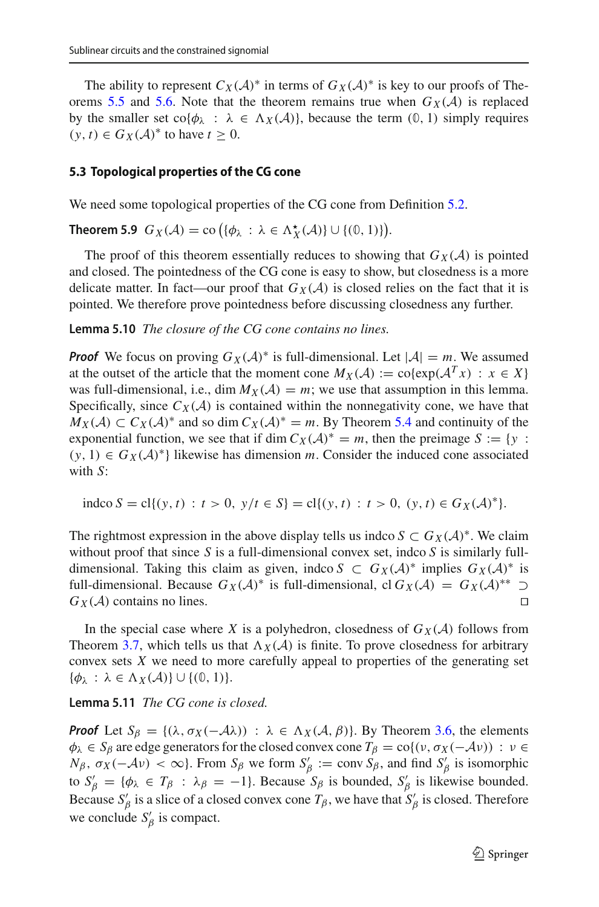The ability to represent $C_X(\mathcal{A})^*$ in terms of $G_X(\mathcal{A})^*$ is key to our proofs of Theorems 5.5 and 5.6. Note that the theorem remains true when $G_X(\mathcal{A})$ is replaced by the smaller set $\operatorname{co}\{\phi_\lambda : \lambda \in \Lambda_X(\mathcal{A})\}$, because the term $(\mathbb{0}, 1)$ simply requires $(y, t) \in G_X(\mathcal{A})^*$ to have $t \geq 0$.

### 5.3 Topological properties of the CG cone

We need some topological properties of the CG cone from Definition 5.2.

**Theorem 5.9** $G_X(\mathcal{A}) = \operatorname{co}\left(\{\phi_\lambda : \lambda \in \Lambda_X^\star(\mathcal{A})\} \cup \{(\mathbb{0}, 1)\}\right)$.

The proof of this theorem essentially reduces to showing that $G_X(\mathcal{A})$ is pointed and closed. The pointedness of the CG cone is easy to show, but closedness is a more delicate matter. In fact—our proof that $G_X(\mathcal{A})$ is closed relies on the fact that it is pointed. We therefore prove pointedness before discussing closedness any further.

**Lemma 5.10** *The closure of the CG cone contains no lines.*

***Proof*** We focus on proving $G_X(\mathcal{A})^*$ is full-dimensional. Let $|\mathcal{A}| = m$. We assumed at the outset of the article that the moment cone $M_X(\mathcal{A}) := \operatorname{co}\{\exp(\mathcal{A}^T x) : x \in X\}$ was full-dimensional, i.e., $\dim M_X(\mathcal{A}) = m$; we use that assumption in this lemma. Specifically, since $C_X(\mathcal{A})$ is contained within the nonnegativity cone, we have that $M_X(\mathcal{A}) \subset C_X(\mathcal{A})^*$ and so $\dim C_X(\mathcal{A})^* = m$. By Theorem 5.4 and continuity of the exponential function, we see that if $\dim C_X(\mathcal{A})^* = m$, then the preimage $S := \{y : (y, 1) \in G_X(\mathcal{A})^*\}$ likewise has dimension $m$. Consider the induced cone associated with $S$:

$$\operatorname{indco} S = \operatorname{cl}\{(y, t) : t > 0,\ y/t \in S\} = \operatorname{cl}\{(y, t) : t > 0,\ (y, t) \in G_X(\mathcal{A})^*\}.$$

The rightmost expression in the above display tells us $\operatorname{indco} S \subset G_X(\mathcal{A})^*$. We claim without proof that since $S$ is a full-dimensional convex set, $\operatorname{indco} S$ is similarly full-dimensional. Taking this claim as given, $\operatorname{indco} S \subset G_X(\mathcal{A})^*$ implies $G_X(\mathcal{A})^*$ is full-dimensional. Because $G_X(\mathcal{A})^*$ is full-dimensional, $\operatorname{cl} G_X(\mathcal{A}) = G_X(\mathcal{A})^{**} \supset G_X(\mathcal{A})$ contains no lines. $\square$

In the special case where $X$ is a polyhedron, closedness of $G_X(\mathcal{A})$ follows from Theorem 3.7, which tells us that $\Lambda_X(\mathcal{A})$ is finite. To prove closedness for arbitrary convex sets $X$ we need to more carefully appeal to properties of the generating set $\{\phi_\lambda : \lambda \in \Lambda_X(\mathcal{A})\} \cup \{(\mathbb{0}, 1)\}$.

**Lemma 5.11** *The CG cone is closed.*

***Proof*** Let $S_\beta = \{(\lambda, \sigma_X(-\mathcal{A}\lambda)) : \lambda \in \Lambda_X(\mathcal{A}, \beta)\}$. By Theorem 3.6, the elements $\phi_\lambda \in S_\beta$ are edge generators for the closed convex cone $T_\beta = \operatorname{co}\{(\nu, \sigma_X(-\mathcal{A}\nu)) : \nu \in N_\beta,\ \sigma_X(-\mathcal{A}\nu) < \infty\}$. From $S_\beta$ we form $S'_\beta := \operatorname{conv} S_\beta$, and find $S'_\beta$ is isomorphic to $S''_\beta = \{\phi_\lambda \in T_\beta : \lambda_\beta = -1\}$. Because $S_\beta$ is bounded, $S'_\beta$ is likewise bounded. Because $S'_\beta$ is a slice of a closed convex cone $T_\beta$, we have that $S'_\beta$ is closed. Therefore we conclude $S'_\beta$ is compact.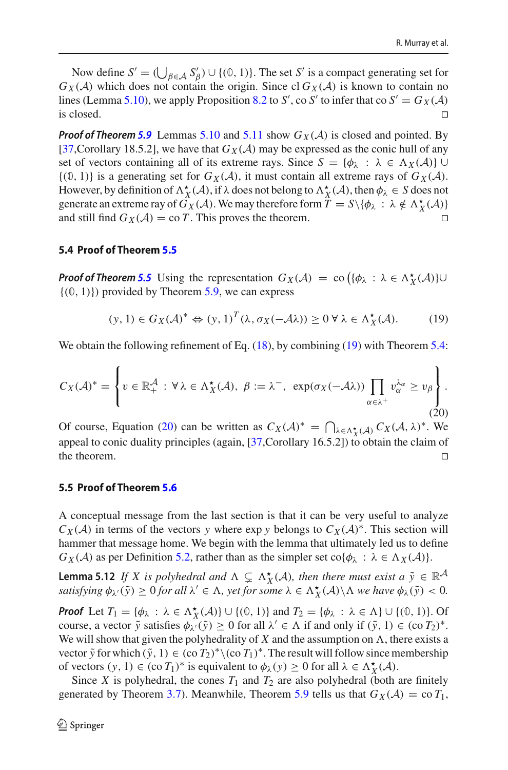Now define $S' = (\bigcup_{\beta \in \mathcal{A}} S'_\beta) \cup \{(\mathbb{0}, 1)\}$. The set $S'$ is a compact generating set for $G_X(\mathcal{A})$ which does not contain the origin. Since $\operatorname{cl} G_X(\mathcal{A})$ is known to contain no lines (Lemma 5.10), we apply Proposition 8.2 to $S'$, $\operatorname{co} S'$ to infer that $\operatorname{co} S' = G_X(\mathcal{A})$ is closed. $\square$

***Proof of Theorem 5.9*** Lemmas 5.10 and 5.11 show $G_X(\mathcal{A})$ is closed and pointed. By [37,Corollary 18.5.2], we have that $G_X(\mathcal{A})$ may be expressed as the conic hull of any set of vectors containing all of its extreme rays. Since $S = \{\phi_\lambda : \lambda \in \Lambda_X(\mathcal{A})\} \cup \{(\mathbb{0}, 1)\}$ is a generating set for $G_X(\mathcal{A})$, it must contain all extreme rays of $G_X(\mathcal{A})$. However, by definition of $\Lambda^\star_X(\mathcal{A})$, if $\lambda$ does not belong to $\Lambda^\star_X(\mathcal{A})$, then $\phi_\lambda \in S$ does not generate an extreme ray of $G_X(\mathcal{A})$. We may therefore form $T = S \setminus \{\phi_\lambda : \lambda \notin \Lambda^\star_X(\mathcal{A})\}$ and still find $G_X(\mathcal{A}) = \operatorname{co} T$. This proves the theorem. $\square$

### 5.4 Proof of Theorem 5.5

***Proof of Theorem 5.5*** Using the representation $G_X(\mathcal{A}) = \operatorname{co}\left(\{\phi_\lambda : \lambda \in \Lambda^\star_X(\mathcal{A})\} \cup \{(\mathbb{0}, 1)\}\right)$ provided by Theorem 5.9, we can express

$$(y, 1) \in G_X(\mathcal{A})^* \Leftrightarrow (y, 1)^T(\lambda, \sigma_X(-\mathcal{A}\lambda)) \geq 0 \;\forall\, \lambda \in \Lambda^\star_X(\mathcal{A}). \tag{19}$$

We obtain the following refinement of Eq. (18), by combining (19) with Theorem 5.4:

$$C_X(\mathcal{A})^* = \left\{ v \in \mathbb{R}^{\mathcal{A}}_+ \,:\, \forall\, \lambda \in \Lambda^\star_X(\mathcal{A}),\; \beta := \lambda^-,\; \exp(\sigma_X(-\mathcal{A}\lambda)) \prod_{\alpha \in \lambda^+} v_\alpha^{\lambda_\alpha} \geq v_\beta \right\}. \tag{20}$$

Of course, Equation (20) can be written as $C_X(\mathcal{A})^* = \bigcap_{\lambda \in \Lambda^\star_X(\mathcal{A})} C_X(\mathcal{A}, \lambda)^*$. We appeal to conic duality principles (again, [37,Corollary 16.5.2]) to obtain the claim of the theorem. $\square$

### 5.5 Proof of Theorem 5.6

A conceptual message from the last section is that it can be very useful to analyze $C_X(\mathcal{A})$ in terms of the vectors $y$ where $\exp y$ belongs to $C_X(\mathcal{A})^*$. This section will hammer that message home. We begin with the lemma that ultimately led us to define $G_X(\mathcal{A})$ as per Definition 5.2, rather than as the simpler set $\operatorname{co}\{\phi_\lambda : \lambda \in \Lambda_X(\mathcal{A})\}$.

**Lemma 5.12** *If $X$ is polyhedral and $\Lambda \subsetneq \Lambda^\star_X(\mathcal{A})$, then there must exist a $\tilde{y} \in \mathbb{R}^{\mathcal{A}}$ satisfying $\phi_{\lambda'}(\tilde{y}) \geq 0$ for all $\lambda' \in \Lambda$, yet for some $\lambda \in \Lambda^\star_X(\mathcal{A}) \setminus \Lambda$ we have $\phi_\lambda(\tilde{y}) < 0$.*

***Proof*** Let $T_1 = \{\phi_\lambda : \lambda \in \Lambda^\star_X(\mathcal{A})\} \cup \{(\mathbb{0}, 1)\}$ and $T_2 = \{\phi_\lambda : \lambda \in \Lambda\} \cup \{(\mathbb{0}, 1)\}$. Of course, a vector $\tilde{y}$ satisfies $\phi_{\lambda'}(\tilde{y}) \geq 0$ for all $\lambda' \in \Lambda$ if and only if $(\tilde{y}, 1) \in (\operatorname{co} T_2)^*$. We will show that given the polyhedrality of $X$ and the assumption on $\Lambda$, there exists a vector $\tilde{y}$ for which $(\tilde{y}, 1) \in (\operatorname{co} T_2)^* \setminus (\operatorname{co} T_1)^*$. The result will follow since membership of vectors $(y, 1) \in (\operatorname{co} T_1)^*$ is equivalent to $\phi_\lambda(y) \geq 0$ for all $\lambda \in \Lambda^\star_X(\mathcal{A})$.

Since $X$ is polyhedral, the cones $T_1$ and $T_2$ are also polyhedral (both are finitely generated by Theorem 3.7). Meanwhile, Theorem 5.9 tells us that $G_X(\mathcal{A}) = \operatorname{co} T_1$,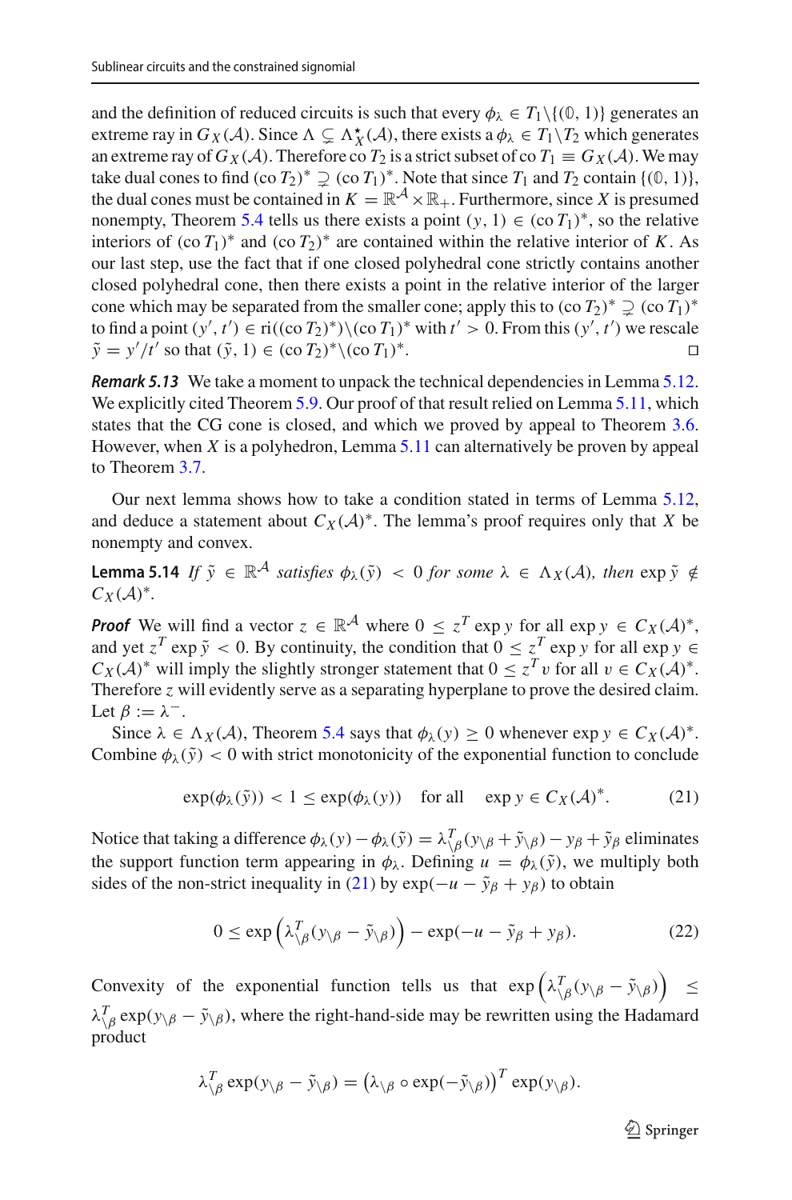and the definition of reduced circuits is such that every $\phi_\lambda \in T_1 \setminus \{(\mathbb{0}, 1)\}$ generates an extreme ray in $G_X(\mathcal{A})$. Since $\Lambda \subsetneq \Lambda_X^\star(\mathcal{A})$, there exists a $\phi_\lambda \in T_1 \setminus T_2$ which generates an extreme ray of $G_X(\mathcal{A})$. Therefore $\operatorname{co} T_2$ is a strict subset of $\operatorname{co} T_1 \equiv G_X(\mathcal{A})$. We may take dual cones to find $(\operatorname{co} T_2)^* \supsetneq (\operatorname{co} T_1)^*$. Note that since $T_1$ and $T_2$ contain $\{(\mathbb{0}, 1)\}$, the dual cones must be contained in $K = \mathbb{R}^{\mathcal{A}} \times \mathbb{R}_+$. Furthermore, since $X$ is presumed nonempty, Theorem 5.4 tells us there exists a point $(y, 1) \in (\operatorname{co} T_1)^*$, so the relative interiors of $(\operatorname{co} T_1)^*$ and $(\operatorname{co} T_2)^*$ are contained within the relative interior of $K$. As our last step, use the fact that if one closed polyhedral cone strictly contains another closed polyhedral cone, then there exists a point in the relative interior of the larger cone which may be separated from the smaller cone; apply this to $(\operatorname{co} T_2)^* \supsetneq (\operatorname{co} T_1)^*$ to find a point $(y', t') \in \operatorname{ri}((\operatorname{co} T_2)^*) \setminus (\operatorname{co} T_1)^*$ with $t' > 0$. From this $(y', t')$ we rescale $\tilde{y} = y'/t'$ so that $(\tilde{y}, 1) \in (\operatorname{co} T_2)^* \setminus (\operatorname{co} T_1)^*$. $\square$

***Remark 5.13*** We take a moment to unpack the technical dependencies in Lemma 5.12. We explicitly cited Theorem 5.9. Our proof of that result relied on Lemma 5.11, which states that the CG cone is closed, and which we proved by appeal to Theorem 3.6. However, when $X$ is a polyhedron, Lemma 5.11 can alternatively be proven by appeal to Theorem 3.7.

Our next lemma shows how to take a condition stated in terms of Lemma 5.12, and deduce a statement about $C_X(\mathcal{A})^*$. The lemma's proof requires only that $X$ be nonempty and convex.

**Lemma 5.14** *If $\tilde{y} \in \mathbb{R}^{\mathcal{A}}$ satisfies $\phi_\lambda(\tilde{y}) < 0$ for some $\lambda \in \Lambda_X(\mathcal{A})$, then $\exp \tilde{y} \notin C_X(\mathcal{A})^*$.*

***Proof*** We will find a vector $z \in \mathbb{R}^{\mathcal{A}}$ where $0 \leq z^T \exp y$ for all $\exp y \in C_X(\mathcal{A})^*$, and yet $z^T \exp \tilde{y} < 0$. By continuity, the condition that $0 \leq z^T \exp y$ for all $\exp y \in C_X(\mathcal{A})^*$ will imply the slightly stronger statement that $0 \leq z^T v$ for all $v \in C_X(\mathcal{A})^*$. Therefore $z$ will evidently serve as a separating hyperplane to prove the desired claim. Let $\beta := \lambda^-$.

Since $\lambda \in \Lambda_X(\mathcal{A})$, Theorem 5.4 says that $\phi_\lambda(y) \geq 0$ whenever $\exp y \in C_X(\mathcal{A})^*$. Combine $\phi_\lambda(\tilde{y}) < 0$ with strict monotonicity of the exponential function to conclude

$$
\exp(\phi_\lambda(\tilde{y})) < 1 \leq \exp(\phi_\lambda(y)) \quad \text{for all} \quad \exp y \in C_X(\mathcal{A})^*. \tag{21}
$$

Notice that taking a difference $\phi_\lambda(y) - \phi_\lambda(\tilde{y}) = \lambda_{\setminus\beta}^T(y_{\setminus\beta} + \tilde{y}_{\setminus\beta}) - y_\beta + \tilde{y}_\beta$ eliminates the support function term appearing in $\phi_\lambda$. Defining $u = \phi_\lambda(\tilde{y})$, we multiply both sides of the non-strict inequality in (21) by $\exp(-u - \tilde{y}_\beta + y_\beta)$ to obtain

$$
0 \leq \exp\left(\lambda_{\setminus\beta}^T(y_{\setminus\beta} - \tilde{y}_{\setminus\beta})\right) - \exp(-u - \tilde{y}_\beta + y_\beta). \tag{22}
$$

Convexity of the exponential function tells us that $\exp\left(\lambda_{\setminus\beta}^T(y_{\setminus\beta} - \tilde{y}_{\setminus\beta})\right) \leq \lambda_{\setminus\beta}^T \exp(y_{\setminus\beta} - \tilde{y}_{\setminus\beta})$, where the right-hand-side may be rewritten using the Hadamard product

$$
\lambda_{\setminus\beta}^T \exp(y_{\setminus\beta} - \tilde{y}_{\setminus\beta}) = \left(\lambda_{\setminus\beta} \circ \exp(-\tilde{y}_{\setminus\beta})\right)^T \exp(y_{\setminus\beta}).
$$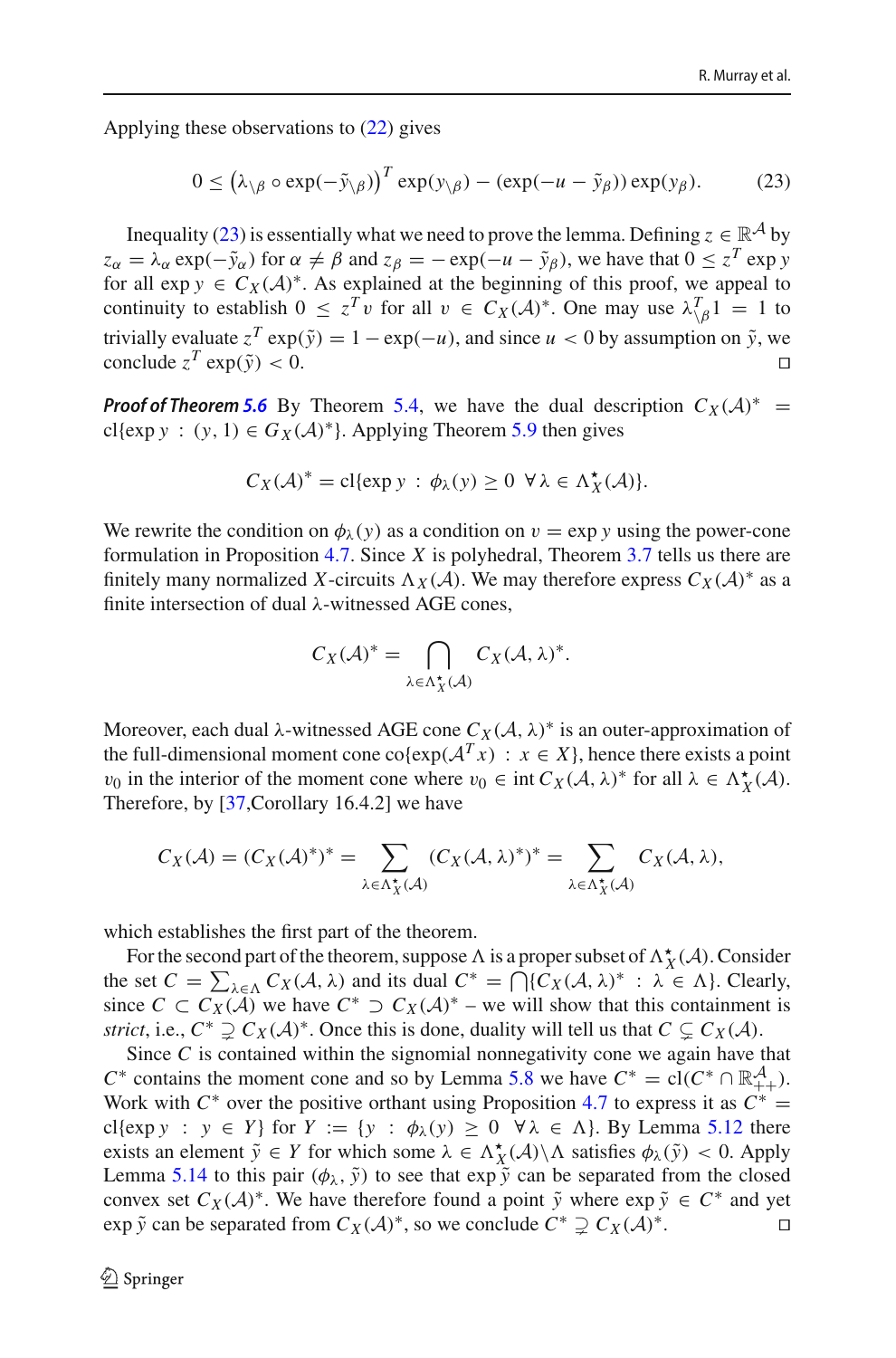Applying these observations to (22) gives

$$0 \leq \left(\lambda_{\setminus\beta} \circ \exp(-\tilde{y}_{\setminus\beta})\right)^T \exp(y_{\setminus\beta}) - (\exp(-u - \tilde{y}_\beta)) \exp(y_\beta). \tag{23}$$

Inequality (23) is essentially what we need to prove the lemma. Defining $z \in \mathbb{R}^{\mathcal{A}}$ by $z_\alpha = \lambda_\alpha \exp(-\tilde{y}_\alpha)$ for $\alpha \neq \beta$ and $z_\beta = -\exp(-u - \tilde{y}_\beta)$, we have that $0 \leq z^T \exp y$ for all $\exp y \in C_X(\mathcal{A})^*$. As explained at the beginning of this proof, we appeal to continuity to establish $0 \leq z^T v$ for all $v \in C_X(\mathcal{A})^*$. One may use $\lambda_{\setminus\beta}^T 1 = 1$ to trivially evaluate $z^T \exp(\tilde{y}) = 1 - \exp(-u)$, and since $u < 0$ by assumption on $\tilde{y}$, we conclude $z^T \exp(\tilde{y}) < 0$. $\square$

***Proof of Theorem 5.6*** By Theorem 5.4, we have the dual description $C_X(\mathcal{A})^* = \mathrm{cl}\{\exp y : (y, 1) \in G_X(\mathcal{A})^*\}$. Applying Theorem 5.9 then gives

$$C_X(\mathcal{A})^* = \mathrm{cl}\{\exp y : \phi_\lambda(y) \geq 0 \;\; \forall \lambda \in \Lambda_X^\star(\mathcal{A})\}.$$

We rewrite the condition on $\phi_\lambda(y)$ as a condition on $v = \exp y$ using the power-cone formulation in Proposition 4.7. Since $X$ is polyhedral, Theorem 3.7 tells us there are finitely many normalized $X$-circuits $\Lambda_X(\mathcal{A})$. We may therefore express $C_X(\mathcal{A})^*$ as a finite intersection of dual $\lambda$-witnessed AGE cones,

$$C_X(\mathcal{A})^* = \bigcap_{\lambda \in \Lambda_X^\star(\mathcal{A})} C_X(\mathcal{A}, \lambda)^*.$$

Moreover, each dual $\lambda$-witnessed AGE cone $C_X(\mathcal{A}, \lambda)^*$ is an outer-approximation of the full-dimensional moment cone $\mathrm{co}\{\exp(\mathcal{A}^T x) : x \in X\}$, hence there exists a point $v_0$ in the interior of the moment cone where $v_0 \in \mathrm{int}\, C_X(\mathcal{A}, \lambda)^*$ for all $\lambda \in \Lambda_X^\star(\mathcal{A})$. Therefore, by [37,Corollary 16.4.2] we have

$$C_X(\mathcal{A}) = (C_X(\mathcal{A})^*)^* = \sum_{\lambda \in \Lambda_X^\star(\mathcal{A})} (C_X(\mathcal{A}, \lambda)^*)^* = \sum_{\lambda \in \Lambda_X^\star(\mathcal{A})} C_X(\mathcal{A}, \lambda),$$

which establishes the first part of the theorem.

For the second part of the theorem, suppose $\Lambda$ is a proper subset of $\Lambda_X^\star(\mathcal{A})$. Consider the set $C = \sum_{\lambda \in \Lambda} C_X(\mathcal{A}, \lambda)$ and its dual $C^* = \bigcap\{C_X(\mathcal{A}, \lambda)^* : \lambda \in \Lambda\}$. Clearly, since $C \subset C_X(\mathcal{A})$ we have $C^* \supset C_X(\mathcal{A})^*$ – we will show that this containment is *strict*, i.e., $C^* \supsetneq C_X(\mathcal{A})^*$. Once this is done, duality will tell us that $C \subsetneq C_X(\mathcal{A})$.

Since $C$ is contained within the signomial nonnegativity cone we again have that $C^*$ contains the moment cone and so by Lemma 5.8 we have $C^* = \mathrm{cl}(C^* \cap \mathbb{R}_{++}^{\mathcal{A}})$. Work with $C^*$ over the positive orthant using Proposition 4.7 to express it as $C^* = \mathrm{cl}\{\exp y : y \in Y\}$ for $Y := \{y : \phi_\lambda(y) \geq 0 \;\; \forall \lambda \in \Lambda\}$. By Lemma 5.12 there exists an element $\tilde{y} \in Y$ for which some $\lambda \in \Lambda_X^\star(\mathcal{A}) \backslash \Lambda$ satisfies $\phi_\lambda(\tilde{y}) < 0$. Apply Lemma 5.14 to this pair $(\phi_\lambda, \tilde{y})$ to see that $\exp \tilde{y}$ can be separated from the closed convex set $C_X(\mathcal{A})^*$. We have therefore found a point $\tilde{y}$ where $\exp \tilde{y} \in C^*$ and yet $\exp \tilde{y}$ can be separated from $C_X(\mathcal{A})^*$, so we conclude $C^* \supsetneq C_X(\mathcal{A})^*$. $\square$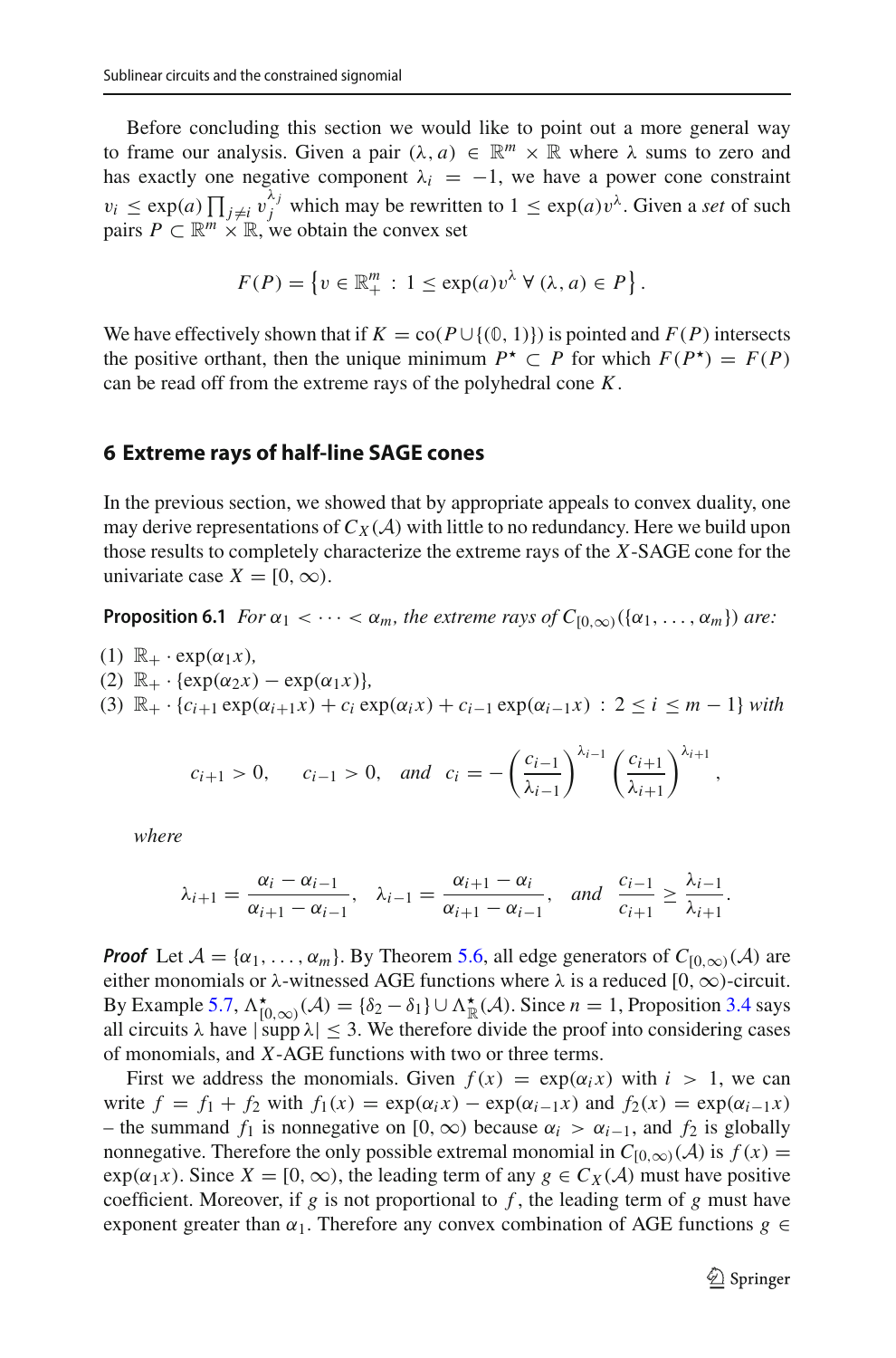Before concluding this section we would like to point out a more general way to frame our analysis. Given a pair $(\lambda, a) \in \mathbb{R}^m \times \mathbb{R}$ where $\lambda$ sums to zero and has exactly one negative component $\lambda_i = -1$, we have a power cone constraint $v_i \leq \exp(a) \prod_{j \neq i} v_j^{\lambda_j}$ which may be rewritten to $1 \leq \exp(a) v^{\lambda}$. Given a *set* of such pairs $P \subset \mathbb{R}^m \times \mathbb{R}$, we obtain the convex set

$$F(P) = \left\{ v \in \mathbb{R}^m_+ \, : \, 1 \leq \exp(a) v^{\lambda} \; \forall \, (\lambda, a) \in P \right\}.$$

We have effectively shown that if $K = \text{co}(P \cup \{(\mathbb{0}, 1)\})$ is pointed and $F(P)$ intersects the positive orthant, then the unique minimum $P^\star \subset P$ for which $F(P^\star) = F(P)$ can be read off from the extreme rays of the polyhedral cone $K$.

## 6 Extreme rays of half-line SAGE cones

In the previous section, we showed that by appropriate appeals to convex duality, one may derive representations of $C_X(\mathcal{A})$ with little to no redundancy. Here we build upon those results to completely characterize the extreme rays of the $X$-SAGE cone for the univariate case $X = [0, \infty)$.

**Proposition 6.1** *For $\alpha_1 < \cdots < \alpha_m$, the extreme rays of $C_{[0,\infty)}(\{\alpha_1, \ldots, \alpha_m\})$ are:*

(1) $\mathbb{R}_+ \cdot \exp(\alpha_1 x)$,
(2) $\mathbb{R}_+ \cdot \{\exp(\alpha_2 x) - \exp(\alpha_1 x)\}$,
(3) $\mathbb{R}_+ \cdot \{c_{i+1} \exp(\alpha_{i+1} x) + c_i \exp(\alpha_i x) + c_{i-1} \exp(\alpha_{i-1} x) \, : \, 2 \leq i \leq m-1\}$ *with*

$$c_{i+1} > 0, \quad c_{i-1} > 0, \quad \textit{and} \quad c_i = -\left(\frac{c_{i-1}}{\lambda_{i-1}}\right)^{\lambda_{i-1}} \left(\frac{c_{i+1}}{\lambda_{i+1}}\right)^{\lambda_{i+1}},$$

*where*

$$\lambda_{i+1} = \frac{\alpha_i - \alpha_{i-1}}{\alpha_{i+1} - \alpha_{i-1}}, \quad \lambda_{i-1} = \frac{\alpha_{i+1} - \alpha_i}{\alpha_{i+1} - \alpha_{i-1}}, \quad \textit{and} \quad \frac{c_{i-1}}{c_{i+1}} \geq \frac{\lambda_{i-1}}{\lambda_{i+1}}.$$

***Proof*** Let $\mathcal{A} = \{\alpha_1, \ldots, \alpha_m\}$. By Theorem 5.6, all edge generators of $C_{[0,\infty)}(\mathcal{A})$ are either monomials or $\lambda$-witnessed AGE functions where $\lambda$ is a reduced $[0, \infty)$-circuit. By Example 5.7, $\Lambda^\star_{[0,\infty)}(\mathcal{A}) = \{\delta_2 - \delta_1\} \cup \Lambda^\star_{\mathbb{R}}(\mathcal{A})$. Since $n = 1$, Proposition 3.4 says all circuits $\lambda$ have $|\operatorname{supp} \lambda| \leq 3$. We therefore divide the proof into considering cases of monomials, and $X$-AGE functions with two or three terms.

First we address the monomials. Given $f(x) = \exp(\alpha_i x)$ with $i > 1$, we can write $f = f_1 + f_2$ with $f_1(x) = \exp(\alpha_i x) - \exp(\alpha_{i-1} x)$ and $f_2(x) = \exp(\alpha_{i-1} x)$ – the summand $f_1$ is nonnegative on $[0, \infty)$ because $\alpha_i > \alpha_{i-1}$, and $f_2$ is globally nonnegative. Therefore the only possible extremal monomial in $C_{[0,\infty)}(\mathcal{A})$ is $f(x) = \exp(\alpha_1 x)$. Since $X = [0, \infty)$, the leading term of any $g \in C_X(\mathcal{A})$ must have positive coefficient. Moreover, if $g$ is not proportional to $f$, the leading term of $g$ must have exponent greater than $\alpha_1$. Therefore any convex combination of AGE functions $g \in$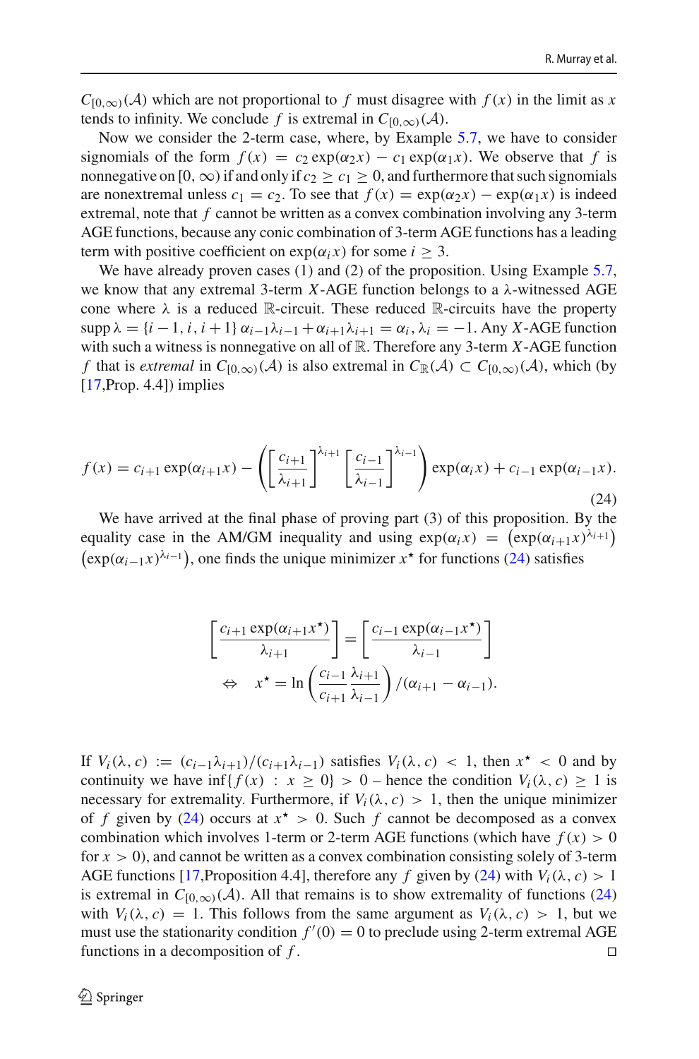$C_{[0,\infty)}(\mathcal{A})$ which are not proportional to $f$ must disagree with $f(x)$ in the limit as $x$ tends to infinity. We conclude $f$ is extremal in $C_{[0,\infty)}(\mathcal{A})$.

Now we consider the 2-term case, where, by Example 5.7, we have to consider signomials of the form $f(x) = c_2 \exp(\alpha_2 x) - c_1 \exp(\alpha_1 x)$. We observe that $f$ is nonnegative on $[0, \infty)$ if and only if $c_2 \geq c_1 \geq 0$, and furthermore that such signomials are nonextremal unless $c_1 = c_2$. To see that $f(x) = \exp(\alpha_2 x) - \exp(\alpha_1 x)$ is indeed extremal, note that $f$ cannot be written as a convex combination involving any 3-term AGE functions, because any conic combination of 3-term AGE functions has a leading term with positive coefficient on $\exp(\alpha_i x)$ for some $i \geq 3$.

We have already proven cases (1) and (2) of the proposition. Using Example 5.7, we know that any extremal 3-term $X$-AGE function belongs to a $\lambda$-witnessed AGE cone where $\lambda$ is a reduced $\mathbb{R}$-circuit. These reduced $\mathbb{R}$-circuits have the property $\operatorname{supp} \lambda = \{i-1, i, i+1\}$ $\alpha_{i-1}\lambda_{i-1} + \alpha_{i+1}\lambda_{i+1} = \alpha_i, \lambda_i = -1$. Any $X$-AGE function with such a witness is nonnegative on all of $\mathbb{R}$. Therefore any 3-term $X$-AGE function $f$ that is *extremal* in $C_{[0,\infty)}(\mathcal{A})$ is also extremal in $C_{\mathbb{R}}(\mathcal{A}) \subset C_{[0,\infty)}(\mathcal{A})$, which (by [17,Prop. 4.4]) implies

$$
f(x) = c_{i+1} \exp(\alpha_{i+1} x) - \left( \left[ \frac{c_{i+1}}{\lambda_{i+1}} \right]^{\lambda_{i+1}} \left[ \frac{c_{i-1}}{\lambda_{i-1}} \right]^{\lambda_{i-1}} \right) \exp(\alpha_i x) + c_{i-1} \exp(\alpha_{i-1} x). \tag{24}
$$

We have arrived at the final phase of proving part (3) of this proposition. By the equality case in the AM/GM inequality and using $\exp(\alpha_i x) = \left(\exp(\alpha_{i+1} x)^{\lambda_{i+1}}\right) \left(\exp(\alpha_{i-1} x)^{\lambda_{i-1}}\right)$, one finds the unique minimizer $x^\star$ for functions (24) satisfies

$$
\left[ \frac{c_{i+1} \exp(\alpha_{i+1} x^\star)}{\lambda_{i+1}} \right] = \left[ \frac{c_{i-1} \exp(\alpha_{i-1} x^\star)}{\lambda_{i-1}} \right]
$$

$$
\Leftrightarrow \quad x^\star = \ln \left( \frac{c_{i-1}}{c_{i+1}} \frac{\lambda_{i+1}}{\lambda_{i-1}} \right) / (\alpha_{i+1} - \alpha_{i-1}).
$$

If $V_i(\lambda, c) := (c_{i-1}\lambda_{i+1})/(c_{i+1}\lambda_{i-1})$ satisfies $V_i(\lambda, c) < 1$, then $x^\star < 0$ and by continuity we have $\inf\{f(x) : x \geq 0\} > 0$ – hence the condition $V_i(\lambda, c) \geq 1$ is necessary for extremality. Furthermore, if $V_i(\lambda, c) > 1$, then the unique minimizer of $f$ given by (24) occurs at $x^\star > 0$. Such $f$ cannot be decomposed as a convex combination which involves 1-term or 2-term AGE functions (which have $f(x) > 0$ for $x > 0$), and cannot be written as a convex combination consisting solely of 3-term AGE functions [17,Proposition 4.4], therefore any $f$ given by (24) with $V_i(\lambda, c) > 1$ is extremal in $C_{[0,\infty)}(\mathcal{A})$. All that remains is to show extremality of functions (24) with $V_i(\lambda, c) = 1$. This follows from the same argument as $V_i(\lambda, c) > 1$, but we must use the stationarity condition $f'(0) = 0$ to preclude using 2-term extremal AGE functions in a decomposition of $f$. □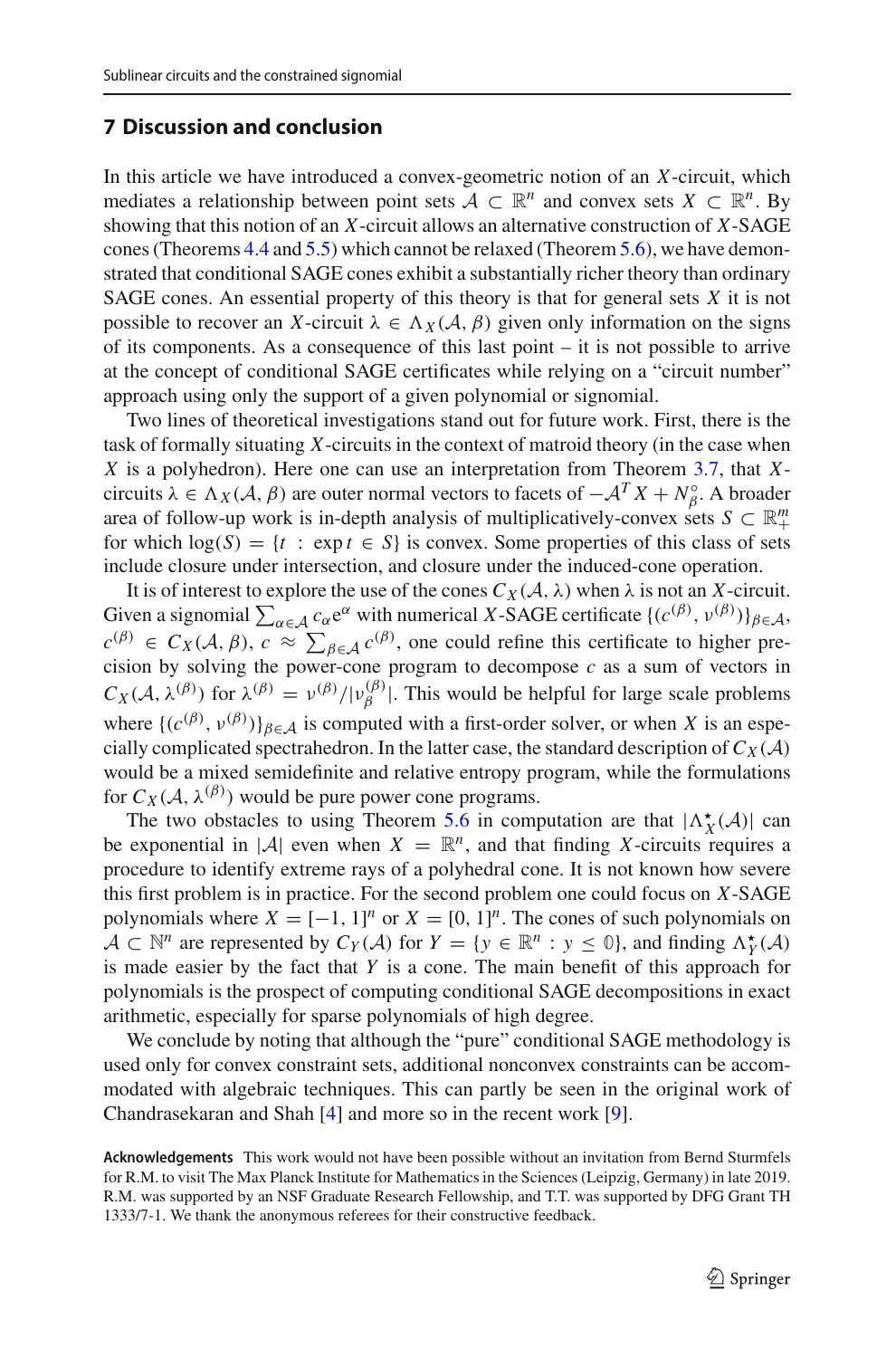## 7 Discussion and conclusion

In this article we have introduced a convex-geometric notion of an $X$-circuit, which mediates a relationship between point sets $\mathcal{A} \subset \mathbb{R}^n$ and convex sets $X \subset \mathbb{R}^n$. By showing that this notion of an $X$-circuit allows an alternative construction of $X$-SAGE cones (Theorems 4.4 and 5.5) which cannot be relaxed (Theorem 5.6), we have demonstrated that conditional SAGE cones exhibit a substantially richer theory than ordinary SAGE cones. An essential property of this theory is that for general sets $X$ it is not possible to recover an $X$-circuit $\lambda \in \Lambda_X(\mathcal{A}, \beta)$ given only information on the signs of its components. As a consequence of this last point – it is not possible to arrive at the concept of conditional SAGE certificates while relying on a "circuit number" approach using only the support of a given polynomial or signomial.

Two lines of theoretical investigations stand out for future work. First, there is the task of formally situating $X$-circuits in the context of matroid theory (in the case when $X$ is a polyhedron). Here one can use an interpretation from Theorem 3.7, that $X$-circuits $\lambda \in \Lambda_X(\mathcal{A}, \beta)$ are outer normal vectors to facets of $-\mathcal{A}^T X + N_\beta^\circ$. A broader area of follow-up work is in-depth analysis of multiplicatively-convex sets $S \subset \mathbb{R}^m_+$ for which $\log(S) = \{t \,:\, \exp t \in S\}$ is convex. Some properties of this class of sets include closure under intersection, and closure under the induced-cone operation.

It is of interest to explore the use of the cones $C_X(\mathcal{A}, \lambda)$ when $\lambda$ is not an $X$-circuit. Given a signomial $\sum_{\alpha \in \mathcal{A}} c_\alpha e^\alpha$ with numerical $X$-SAGE certificate $\{(c^{(\beta)}, \nu^{(\beta)})\}_{\beta \in \mathcal{A}}$, $c^{(\beta)} \in C_X(\mathcal{A}, \beta)$, $c \approx \sum_{\beta \in \mathcal{A}} c^{(\beta)}$, one could refine this certificate to higher precision by solving the power-cone program to decompose $c$ as a sum of vectors in $C_X(\mathcal{A}, \lambda^{(\beta)})$ for $\lambda^{(\beta)} = \nu^{(\beta)}/|\nu_\beta^{(\beta)}|$. This would be helpful for large scale problems where $\{(c^{(\beta)}, \nu^{(\beta)})\}_{\beta \in \mathcal{A}}$ is computed with a first-order solver, or when $X$ is an especially complicated spectrahedron. In the latter case, the standard description of $C_X(\mathcal{A})$ would be a mixed semidefinite and relative entropy program, while the formulations for $C_X(\mathcal{A}, \lambda^{(\beta)})$ would be pure power cone programs.

The two obstacles to using Theorem 5.6 in computation are that $|\Lambda_X^\star(\mathcal{A})|$ can be exponential in $|\mathcal{A}|$ even when $X = \mathbb{R}^n$, and that finding $X$-circuits requires a procedure to identify extreme rays of a polyhedral cone. It is not known how severe this first problem is in practice. For the second problem one could focus on $X$-SAGE polynomials where $X = [-1, 1]^n$ or $X = [0, 1]^n$. The cones of such polynomials on $\mathcal{A} \subset \mathbb{N}^n$ are represented by $C_Y(\mathcal{A})$ for $Y = \{y \in \mathbb{R}^n \,:\, y \leq \mathbb{0}\}$, and finding $\Lambda_Y^\star(\mathcal{A})$ is made easier by the fact that $Y$ is a cone. The main benefit of this approach for polynomials is the prospect of computing conditional SAGE decompositions in exact arithmetic, especially for sparse polynomials of high degree.

We conclude by noting that although the "pure" conditional SAGE methodology is used only for convex constraint sets, additional nonconvex constraints can be accommodated with algebraic techniques. This can partly be seen in the original work of Chandrasekaran and Shah [4] and more so in the recent work [9].

**Acknowledgements** This work would not have been possible without an invitation from Bernd Sturmfels for R.M. to visit The Max Planck Institute for Mathematics in the Sciences (Leipzig, Germany) in late 2019. R.M. was supported by an NSF Graduate Research Fellowship, and T.T. was supported by DFG Grant TH 1333/7-1. We thank the anonymous referees for their constructive feedback.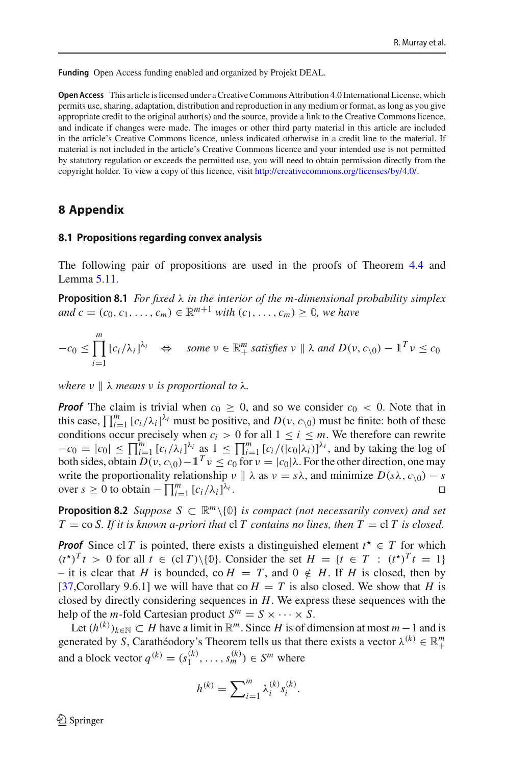**Funding** Open Access funding enabled and organized by Projekt DEAL.

**Open Access** This article is licensed under a Creative Commons Attribution 4.0 International License, which permits use, sharing, adaptation, distribution and reproduction in any medium or format, as long as you give appropriate credit to the original author(s) and the source, provide a link to the Creative Commons licence, and indicate if changes were made. The images or other third party material in this article are included in the article's Creative Commons licence, unless indicated otherwise in a credit line to the material. If material is not included in the article's Creative Commons licence and your intended use is not permitted by statutory regulation or exceeds the permitted use, you will need to obtain permission directly from the copyright holder. To view a copy of this licence, visit http://creativecommons.org/licenses/by/4.0/.

## 8 Appendix

### 8.1 Propositions regarding convex analysis

The following pair of propositions are used in the proofs of Theorem 4.4 and Lemma 5.11.

**Proposition 8.1** *For fixed $\lambda$ in the interior of the $m$-dimensional probability simplex and $c = (c_0, c_1, \ldots, c_m) \in \mathbb{R}^{m+1}$ with $(c_1, \ldots, c_m) \geq \mathbb{0}$, we have*

$$-c_0 \leq \prod_{i=1}^{m} [c_i/\lambda_i]^{\lambda_i} \quad \Leftrightarrow \quad \text{some } \nu \in \mathbb{R}^m_+ \text{ satisfies } \nu \parallel \lambda \text{ and } D(\nu, c_{\setminus 0}) - \mathbb{1}^T \nu \leq c_0$$

*where $\nu \parallel \lambda$ means $\nu$ is proportional to $\lambda$.*

***Proof*** The claim is trivial when $c_0 \geq 0$, and so we consider $c_0 < 0$. Note that in this case, $\prod_{i=1}^{m} [c_i/\lambda_i]^{\lambda_i}$ must be positive, and $D(\nu, c_{\setminus 0})$ must be finite: both of these conditions occur precisely when $c_i > 0$ for all $1 \leq i \leq m$. We therefore can rewrite $-c_0 = |c_0| \leq \prod_{i=1}^{m} [c_i/\lambda_i]^{\lambda_i}$ as $1 \leq \prod_{i=1}^{m} [c_i/(|c_0|\lambda_i)]^{\lambda_i}$, and by taking the log of both sides, obtain $D(\nu, c_{\setminus 0}) - \mathbb{1}^T \nu \leq c_0$ for $\nu = |c_0|\lambda$. For the other direction, one may write the proportionality relationship $\nu \parallel \lambda$ as $\nu = s\lambda$, and minimize $D(s\lambda, c_{\setminus 0}) - s$ over $s \geq 0$ to obtain $-\prod_{i=1}^{m} [c_i/\lambda_i]^{\lambda_i}$. □

**Proposition 8.2** *Suppose $S \subset \mathbb{R}^m \setminus \{\mathbb{0}\}$ is compact (not necessarily convex) and set $T = \operatorname{co} S$. If it is known a-priori that $\operatorname{cl} T$ contains no lines, then $T = \operatorname{cl} T$ is closed.*

***Proof*** Since $\operatorname{cl} T$ is pointed, there exists a distinguished element $t^\star \in T$ for which $(t^\star)^T t > 0$ for all $t \in (\operatorname{cl} T) \setminus \{\mathbb{0}\}$. Consider the set $H = \{t \in T : (t^\star)^T t = 1\}$ – it is clear that $H$ is bounded, $\operatorname{co} H = T$, and $0 \notin H$. If $H$ is closed, then by [37,Corollary 9.6.1] we will have that $\operatorname{co} H = T$ is also closed. We show that $H$ is closed by directly considering sequences in $H$. We express these sequences with the help of the $m$-fold Cartesian product $S^m = S \times \cdots \times S$.

Let $(h^{(k)})_{k \in \mathbb{N}} \subset H$ have a limit in $\mathbb{R}^m$. Since $H$ is of dimension at most $m - 1$ and is generated by $S$, Carathéodory's Theorem tells us that there exists a vector $\lambda^{(k)} \in \mathbb{R}^m_+$ and a block vector $q^{(k)} = (s_1^{(k)}, \ldots, s_m^{(k)}) \in S^m$ where

$$h^{(k)} = \sum\nolimits_{i=1}^{m} \lambda_i^{(k)} s_i^{(k)}.$$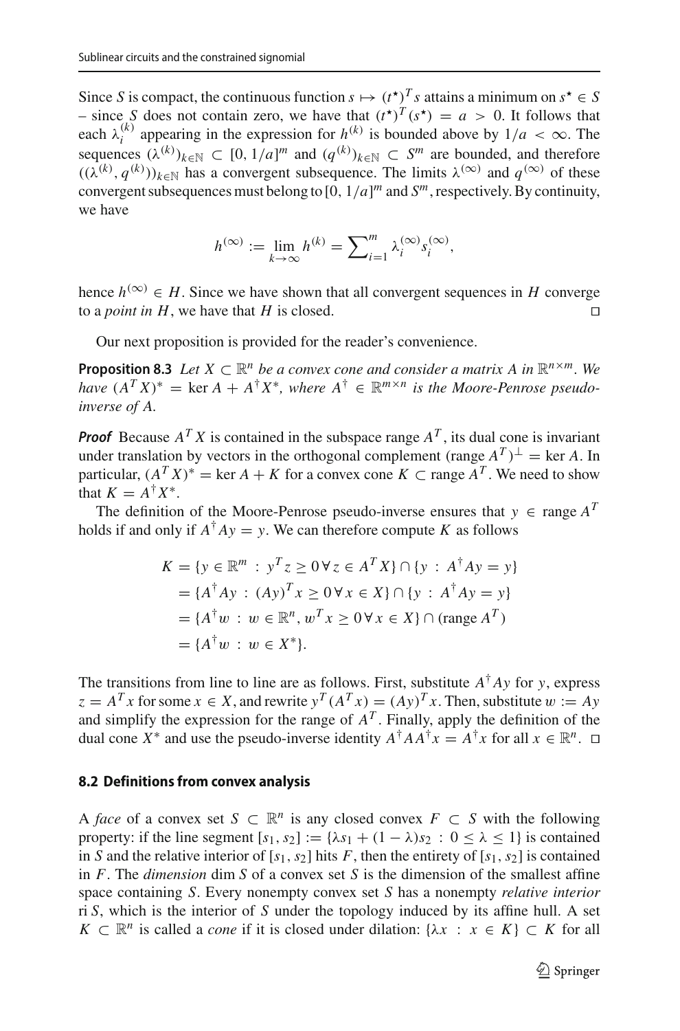Since $S$ is compact, the continuous function $s \mapsto (t^\star)^T s$ attains a minimum on $s^\star \in S$ – since $S$ does not contain zero, we have that $(t^\star)^T(s^\star) = a > 0$. It follows that each $\lambda_i^{(k)}$ appearing in the expression for $h^{(k)}$ is bounded above by $1/a < \infty$. The sequences $(\lambda^{(k)})_{k\in\mathbb{N}} \subset [0, 1/a]^m$ and $(q^{(k)})_{k\in\mathbb{N}} \subset S^m$ are bounded, and therefore $((\lambda^{(k)}, q^{(k)}))_{k\in\mathbb{N}}$ has a convergent subsequence. The limits $\lambda^{(\infty)}$ and $q^{(\infty)}$ of these convergent subsequences must belong to $[0, 1/a]^m$ and $S^m$, respectively. By continuity, we have

$$h^{(\infty)} := \lim_{k\to\infty} h^{(k)} = \sum_{i=1}^{m} \lambda_i^{(\infty)} s_i^{(\infty)},$$

hence $h^{(\infty)} \in H$. Since we have shown that all convergent sequences in $H$ converge to a *point in* $H$, we have that $H$ is closed. □

Our next proposition is provided for the reader's convenience.

**Proposition 8.3** *Let $X \subset \mathbb{R}^n$ be a convex cone and consider a matrix $A$ in $\mathbb{R}^{n\times m}$. We have $(A^T X)^* = \ker A + A^\dagger X^*$, where $A^\dagger \in \mathbb{R}^{m\times n}$ is the Moore-Penrose pseudo-inverse of $A$.*

***Proof*** Because $A^T X$ is contained in the subspace range $A^T$, its dual cone is invariant under translation by vectors in the orthogonal complement $(\text{range } A^T)^\perp = \ker A$. In particular, $(A^T X)^* = \ker A + K$ for a convex cone $K \subset \text{range } A^T$. We need to show that $K = A^\dagger X^*$.

The definition of the Moore-Penrose pseudo-inverse ensures that $y \in \text{range } A^T$ holds if and only if $A^\dagger A y = y$. We can therefore compute $K$ as follows

$$\begin{aligned}
K &= \{y \in \mathbb{R}^m : y^T z \geq 0 \,\forall\, z \in A^T X\} \cap \{y : A^\dagger A y = y\} \\
&= \{A^\dagger A y : (Ay)^T x \geq 0 \,\forall\, x \in X\} \cap \{y : A^\dagger A y = y\} \\
&= \{A^\dagger w : w \in \mathbb{R}^n, w^T x \geq 0 \,\forall\, x \in X\} \cap (\text{range } A^T) \\
&= \{A^\dagger w : w \in X^*\}.
\end{aligned}$$

The transitions from line to line are as follows. First, substitute $A^\dagger A y$ for $y$, express $z = A^T x$ for some $x \in X$, and rewrite $y^T(A^T x) = (Ay)^T x$. Then, substitute $w := Ay$ and simplify the expression for the range of $A^T$. Finally, apply the definition of the dual cone $X^*$ and use the pseudo-inverse identity $A^\dagger A A^\dagger x = A^\dagger x$ for all $x \in \mathbb{R}^n$. □

### 8.2 Definitions from convex analysis

A *face* of a convex set $S \subset \mathbb{R}^n$ is any closed convex $F \subset S$ with the following property: if the line segment $[s_1, s_2] := \{\lambda s_1 + (1-\lambda)s_2 : 0 \leq \lambda \leq 1\}$ is contained in $S$ and the relative interior of $[s_1, s_2]$ hits $F$, then the entirety of $[s_1, s_2]$ is contained in $F$. The *dimension* $\dim S$ of a convex set $S$ is the dimension of the smallest affine space containing $S$. Every nonempty convex set $S$ has a nonempty *relative interior* $\operatorname{ri} S$, which is the interior of $S$ under the topology induced by its affine hull. A set $K \subset \mathbb{R}^n$ is called a *cone* if it is closed under dilation: $\{\lambda x : x \in K\} \subset K$ for all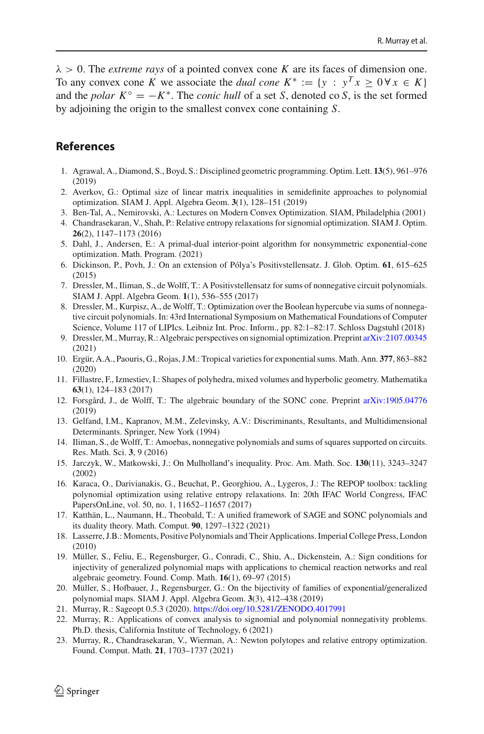$\lambda > 0$. The *extreme rays* of a pointed convex cone $K$ are its faces of dimension one. To any convex cone $K$ we associate the *dual cone* $K^* := \{y \,:\, y^T x \geq 0 \,\forall\, x \in K\}$ and the *polar* $K^\circ = -K^*$. The *conic hull* of a set $S$, denoted co $S$, is the set formed by adjoining the origin to the smallest convex cone containing $S$.

## References

1. Agrawal, A., Diamond, S., Boyd, S.: Disciplined geometric programming. Optim. Lett. **13**(5), 961–976 (2019)
2. Averkov, G.: Optimal size of linear matrix inequalities in semidefinite approaches to polynomial optimization. SIAM J. Appl. Algebra Geom. **3**(1), 128–151 (2019)
3. Ben-Tal, A., Nemirovski, A.: Lectures on Modern Convex Optimization. SIAM, Philadelphia (2001)
4. Chandrasekaran, V., Shah, P.: Relative entropy relaxations for signomial optimization. SIAM J. Optim. **26**(2), 1147–1173 (2016)
5. Dahl, J., Andersen, E.: A primal-dual interior-point algorithm for nonsymmetric exponential-cone optimization. Math. Program. (2021)
6. Dickinson, P., Povh, J.: On an extension of Pólya's Positivstellensatz. J. Glob. Optim. **61**, 615–625 (2015)
7. Dressler, M., Iliman, S., de Wolff, T.: A Positivstellensatz for sums of nonnegative circuit polynomials. SIAM J. Appl. Algebra Geom. **1**(1), 536–555 (2017)
8. Dressler, M., Kurpisz, A., de Wolff, T.: Optimization over the Boolean hypercube via sums of nonnegative circuit polynomials. In: 43rd International Symposium on Mathematical Foundations of Computer Science, Volume 117 of LIPIcs. Leibniz Int. Proc. Inform., pp. 82:1–82:17. Schloss Dagstuhl (2018)
9. Dressler, M., Murray, R.: Algebraic perspectives on signomial optimization. Preprint arXiv:2107.00345 (2021)
10. Ergür, A.A., Paouris, G., Rojas, J.M.: Tropical varieties for exponential sums. Math. Ann. **377**, 863–882 (2020)
11. Fillastre, F., Izmestiev, I.: Shapes of polyhedra, mixed volumes and hyperbolic geometry. Mathematika **63**(1), 124–183 (2017)
12. Forsgård, J., de Wolff, T.: The algebraic boundary of the SONC cone. Preprint arXiv:1905.04776 (2019)
13. Gelfand, I.M., Kapranov, M.M., Zelevinsky, A.V.: Discriminants, Resultants, and Multidimensional Determinants. Springer, New York (1994)
14. Iliman, S., de Wolff, T.: Amoebas, nonnegative polynomials and sums of squares supported on circuits. Res. Math. Sci. **3**, 9 (2016)
15. Jarczyk, W., Matkowski, J.: On Mulholland's inequality. Proc. Am. Math. Soc. **130**(11), 3243–3247 (2002)
16. Karaca, O., Darivianakis, G., Beuchat, P., Georghiou, A., Lygeros, J.: The REPOP toolbox: tackling polynomial optimization using relative entropy relaxations. In: 20th IFAC World Congress, IFAC PapersOnLine, vol. 50, no. 1, 11652–11657 (2017)
17. Katthän, L., Naumann, H., Theobald, T.: A unified framework of SAGE and SONC polynomials and its duality theory. Math. Comput. **90**, 1297–1322 (2021)
18. Lasserre, J.B.: Moments, Positive Polynomials and Their Applications. Imperial College Press, London (2010)
19. Müller, S., Feliu, E., Regensburger, G., Conradi, C., Shiu, A., Dickenstein, A.: Sign conditions for injectivity of generalized polynomial maps with applications to chemical reaction networks and real algebraic geometry. Found. Comp. Math. **16**(1), 69–97 (2015)
20. Müller, S., Hofbauer, J., Regensburger, G.: On the bijectivity of families of exponential/generalized polynomial maps. SIAM J. Appl. Algebra Geom. **3**(3), 412–438 (2019)
21. Murray, R.: Sageopt 0.5.3 (2020). https://doi.org/10.5281/ZENODO.4017991
22. Murray, R.: Applications of convex analysis to signomial and polynomial nonnegativity problems. Ph.D. thesis, California Institute of Technology, 6 (2021)
23. Murray, R., Chandrasekaran, V., Wierman, A.: Newton polytopes and relative entropy optimization. Found. Comput. Math. **21**, 1703–1737 (2021)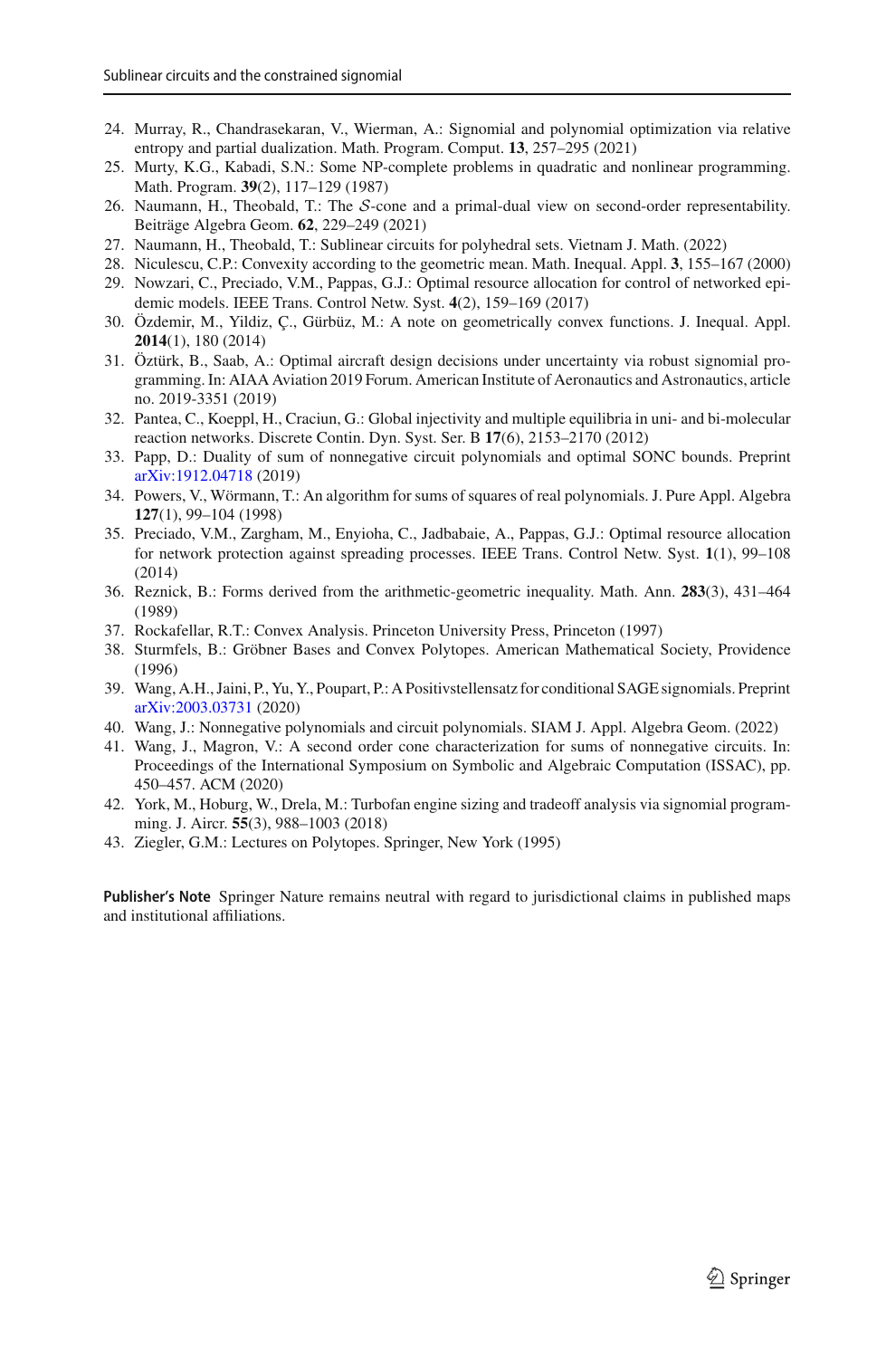24. Murray, R., Chandrasekaran, V., Wierman, A.: Signomial and polynomial optimization via relative entropy and partial dualization. Math. Program. Comput. **13**, 257–295 (2021)
25. Murty, K.G., Kabadi, S.N.: Some NP-complete problems in quadratic and nonlinear programming. Math. Program. **39**(2), 117–129 (1987)
26. Naumann, H., Theobald, T.: The $\mathcal{S}$-cone and a primal-dual view on second-order representability. Beiträge Algebra Geom. **62**, 229–249 (2021)
27. Naumann, H., Theobald, T.: Sublinear circuits for polyhedral sets. Vietnam J. Math. (2022)
28. Niculescu, C.P.: Convexity according to the geometric mean. Math. Inequal. Appl. **3**, 155–167 (2000)
29. Nowzari, C., Preciado, V.M., Pappas, G.J.: Optimal resource allocation for control of networked epidemic models. IEEE Trans. Control Netw. Syst. **4**(2), 159–169 (2017)
30. Özdemir, M., Yildiz, Ç., Gürbüz, M.: A note on geometrically convex functions. J. Inequal. Appl. **2014**(1), 180 (2014)
31. Öztürk, B., Saab, A.: Optimal aircraft design decisions under uncertainty via robust signomial programming. In: AIAA Aviation 2019 Forum. American Institute of Aeronautics and Astronautics, article no. 2019-3351 (2019)
32. Pantea, C., Koeppl, H., Craciun, G.: Global injectivity and multiple equilibria in uni- and bi-molecular reaction networks. Discrete Contin. Dyn. Syst. Ser. B **17**(6), 2153–2170 (2012)
33. Papp, D.: Duality of sum of nonnegative circuit polynomials and optimal SONC bounds. Preprint arXiv:1912.04718 (2019)
34. Powers, V., Wörmann, T.: An algorithm for sums of squares of real polynomials. J. Pure Appl. Algebra **127**(1), 99–104 (1998)
35. Preciado, V.M., Zargham, M., Enyioha, C., Jadbabaie, A., Pappas, G.J.: Optimal resource allocation for network protection against spreading processes. IEEE Trans. Control Netw. Syst. **1**(1), 99–108 (2014)
36. Reznick, B.: Forms derived from the arithmetic-geometric inequality. Math. Ann. **283**(3), 431–464 (1989)
37. Rockafellar, R.T.: Convex Analysis. Princeton University Press, Princeton (1997)
38. Sturmfels, B.: Gröbner Bases and Convex Polytopes. American Mathematical Society, Providence (1996)
39. Wang, A.H., Jaini, P., Yu, Y., Poupart, P.: A Positivstellensatz for conditional SAGE signomials. Preprint arXiv:2003.03731 (2020)
40. Wang, J.: Nonnegative polynomials and circuit polynomials. SIAM J. Appl. Algebra Geom. (2022)
41. Wang, J., Magron, V.: A second order cone characterization for sums of nonnegative circuits. In: Proceedings of the International Symposium on Symbolic and Algebraic Computation (ISSAC), pp. 450–457. ACM (2020)
42. York, M., Hoburg, W., Drela, M.: Turbofan engine sizing and tradeoff analysis via signomial programming. J. Aircr. **55**(3), 988–1003 (2018)
43. Ziegler, G.M.: Lectures on Polytopes. Springer, New York (1995)

**Publisher's Note** Springer Nature remains neutral with regard to jurisdictional claims in published maps and institutional affiliations.